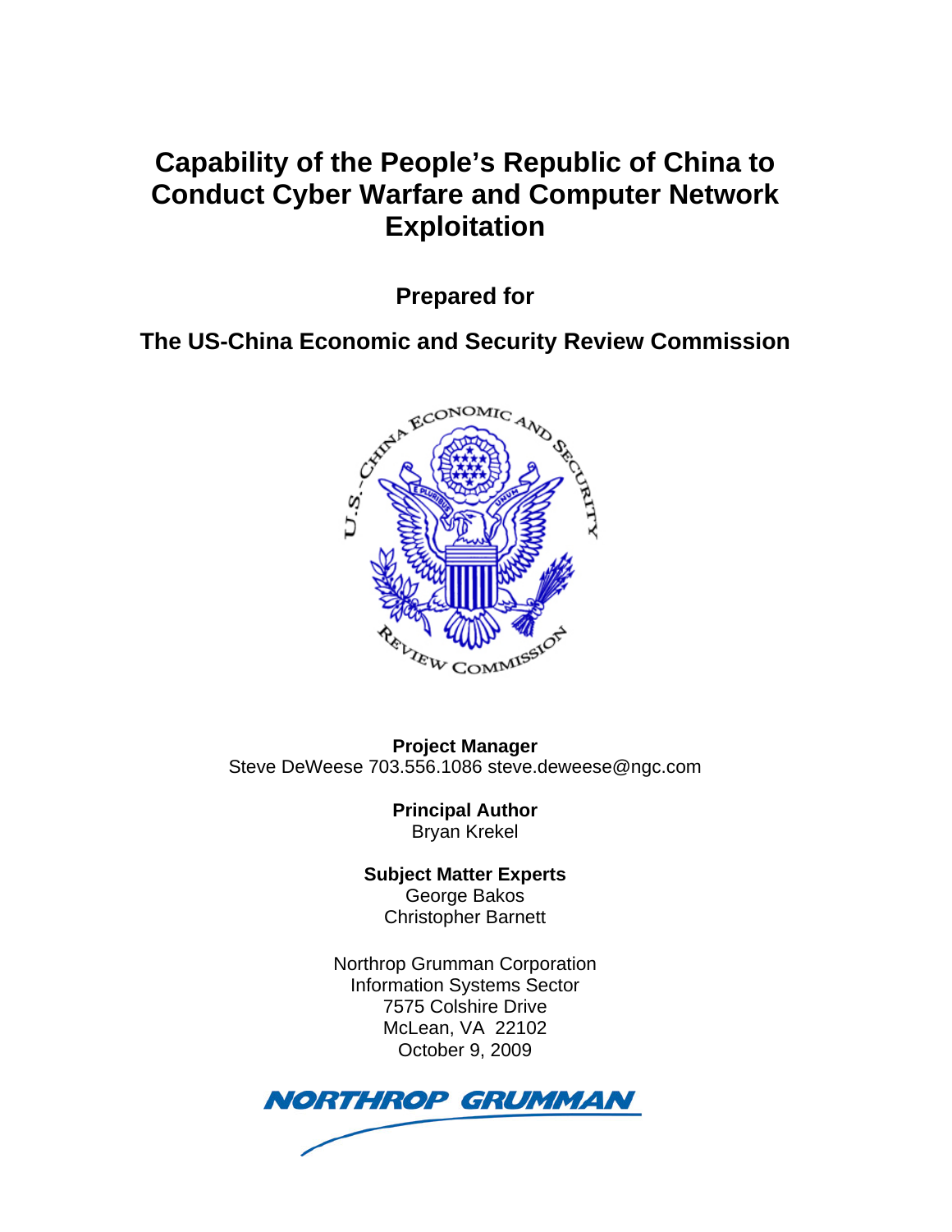# Capability of the People's Republic of China to Conduct Cyber Warfare and Computer Network Exploitation

**Prepared for**

**The US-China Economic and Security Review Commission**

**Project Manager**
Steve DeWeese 703.556.1086 steve.deweese@ngc.com

**Principal Author**
Bryan Krekel

**Subject Matter Experts**
George Bakos
Christopher Barnett

Northrop Grumman Corporation
Information Systems Sector
7575 Colshire Drive
McLean, VA 22102
October 9, 2009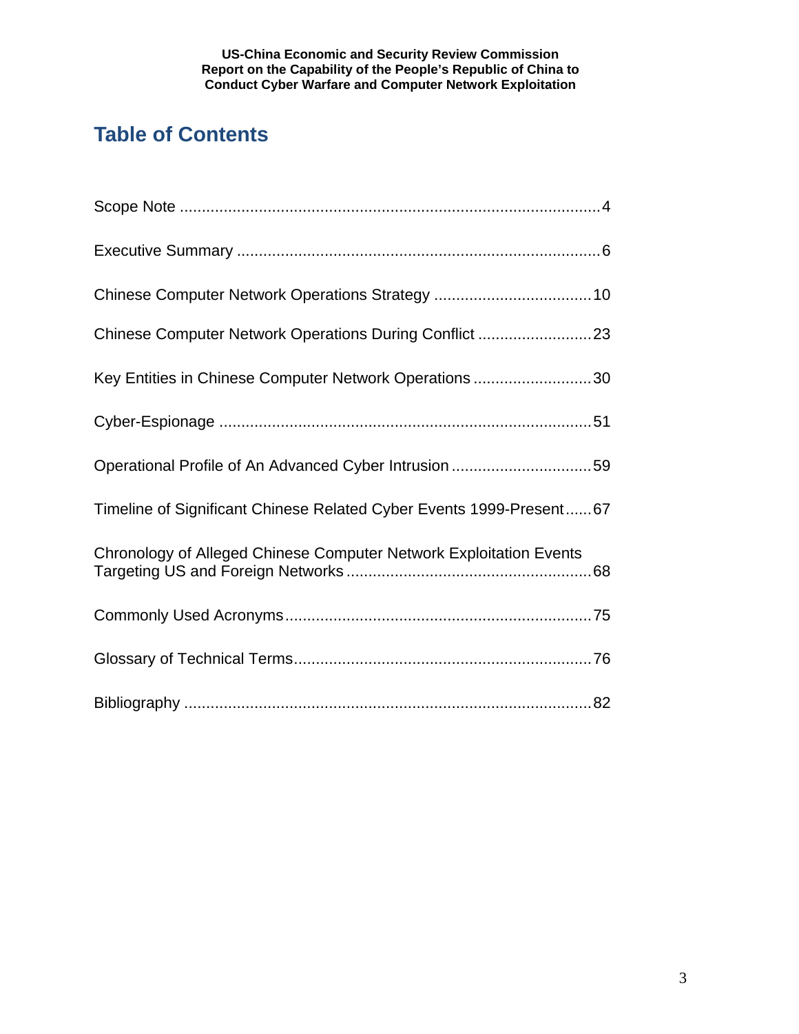# Table of Contents

Scope Note ............................................................................................... 4

Executive Summary ................................................................................... 6

Chinese Computer Network Operations Strategy .................................... 10

Chinese Computer Network Operations During Conflict .......................... 23

Key Entities in Chinese Computer Network Operations ........................... 30

Cyber-Espionage ..................................................................................... 51

Operational Profile of An Advanced Cyber Intrusion ................................ 59

Timeline of Significant Chinese Related Cyber Events 1999-Present ...... 67

Chronology of Alleged Chinese Computer Network Exploitation Events Targeting US and Foreign Networks ....................................................... 68

Commonly Used Acronyms ...................................................................... 75

Glossary of Technical Terms .................................................................... 76

Bibliography ............................................................................................. 82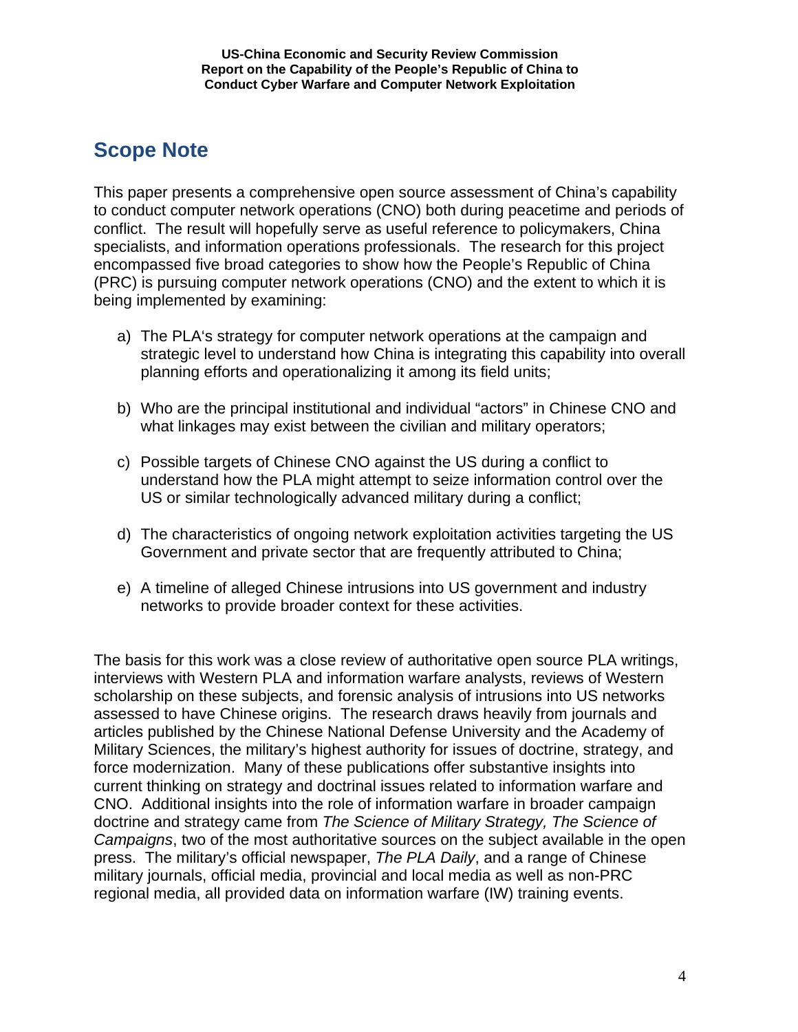## Scope Note

This paper presents a comprehensive open source assessment of China's capability to conduct computer network operations (CNO) both during peacetime and periods of conflict. The result will hopefully serve as useful reference to policymakers, China specialists, and information operations professionals. The research for this project encompassed five broad categories to show how the People's Republic of China (PRC) is pursuing computer network operations (CNO) and the extent to which it is being implemented by examining:

a) The PLA's strategy for computer network operations at the campaign and strategic level to understand how China is integrating this capability into overall planning efforts and operationalizing it among its field units;

b) Who are the principal institutional and individual "actors" in Chinese CNO and what linkages may exist between the civilian and military operators;

c) Possible targets of Chinese CNO against the US during a conflict to understand how the PLA might attempt to seize information control over the US or similar technologically advanced military during a conflict;

d) The characteristics of ongoing network exploitation activities targeting the US Government and private sector that are frequently attributed to China;

e) A timeline of alleged Chinese intrusions into US government and industry networks to provide broader context for these activities.

The basis for this work was a close review of authoritative open source PLA writings, interviews with Western PLA and information warfare analysts, reviews of Western scholarship on these subjects, and forensic analysis of intrusions into US networks assessed to have Chinese origins. The research draws heavily from journals and articles published by the Chinese National Defense University and the Academy of Military Sciences, the military's highest authority for issues of doctrine, strategy, and force modernization. Many of these publications offer substantive insights into current thinking on strategy and doctrinal issues related to information warfare and CNO. Additional insights into the role of information warfare in broader campaign doctrine and strategy came from *The Science of Military Strategy, The Science of Campaigns*, two of the most authoritative sources on the subject available in the open press. The military's official newspaper, *The PLA Daily*, and a range of Chinese military journals, official media, provincial and local media as well as non-PRC regional media, all provided data on information warfare (IW) training events.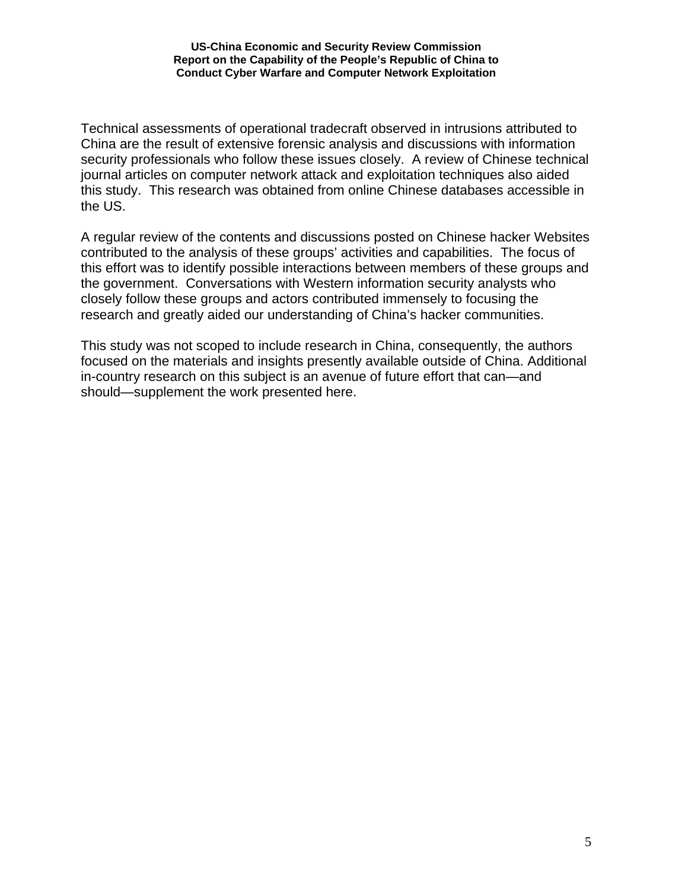Technical assessments of operational tradecraft observed in intrusions attributed to China are the result of extensive forensic analysis and discussions with information security professionals who follow these issues closely. A review of Chinese technical journal articles on computer network attack and exploitation techniques also aided this study. This research was obtained from online Chinese databases accessible in the US.

A regular review of the contents and discussions posted on Chinese hacker Websites contributed to the analysis of these groups' activities and capabilities. The focus of this effort was to identify possible interactions between members of these groups and the government. Conversations with Western information security analysts who closely follow these groups and actors contributed immensely to focusing the research and greatly aided our understanding of China's hacker communities.

This study was not scoped to include research in China, consequently, the authors focused on the materials and insights presently available outside of China. Additional in-country research on this subject is an avenue of future effort that can—and should—supplement the work presented here.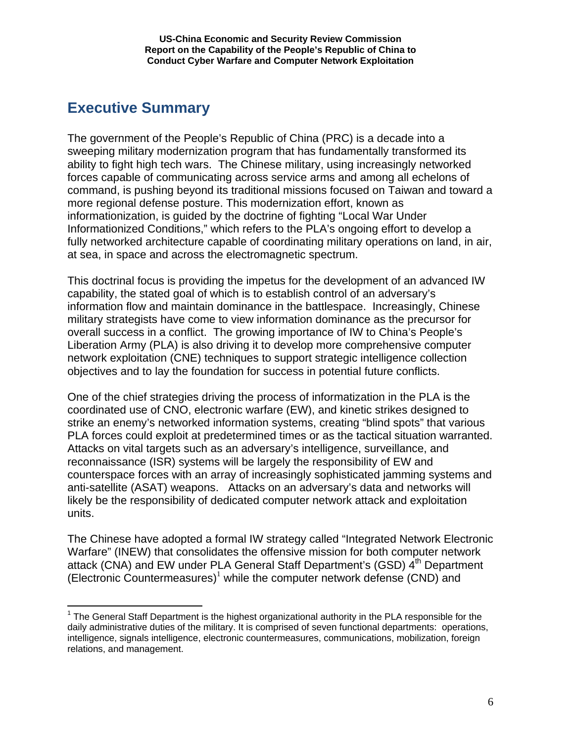## Executive Summary

The government of the People's Republic of China (PRC) is a decade into a sweeping military modernization program that has fundamentally transformed its ability to fight high tech wars. The Chinese military, using increasingly networked forces capable of communicating across service arms and among all echelons of command, is pushing beyond its traditional missions focused on Taiwan and toward a more regional defense posture. This modernization effort, known as informationization, is guided by the doctrine of fighting "Local War Under Informationized Conditions," which refers to the PLA's ongoing effort to develop a fully networked architecture capable of coordinating military operations on land, in air, at sea, in space and across the electromagnetic spectrum.

This doctrinal focus is providing the impetus for the development of an advanced IW capability, the stated goal of which is to establish control of an adversary's information flow and maintain dominance in the battlespace. Increasingly, Chinese military strategists have come to view information dominance as the precursor for overall success in a conflict. The growing importance of IW to China's People's Liberation Army (PLA) is also driving it to develop more comprehensive computer network exploitation (CNE) techniques to support strategic intelligence collection objectives and to lay the foundation for success in potential future conflicts.

One of the chief strategies driving the process of informatization in the PLA is the coordinated use of CNO, electronic warfare (EW), and kinetic strikes designed to strike an enemy's networked information systems, creating "blind spots" that various PLA forces could exploit at predetermined times or as the tactical situation warranted. Attacks on vital targets such as an adversary's intelligence, surveillance, and reconnaissance (ISR) systems will be largely the responsibility of EW and counterspace forces with an array of increasingly sophisticated jamming systems and anti-satellite (ASAT) weapons. Attacks on an adversary's data and networks will likely be the responsibility of dedicated computer network attack and exploitation units.

The Chinese have adopted a formal IW strategy called "Integrated Network Electronic Warfare" (INEW) that consolidates the offensive mission for both computer network attack (CNA) and EW under PLA General Staff Department's (GSD) 4th Department (Electronic Countermeasures)[1] while the computer network defense (CND) and

---

[1] The General Staff Department is the highest organizational authority in the PLA responsible for the daily administrative duties of the military. It is comprised of seven functional departments: operations, intelligence, signals intelligence, electronic countermeasures, communications, mobilization, foreign relations, and management.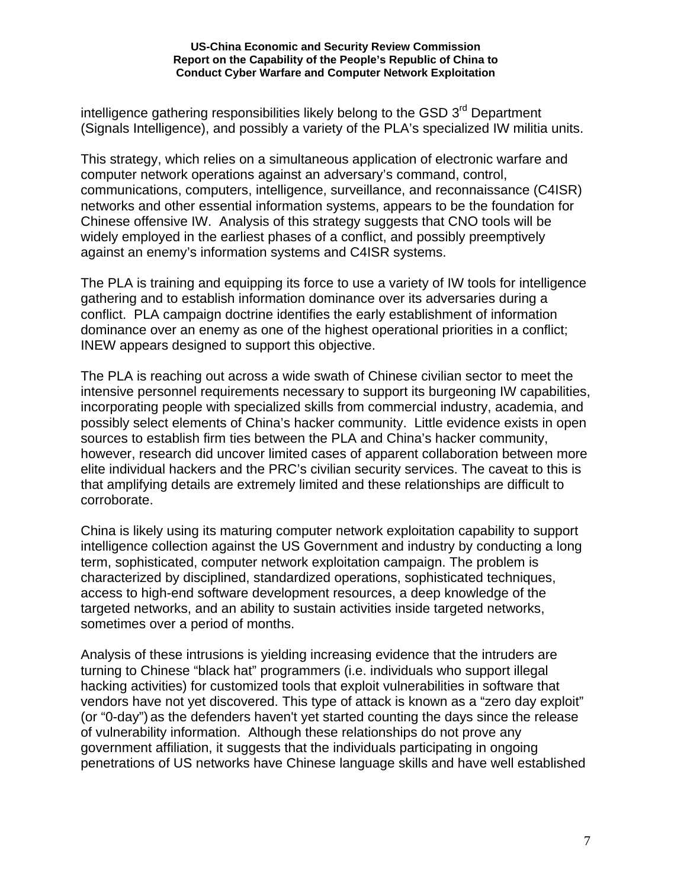intelligence gathering responsibilities likely belong to the GSD 3rd Department (Signals Intelligence), and possibly a variety of the PLA's specialized IW militia units.

This strategy, which relies on a simultaneous application of electronic warfare and computer network operations against an adversary's command, control, communications, computers, intelligence, surveillance, and reconnaissance (C4ISR) networks and other essential information systems, appears to be the foundation for Chinese offensive IW. Analysis of this strategy suggests that CNO tools will be widely employed in the earliest phases of a conflict, and possibly preemptively against an enemy's information systems and C4ISR systems.

The PLA is training and equipping its force to use a variety of IW tools for intelligence gathering and to establish information dominance over its adversaries during a conflict. PLA campaign doctrine identifies the early establishment of information dominance over an enemy as one of the highest operational priorities in a conflict; INEW appears designed to support this objective.

The PLA is reaching out across a wide swath of Chinese civilian sector to meet the intensive personnel requirements necessary to support its burgeoning IW capabilities, incorporating people with specialized skills from commercial industry, academia, and possibly select elements of China's hacker community. Little evidence exists in open sources to establish firm ties between the PLA and China's hacker community, however, research did uncover limited cases of apparent collaboration between more elite individual hackers and the PRC's civilian security services. The caveat to this is that amplifying details are extremely limited and these relationships are difficult to corroborate.

China is likely using its maturing computer network exploitation capability to support intelligence collection against the US Government and industry by conducting a long term, sophisticated, computer network exploitation campaign. The problem is characterized by disciplined, standardized operations, sophisticated techniques, access to high-end software development resources, a deep knowledge of the targeted networks, and an ability to sustain activities inside targeted networks, sometimes over a period of months.

Analysis of these intrusions is yielding increasing evidence that the intruders are turning to Chinese "black hat" programmers (i.e. individuals who support illegal hacking activities) for customized tools that exploit vulnerabilities in software that vendors have not yet discovered. This type of attack is known as a "zero day exploit" (or "0-day") as the defenders haven't yet started counting the days since the release of vulnerability information. Although these relationships do not prove any government affiliation, it suggests that the individuals participating in ongoing penetrations of US networks have Chinese language skills and have well established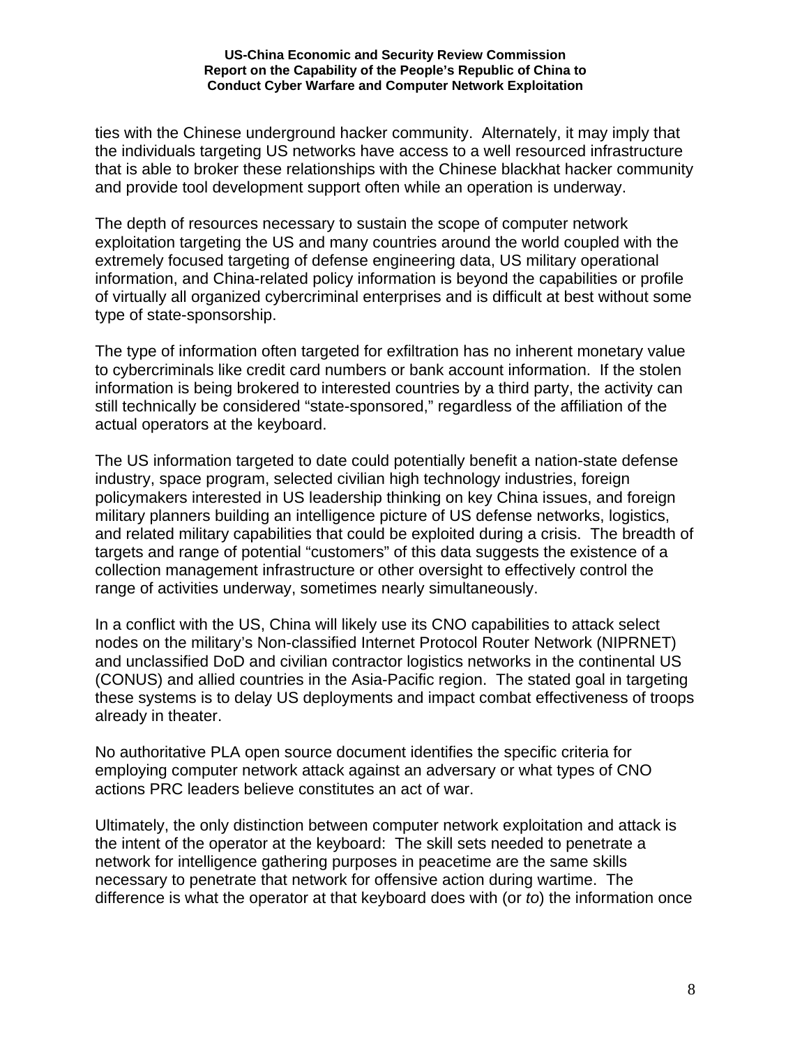ties with the Chinese underground hacker community. Alternately, it may imply that the individuals targeting US networks have access to a well resourced infrastructure that is able to broker these relationships with the Chinese blackhat hacker community and provide tool development support often while an operation is underway.

The depth of resources necessary to sustain the scope of computer network exploitation targeting the US and many countries around the world coupled with the extremely focused targeting of defense engineering data, US military operational information, and China-related policy information is beyond the capabilities or profile of virtually all organized cybercriminal enterprises and is difficult at best without some type of state-sponsorship.

The type of information often targeted for exfiltration has no inherent monetary value to cybercriminals like credit card numbers or bank account information. If the stolen information is being brokered to interested countries by a third party, the activity can still technically be considered "state-sponsored," regardless of the affiliation of the actual operators at the keyboard.

The US information targeted to date could potentially benefit a nation-state defense industry, space program, selected civilian high technology industries, foreign policymakers interested in US leadership thinking on key China issues, and foreign military planners building an intelligence picture of US defense networks, logistics, and related military capabilities that could be exploited during a crisis. The breadth of targets and range of potential "customers" of this data suggests the existence of a collection management infrastructure or other oversight to effectively control the range of activities underway, sometimes nearly simultaneously.

In a conflict with the US, China will likely use its CNO capabilities to attack select nodes on the military's Non-classified Internet Protocol Router Network (NIPRNET) and unclassified DoD and civilian contractor logistics networks in the continental US (CONUS) and allied countries in the Asia-Pacific region. The stated goal in targeting these systems is to delay US deployments and impact combat effectiveness of troops already in theater.

No authoritative PLA open source document identifies the specific criteria for employing computer network attack against an adversary or what types of CNO actions PRC leaders believe constitutes an act of war.

Ultimately, the only distinction between computer network exploitation and attack is the intent of the operator at the keyboard: The skill sets needed to penetrate a network for intelligence gathering purposes in peacetime are the same skills necessary to penetrate that network for offensive action during wartime. The difference is what the operator at that keyboard does with (or *to*) the information once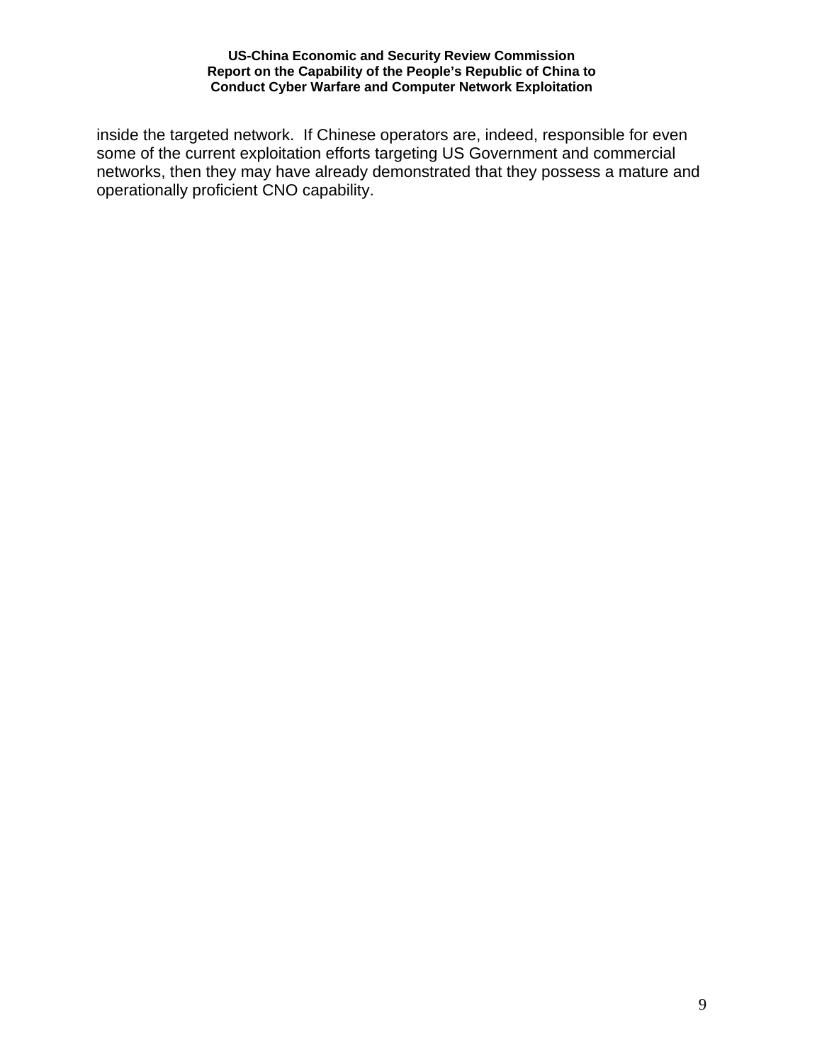inside the targeted network. If Chinese operators are, indeed, responsible for even some of the current exploitation efforts targeting US Government and commercial networks, then they may have already demonstrated that they possess a mature and operationally proficient CNO capability.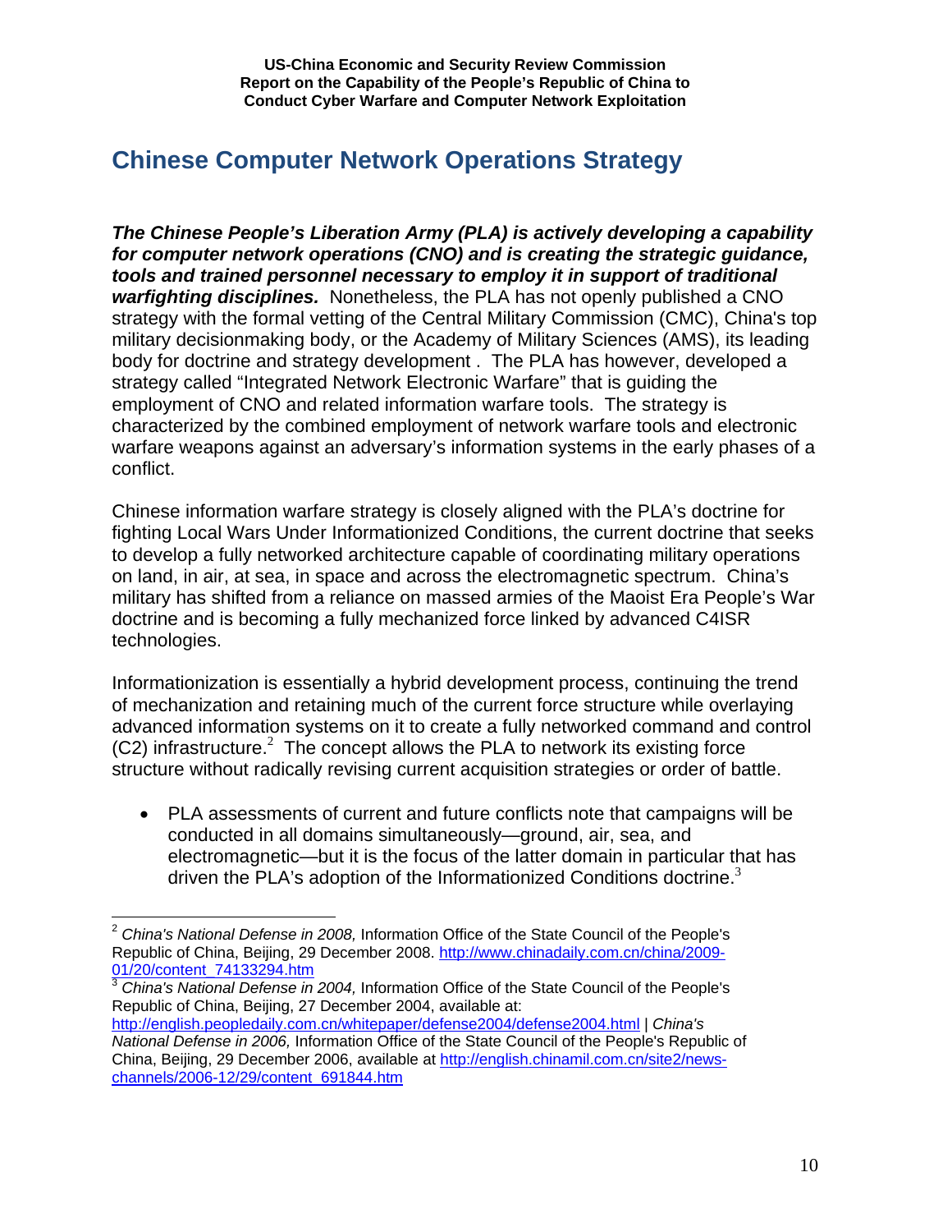## Chinese Computer Network Operations Strategy

***The Chinese People's Liberation Army (PLA) is actively developing a capability for computer network operations (CNO) and is creating the strategic guidance, tools and trained personnel necessary to employ it in support of traditional warfighting disciplines.*** Nonetheless, the PLA has not openly published a CNO strategy with the formal vetting of the Central Military Commission (CMC), China's top military decisionmaking body, or the Academy of Military Sciences (AMS), its leading body for doctrine and strategy development . The PLA has however, developed a strategy called "Integrated Network Electronic Warfare" that is guiding the employment of CNO and related information warfare tools. The strategy is characterized by the combined employment of network warfare tools and electronic warfare weapons against an adversary's information systems in the early phases of a conflict.

Chinese information warfare strategy is closely aligned with the PLA's doctrine for fighting Local Wars Under Informationized Conditions, the current doctrine that seeks to develop a fully networked architecture capable of coordinating military operations on land, in air, at sea, in space and across the electromagnetic spectrum. China's military has shifted from a reliance on massed armies of the Maoist Era People's War doctrine and is becoming a fully mechanized force linked by advanced C4ISR technologies.

Informationization is essentially a hybrid development process, continuing the trend of mechanization and retaining much of the current force structure while overlaying advanced information systems on it to create a fully networked command and control (C2) infrastructure.[2] The concept allows the PLA to network its existing force structure without radically revising current acquisition strategies or order of battle.

- PLA assessments of current and future conflicts note that campaigns will be conducted in all domains simultaneously—ground, air, sea, and electromagnetic—but it is the focus of the latter domain in particular that has driven the PLA's adoption of the Informationized Conditions doctrine.[3]

---

[2] *China's National Defense in 2008,* Information Office of the State Council of the People's Republic of China, Beijing, 29 December 2008. http://www.chinadaily.com.cn/china/2009-01/20/content_74133294.htm

[3] *China's National Defense in 2004,* Information Office of the State Council of the People's Republic of China, Beijing, 27 December 2004, available at: http://english.peopledaily.com.cn/whitepaper/defense2004/defense2004.html | *China's National Defense in 2006,* Information Office of the State Council of the People's Republic of China, Beijing, 29 December 2006, available at http://english.chinamil.com.cn/site2/news-channels/2006-12/29/content_691844.htm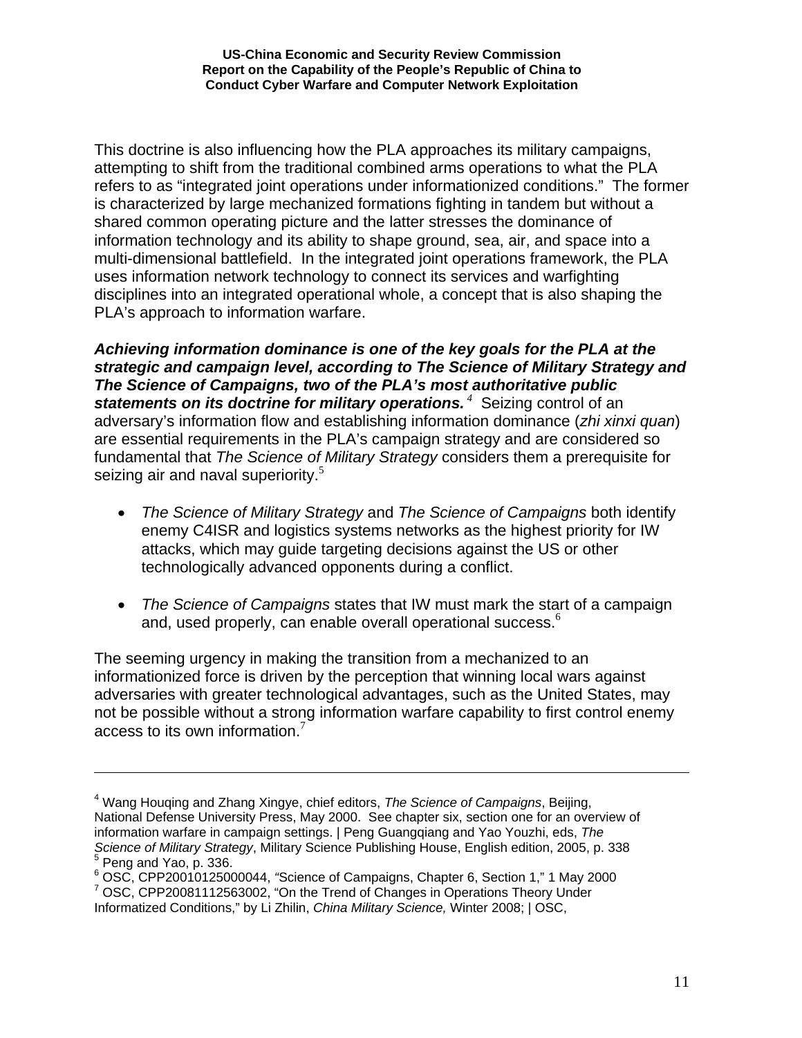This doctrine is also influencing how the PLA approaches its military campaigns, attempting to shift from the traditional combined arms operations to what the PLA refers to as "integrated joint operations under informationized conditions." The former is characterized by large mechanized formations fighting in tandem but without a shared common operating picture and the latter stresses the dominance of information technology and its ability to shape ground, sea, air, and space into a multi-dimensional battlefield. In the integrated joint operations framework, the PLA uses information network technology to connect its services and warfighting disciplines into an integrated operational whole, a concept that is also shaping the PLA's approach to information warfare.

***Achieving information dominance is one of the key goals for the PLA at the strategic and campaign level, according to The Science of Military Strategy and The Science of Campaigns, two of the PLA's most authoritative public statements on its doctrine for military operations.***[4] Seizing control of an adversary's information flow and establishing information dominance (*zhi xinxi quan*) are essential requirements in the PLA's campaign strategy and are considered so fundamental that *The Science of Military Strategy* considers them a prerequisite for seizing air and naval superiority.[5]

- *The Science of Military Strategy* and *The Science of Campaigns* both identify enemy C4ISR and logistics systems networks as the highest priority for IW attacks, which may guide targeting decisions against the US or other technologically advanced opponents during a conflict.

- *The Science of Campaigns* states that IW must mark the start of a campaign and, used properly, can enable overall operational success.[6]

The seeming urgency in making the transition from a mechanized to an informationized force is driven by the perception that winning local wars against adversaries with greater technological advantages, such as the United States, may not be possible without a strong information warfare capability to first control enemy access to its own information.[7]

---

[4] Wang Houqing and Zhang Xingye, chief editors, *The Science of Campaigns*, Beijing, National Defense University Press, May 2000. See chapter six, section one for an overview of information warfare in campaign settings. | Peng Guangqiang and Yao Youzhi, eds, *The Science of Military Strategy*, Military Science Publishing House, English edition, 2005, p. 338

[5] Peng and Yao, p. 336.

[6] OSC, CPP20010125000044, "Science of Campaigns, Chapter 6, Section 1," 1 May 2000

[7] OSC, CPP20081112563002, "On the Trend of Changes in Operations Theory Under Informatized Conditions," by Li Zhilin, *China Military Science,* Winter 2008; | OSC,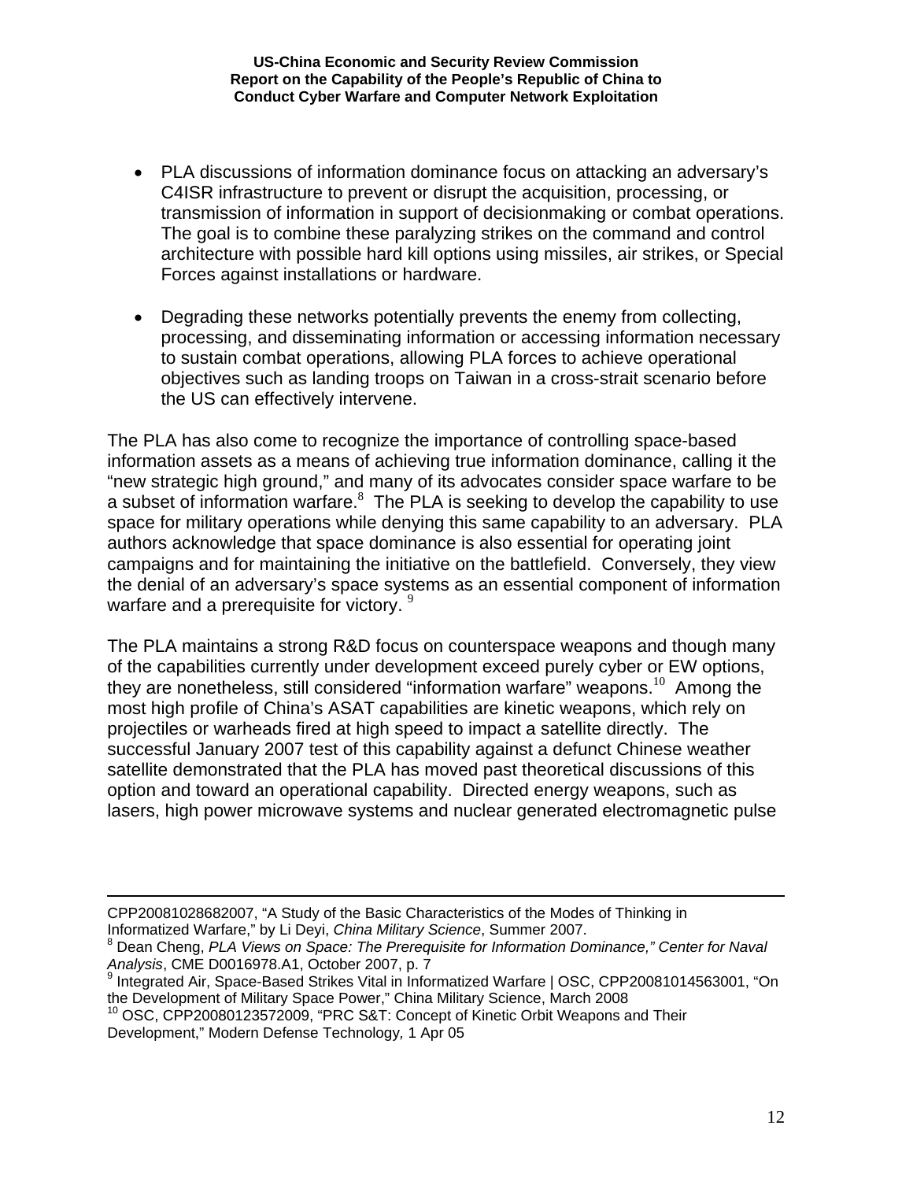- PLA discussions of information dominance focus on attacking an adversary's C4ISR infrastructure to prevent or disrupt the acquisition, processing, or transmission of information in support of decisionmaking or combat operations. The goal is to combine these paralyzing strikes on the command and control architecture with possible hard kill options using missiles, air strikes, or Special Forces against installations or hardware.

- Degrading these networks potentially prevents the enemy from collecting, processing, and disseminating information or accessing information necessary to sustain combat operations, allowing PLA forces to achieve operational objectives such as landing troops on Taiwan in a cross-strait scenario before the US can effectively intervene.

The PLA has also come to recognize the importance of controlling space-based information assets as a means of achieving true information dominance, calling it the "new strategic high ground," and many of its advocates consider space warfare to be a subset of information warfare.[8] The PLA is seeking to develop the capability to use space for military operations while denying this same capability to an adversary. PLA authors acknowledge that space dominance is also essential for operating joint campaigns and for maintaining the initiative on the battlefield. Conversely, they view the denial of an adversary's space systems as an essential component of information warfare and a prerequisite for victory.[9]

The PLA maintains a strong R&D focus on counterspace weapons and though many of the capabilities currently under development exceed purely cyber or EW options, they are nonetheless, still considered "information warfare" weapons.[10] Among the most high profile of China's ASAT capabilities are kinetic weapons, which rely on projectiles or warheads fired at high speed to impact a satellite directly. The successful January 2007 test of this capability against a defunct Chinese weather satellite demonstrated that the PLA has moved past theoretical discussions of this option and toward an operational capability. Directed energy weapons, such as lasers, high power microwave systems and nuclear generated electromagnetic pulse

---

CPP20081028682007, "A Study of the Basic Characteristics of the Modes of Thinking in Informatized Warfare," by Li Deyi, *China Military Science*, Summer 2007.

[8] Dean Cheng, *PLA Views on Space: The Prerequisite for Information Dominance," Center for Naval Analysis*, CME D0016978.A1, October 2007, p. 7

[9] Integrated Air, Space-Based Strikes Vital in Informatized Warfare | OSC, CPP20081014563001, "On the Development of Military Space Power," China Military Science, March 2008

[10] OSC, CPP20080123572009, "PRC S&T: Concept of Kinetic Orbit Weapons and Their Development," Modern Defense Technology*,* 1 Apr 05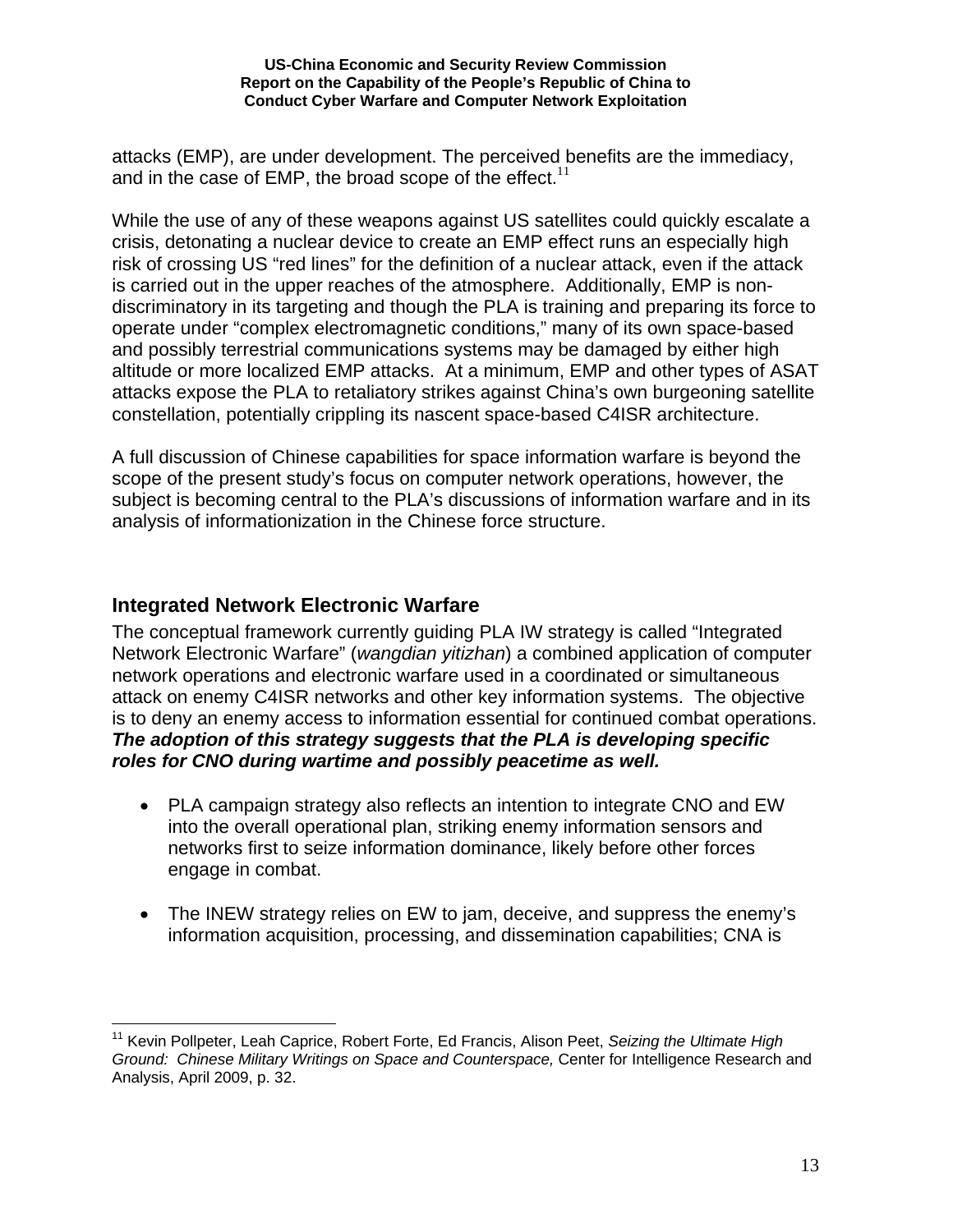attacks (EMP), are under development. The perceived benefits are the immediacy, and in the case of EMP, the broad scope of the effect.[11]

While the use of any of these weapons against US satellites could quickly escalate a crisis, detonating a nuclear device to create an EMP effect runs an especially high risk of crossing US "red lines" for the definition of a nuclear attack, even if the attack is carried out in the upper reaches of the atmosphere. Additionally, EMP is non-discriminatory in its targeting and though the PLA is training and preparing its force to operate under "complex electromagnetic conditions," many of its own space-based and possibly terrestrial communications systems may be damaged by either high altitude or more localized EMP attacks. At a minimum, EMP and other types of ASAT attacks expose the PLA to retaliatory strikes against China's own burgeoning satellite constellation, potentially crippling its nascent space-based C4ISR architecture.

A full discussion of Chinese capabilities for space information warfare is beyond the scope of the present study's focus on computer network operations, however, the subject is becoming central to the PLA's discussions of information warfare and in its analysis of informationization in the Chinese force structure.

## Integrated Network Electronic Warfare

The conceptual framework currently guiding PLA IW strategy is called "Integrated Network Electronic Warfare" (*wangdian yitizhan*) a combined application of computer network operations and electronic warfare used in a coordinated or simultaneous attack on enemy C4ISR networks and other key information systems. The objective is to deny an enemy access to information essential for continued combat operations. ***The adoption of this strategy suggests that the PLA is developing specific roles for CNO during wartime and possibly peacetime as well.***

- PLA campaign strategy also reflects an intention to integrate CNO and EW into the overall operational plan, striking enemy information sensors and networks first to seize information dominance, likely before other forces engage in combat.

- The INEW strategy relies on EW to jam, deceive, and suppress the enemy's information acquisition, processing, and dissemination capabilities; CNA is

[11] Kevin Pollpeter, Leah Caprice, Robert Forte, Ed Francis, Alison Peet, *Seizing the Ultimate High Ground: Chinese Military Writings on Space and Counterspace,* Center for Intelligence Research and Analysis, April 2009, p. 32.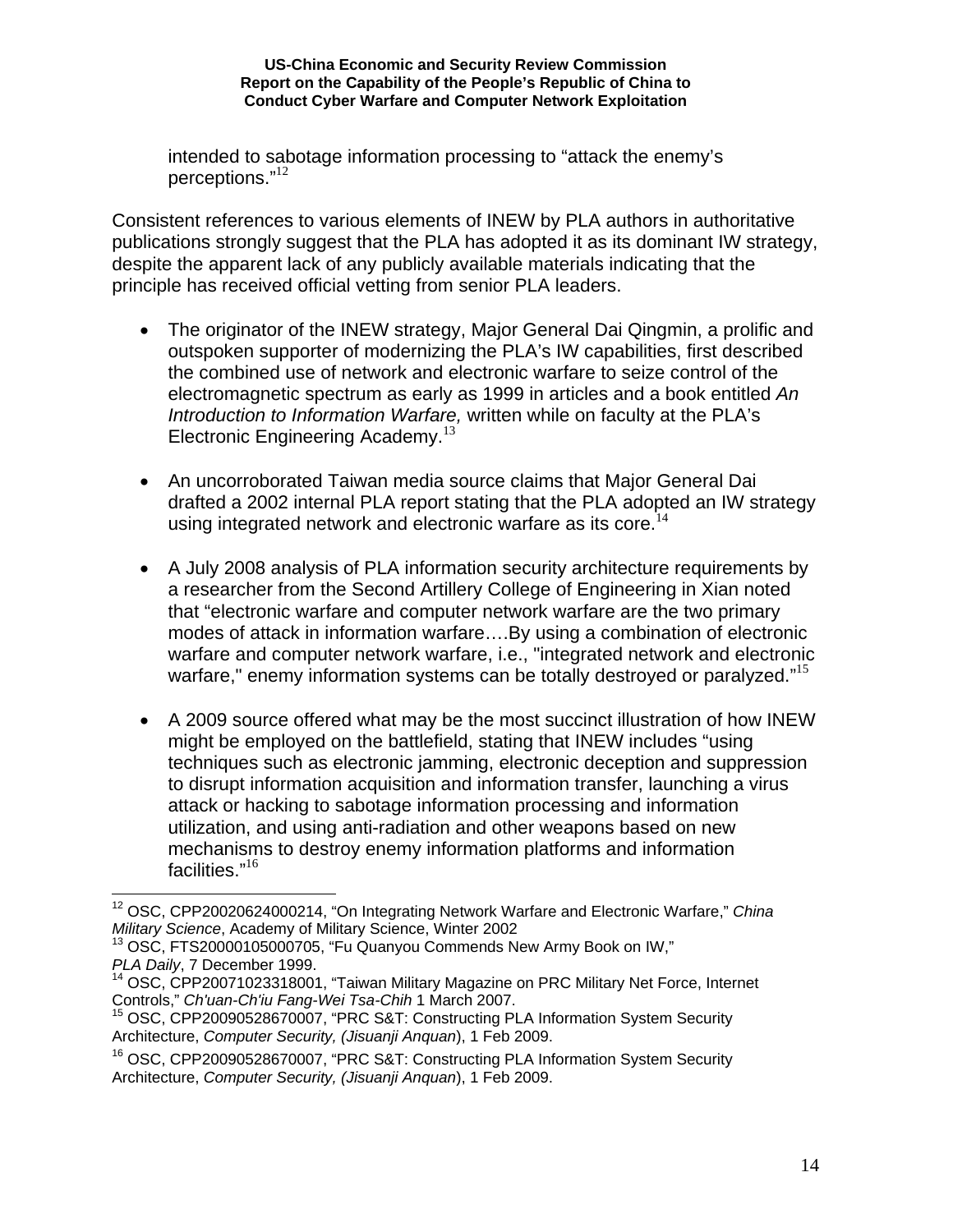intended to sabotage information processing to "attack the enemy's perceptions."[12]

Consistent references to various elements of INEW by PLA authors in authoritative publications strongly suggest that the PLA has adopted it as its dominant IW strategy, despite the apparent lack of any publicly available materials indicating that the principle has received official vetting from senior PLA leaders.

- The originator of the INEW strategy, Major General Dai Qingmin, a prolific and outspoken supporter of modernizing the PLA's IW capabilities, first described the combined use of network and electronic warfare to seize control of the electromagnetic spectrum as early as 1999 in articles and a book entitled *An Introduction to Information Warfare,* written while on faculty at the PLA's Electronic Engineering Academy.[13]

- An uncorroborated Taiwan media source claims that Major General Dai drafted a 2002 internal PLA report stating that the PLA adopted an IW strategy using integrated network and electronic warfare as its core.[14]

- A July 2008 analysis of PLA information security architecture requirements by a researcher from the Second Artillery College of Engineering in Xian noted that "electronic warfare and computer network warfare are the two primary modes of attack in information warfare….By using a combination of electronic warfare and computer network warfare, i.e., "integrated network and electronic warfare," enemy information systems can be totally destroyed or paralyzed."[15]

- A 2009 source offered what may be the most succinct illustration of how INEW might be employed on the battlefield, stating that INEW includes "using techniques such as electronic jamming, electronic deception and suppression to disrupt information acquisition and information transfer, launching a virus attack or hacking to sabotage information processing and information utilization, and using anti-radiation and other weapons based on new mechanisms to destroy enemy information platforms and information facilities."[16]

---

[12] OSC, CPP20020624000214, "On Integrating Network Warfare and Electronic Warfare," *China Military Science*, Academy of Military Science, Winter 2002

[13] OSC, FTS20000105000705, "Fu Quanyou Commends New Army Book on IW," *PLA Daily*, 7 December 1999.

[14] OSC, CPP20071023318001, "Taiwan Military Magazine on PRC Military Net Force, Internet Controls," *Ch'uan-Ch'iu Fang-Wei Tsa-Chih* 1 March 2007.

[15] OSC, CPP20090528670007, "PRC S&T: Constructing PLA Information System Security Architecture, *Computer Security, (Jisuanji Anquan*), 1 Feb 2009.

[16] OSC, CPP20090528670007, "PRC S&T: Constructing PLA Information System Security Architecture, *Computer Security, (Jisuanji Anquan*), 1 Feb 2009.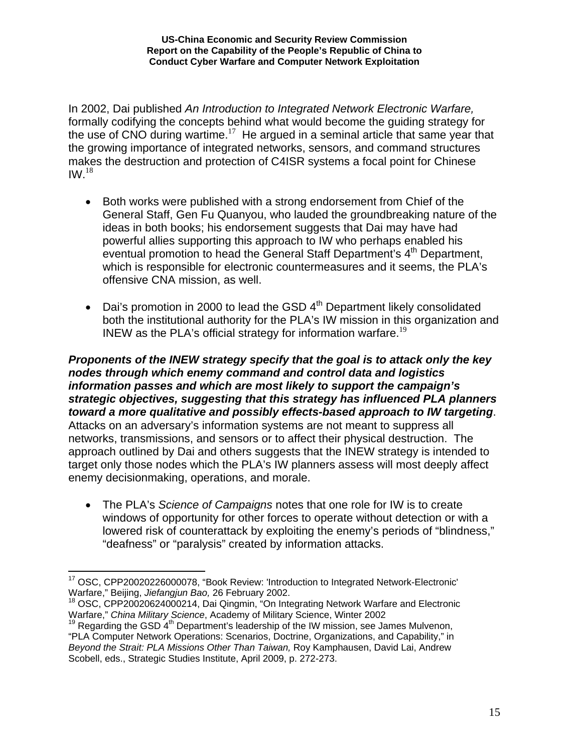In 2002, Dai published *An Introduction to Integrated Network Electronic Warfare,* formally codifying the concepts behind what would become the guiding strategy for the use of CNO during wartime.[17] He argued in a seminal article that same year that the growing importance of integrated networks, sensors, and command structures makes the destruction and protection of C4ISR systems a focal point for Chinese IW.[18]

- Both works were published with a strong endorsement from Chief of the General Staff, Gen Fu Quanyou, who lauded the groundbreaking nature of the ideas in both books; his endorsement suggests that Dai may have had powerful allies supporting this approach to IW who perhaps enabled his eventual promotion to head the General Staff Department's 4th Department, which is responsible for electronic countermeasures and it seems, the PLA's offensive CNA mission, as well.

- Dai's promotion in 2000 to lead the GSD 4th Department likely consolidated both the institutional authority for the PLA's IW mission in this organization and INEW as the PLA's official strategy for information warfare.[19]

***Proponents of the INEW strategy specify that the goal is to attack only the key nodes through which enemy command and control data and logistics information passes and which are most likely to support the campaign's strategic objectives, suggesting that this strategy has influenced PLA planners toward a more qualitative and possibly effects-based approach to IW targeting***. Attacks on an adversary's information systems are not meant to suppress all networks, transmissions, and sensors or to affect their physical destruction. The approach outlined by Dai and others suggests that the INEW strategy is intended to target only those nodes which the PLA's IW planners assess will most deeply affect enemy decisionmaking, operations, and morale.

- The PLA's *Science of Campaigns* notes that one role for IW is to create windows of opportunity for other forces to operate without detection or with a lowered risk of counterattack by exploiting the enemy's periods of "blindness," "deafness" or "paralysis" created by information attacks.

---

[17] OSC, CPP20020226000078, "Book Review: 'Introduction to Integrated Network-Electronic' Warfare," Beijing, *Jiefangjun Bao,* 26 February 2002.

[18] OSC, CPP20020624000214, Dai Qingmin, "On Integrating Network Warfare and Electronic Warfare," *China Military Science*, Academy of Military Science, Winter 2002

[19] Regarding the GSD 4th Department's leadership of the IW mission, see James Mulvenon, "PLA Computer Network Operations: Scenarios, Doctrine, Organizations, and Capability," in *Beyond the Strait: PLA Missions Other Than Taiwan,* Roy Kamphausen, David Lai, Andrew Scobell, eds., Strategic Studies Institute, April 2009, p. 272-273.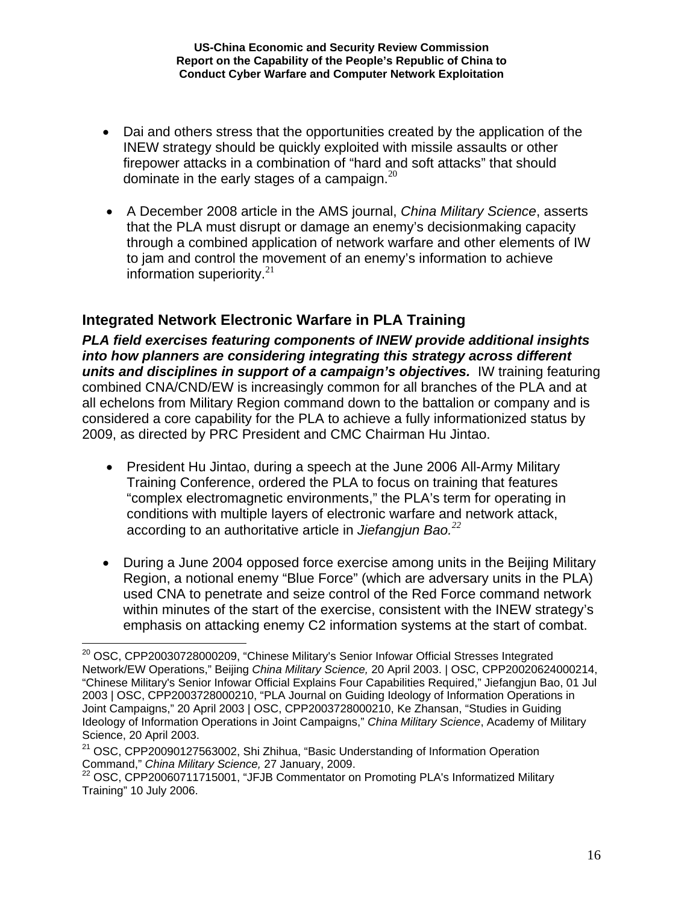- Dai and others stress that the opportunities created by the application of the INEW strategy should be quickly exploited with missile assaults or other firepower attacks in a combination of "hard and soft attacks" that should dominate in the early stages of a campaign.[20]

- A December 2008 article in the AMS journal, *China Military Science*, asserts that the PLA must disrupt or damage an enemy's decisionmaking capacity through a combined application of network warfare and other elements of IW to jam and control the movement of an enemy's information to achieve information superiority.[21]

## Integrated Network Electronic Warfare in PLA Training

***PLA field exercises featuring components of INEW provide additional insights into how planners are considering integrating this strategy across different units and disciplines in support of a campaign's objectives.*** IW training featuring combined CNA/CND/EW is increasingly common for all branches of the PLA and at all echelons from Military Region command down to the battalion or company and is considered a core capability for the PLA to achieve a fully informationized status by 2009, as directed by PRC President and CMC Chairman Hu Jintao.

- President Hu Jintao, during a speech at the June 2006 All-Army Military Training Conference, ordered the PLA to focus on training that features "complex electromagnetic environments," the PLA's term for operating in conditions with multiple layers of electronic warfare and network attack, according to an authoritative article in *Jiefangjun Bao.*[22]

- During a June 2004 opposed force exercise among units in the Beijing Military Region, a notional enemy "Blue Force" (which are adversary units in the PLA) used CNA to penetrate and seize control of the Red Force command network within minutes of the start of the exercise, consistent with the INEW strategy's emphasis on attacking enemy C2 information systems at the start of combat.

---

[20] OSC, CPP20030728000209, "Chinese Military's Senior Infowar Official Stresses Integrated Network/EW Operations," Beijing *China Military Science,* 20 April 2003. | OSC, CPP20020624000214, "Chinese Military's Senior Infowar Official Explains Four Capabilities Required," Jiefangjun Bao, 01 Jul 2003 | OSC, CPP2003728000210, "PLA Journal on Guiding Ideology of Information Operations in Joint Campaigns," 20 April 2003 | OSC, CPP2003728000210, Ke Zhansan, "Studies in Guiding Ideology of Information Operations in Joint Campaigns," *China Military Science*, Academy of Military Science, 20 April 2003.

[21] OSC, CPP20090127563002, Shi Zhihua, "Basic Understanding of Information Operation Command," *China Military Science,* 27 January, 2009.

[22] OSC, CPP20060711715001, "JFJB Commentator on Promoting PLA's Informatized Military Training" 10 July 2006.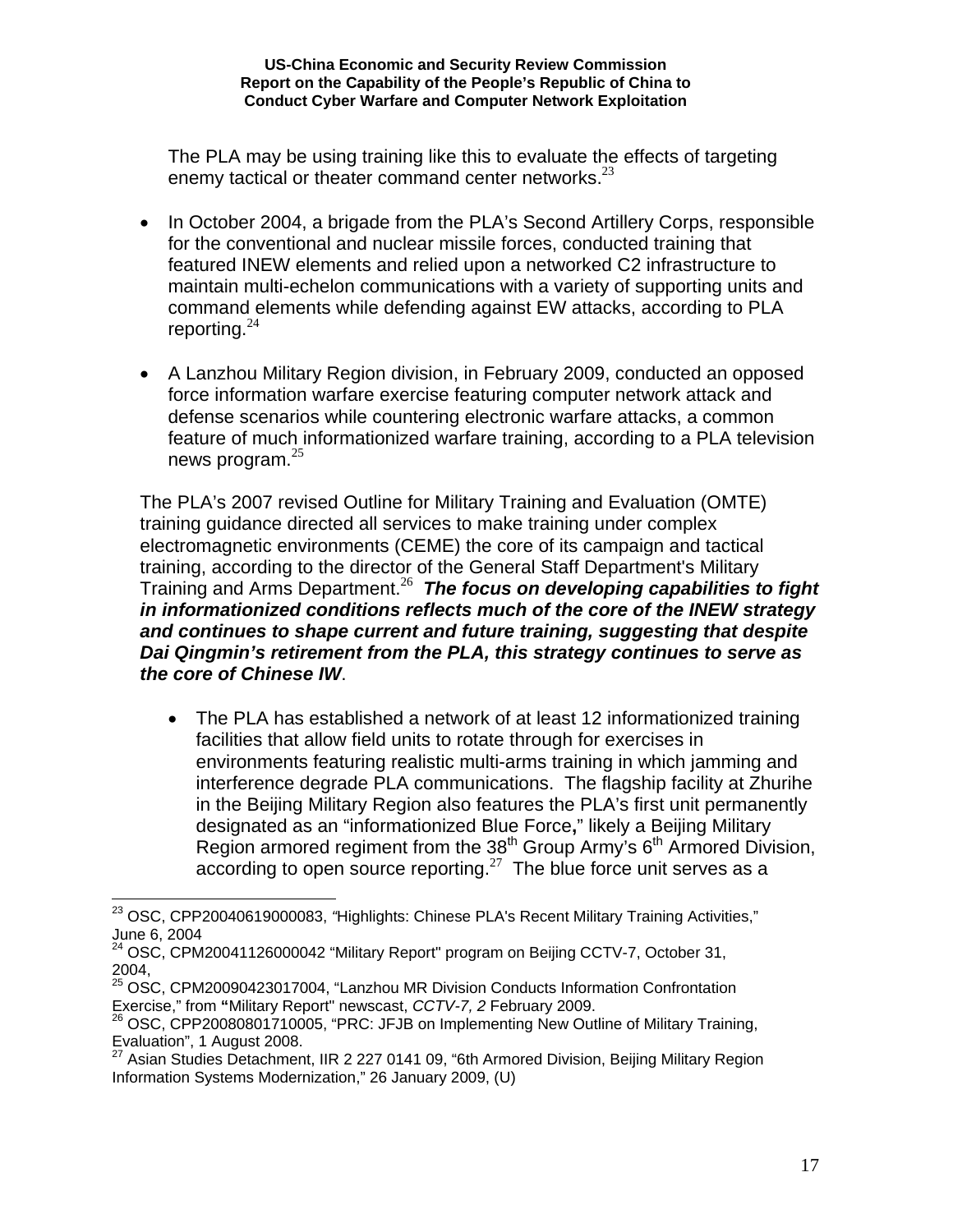The PLA may be using training like this to evaluate the effects of targeting enemy tactical or theater command center networks.[23]

- In October 2004, a brigade from the PLA's Second Artillery Corps, responsible for the conventional and nuclear missile forces, conducted training that featured INEW elements and relied upon a networked C2 infrastructure to maintain multi-echelon communications with a variety of supporting units and command elements while defending against EW attacks, according to PLA reporting.[24]

- A Lanzhou Military Region division, in February 2009, conducted an opposed force information warfare exercise featuring computer network attack and defense scenarios while countering electronic warfare attacks, a common feature of much informationized warfare training, according to a PLA television news program.[25]

The PLA's 2007 revised Outline for Military Training and Evaluation (OMTE) training guidance directed all services to make training under complex electromagnetic environments (CEME) the core of its campaign and tactical training, according to the director of the General Staff Department's Military Training and Arms Department.[26] ***The focus on developing capabilities to fight in informationized conditions reflects much of the core of the INEW strategy and continues to shape current and future training, suggesting that despite Dai Qingmin's retirement from the PLA, this strategy continues to serve as the core of Chinese IW***.

- The PLA has established a network of at least 12 informationized training facilities that allow field units to rotate through for exercises in environments featuring realistic multi-arms training in which jamming and interference degrade PLA communications. The flagship facility at Zhurihe in the Beijing Military Region also features the PLA's first unit permanently designated as an "informationized Blue Force," likely a Beijing Military Region armored regiment from the 38th Group Army's 6th Armored Division, according to open source reporting.[27] The blue force unit serves as a

---

[23] OSC, CPP20040619000083, "Highlights: Chinese PLA's Recent Military Training Activities," June 6, 2004

[24] OSC, CPM20041126000042 "Military Report" program on Beijing CCTV-7, October 31, 2004,

[25] OSC, CPM20090423017004, "Lanzhou MR Division Conducts Information Confrontation Exercise," from **"**Military Report" newscast, *CCTV-7, 2* February 2009.

[26] OSC, CPP20080801710005, "PRC: JFJB on Implementing New Outline of Military Training, Evaluation", 1 August 2008.

[27] Asian Studies Detachment, IIR 2 227 0141 09, "6th Armored Division, Beijing Military Region Information Systems Modernization," 26 January 2009, (U)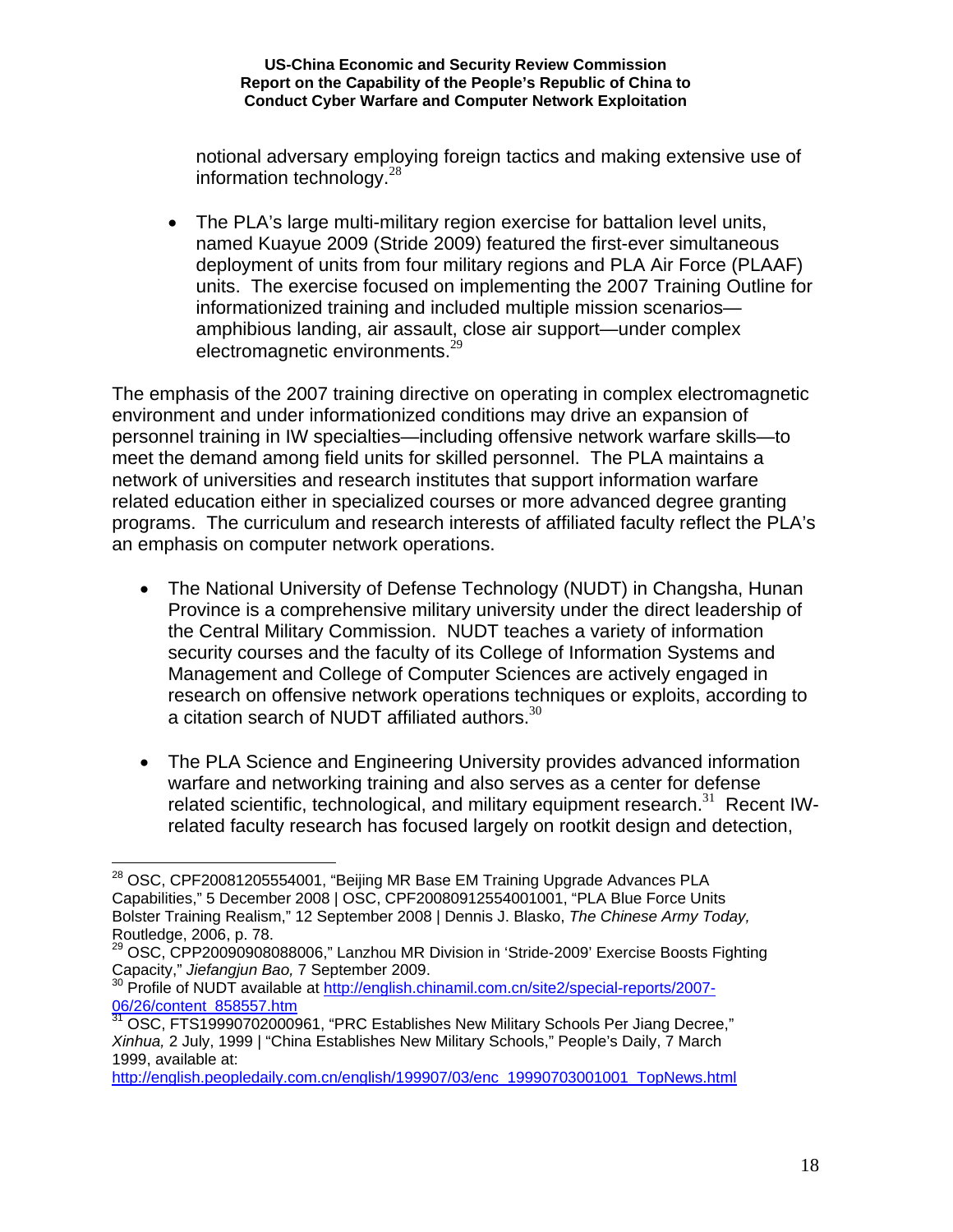notional adversary employing foreign tactics and making extensive use of information technology.[28]

- The PLA's large multi-military region exercise for battalion level units, named Kuayue 2009 (Stride 2009) featured the first-ever simultaneous deployment of units from four military regions and PLA Air Force (PLAAF) units. The exercise focused on implementing the 2007 Training Outline for informationized training and included multiple mission scenarios—amphibious landing, air assault, close air support—under complex electromagnetic environments.[29]

The emphasis of the 2007 training directive on operating in complex electromagnetic environment and under informationized conditions may drive an expansion of personnel training in IW specialties—including offensive network warfare skills—to meet the demand among field units for skilled personnel. The PLA maintains a network of universities and research institutes that support information warfare related education either in specialized courses or more advanced degree granting programs. The curriculum and research interests of affiliated faculty reflect the PLA's an emphasis on computer network operations.

- The National University of Defense Technology (NUDT) in Changsha, Hunan Province is a comprehensive military university under the direct leadership of the Central Military Commission. NUDT teaches a variety of information security courses and the faculty of its College of Information Systems and Management and College of Computer Sciences are actively engaged in research on offensive network operations techniques or exploits, according to a citation search of NUDT affiliated authors.[30]

- The PLA Science and Engineering University provides advanced information warfare and networking training and also serves as a center for defense related scientific, technological, and military equipment research.[31] Recent IW-related faculty research has focused largely on rootkit design and detection,

---

[28] OSC, CPF20081205554001, "Beijing MR Base EM Training Upgrade Advances PLA Capabilities," 5 December 2008 | OSC, CPF20080912554001001, "PLA Blue Force Units Bolster Training Realism," 12 September 2008 | Dennis J. Blasko, *The Chinese Army Today,* Routledge, 2006, p. 78.

[29] OSC, CPP20090908088006," Lanzhou MR Division in 'Stride-2009' Exercise Boosts Fighting Capacity," *Jiefangjun Bao,* 7 September 2009.

[30] Profile of NUDT available at http://english.chinamil.com.cn/site2/special-reports/2007-06/26/content_858557.htm

[31] OSC, FTS19990702000961, "PRC Establishes New Military Schools Per Jiang Decree," *Xinhua,* 2 July, 1999 | "China Establishes New Military Schools," People's Daily, 7 March 1999, available at: http://english.peopledaily.com.cn/english/199907/03/enc_19990703001001_TopNews.html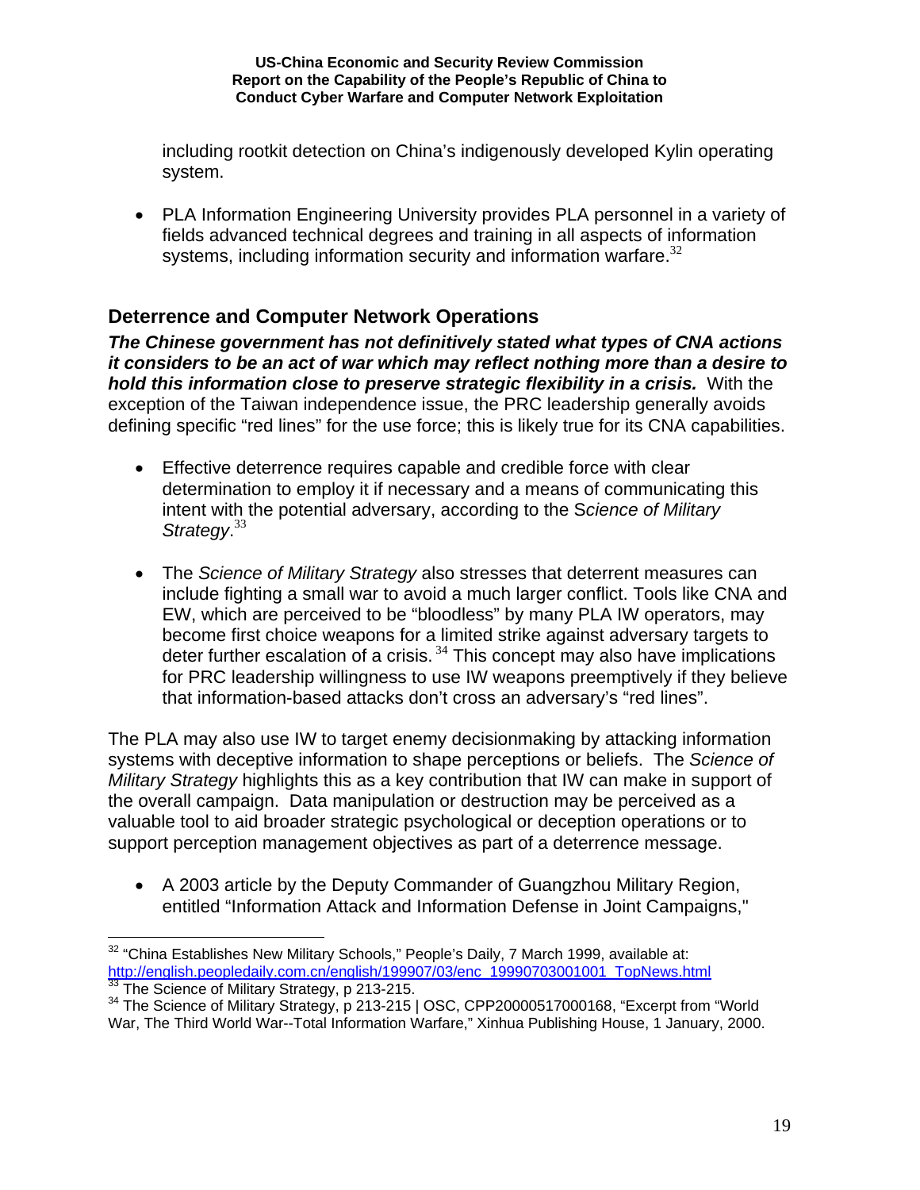including rootkit detection on China's indigenously developed Kylin operating system.

- PLA Information Engineering University provides PLA personnel in a variety of fields advanced technical degrees and training in all aspects of information systems, including information security and information warfare.[32]

## Deterrence and Computer Network Operations

***The Chinese government has not definitively stated what types of CNA actions it considers to be an act of war which may reflect nothing more than a desire to hold this information close to preserve strategic flexibility in a crisis.*** With the exception of the Taiwan independence issue, the PRC leadership generally avoids defining specific "red lines" for the use force; this is likely true for its CNA capabilities.

- Effective deterrence requires capable and credible force with clear determination to employ it if necessary and a means of communicating this intent with the potential adversary, according to the S*cience of Military Strategy*.[33]

- The *Science of Military Strategy* also stresses that deterrent measures can include fighting a small war to avoid a much larger conflict. Tools like CNA and EW, which are perceived to be "bloodless" by many PLA IW operators, may become first choice weapons for a limited strike against adversary targets to deter further escalation of a crisis.[34] This concept may also have implications for PRC leadership willingness to use IW weapons preemptively if they believe that information-based attacks don't cross an adversary's "red lines".

The PLA may also use IW to target enemy decisionmaking by attacking information systems with deceptive information to shape perceptions or beliefs. The *Science of Military Strategy* highlights this as a key contribution that IW can make in support of the overall campaign. Data manipulation or destruction may be perceived as a valuable tool to aid broader strategic psychological or deception operations or to support perception management objectives as part of a deterrence message.

- A 2003 article by the Deputy Commander of Guangzhou Military Region, entitled "Information Attack and Information Defense in Joint Campaigns,"

---

[32] "China Establishes New Military Schools," People's Daily, 7 March 1999, available at: http://english.peopledaily.com.cn/english/199907/03/enc_19990703001001_TopNews.html

[33] The Science of Military Strategy, p 213-215.

[34] The Science of Military Strategy, p 213-215 | OSC, CPP20000517000168, "Excerpt from "World War, The Third World War--Total Information Warfare," Xinhua Publishing House, 1 January, 2000.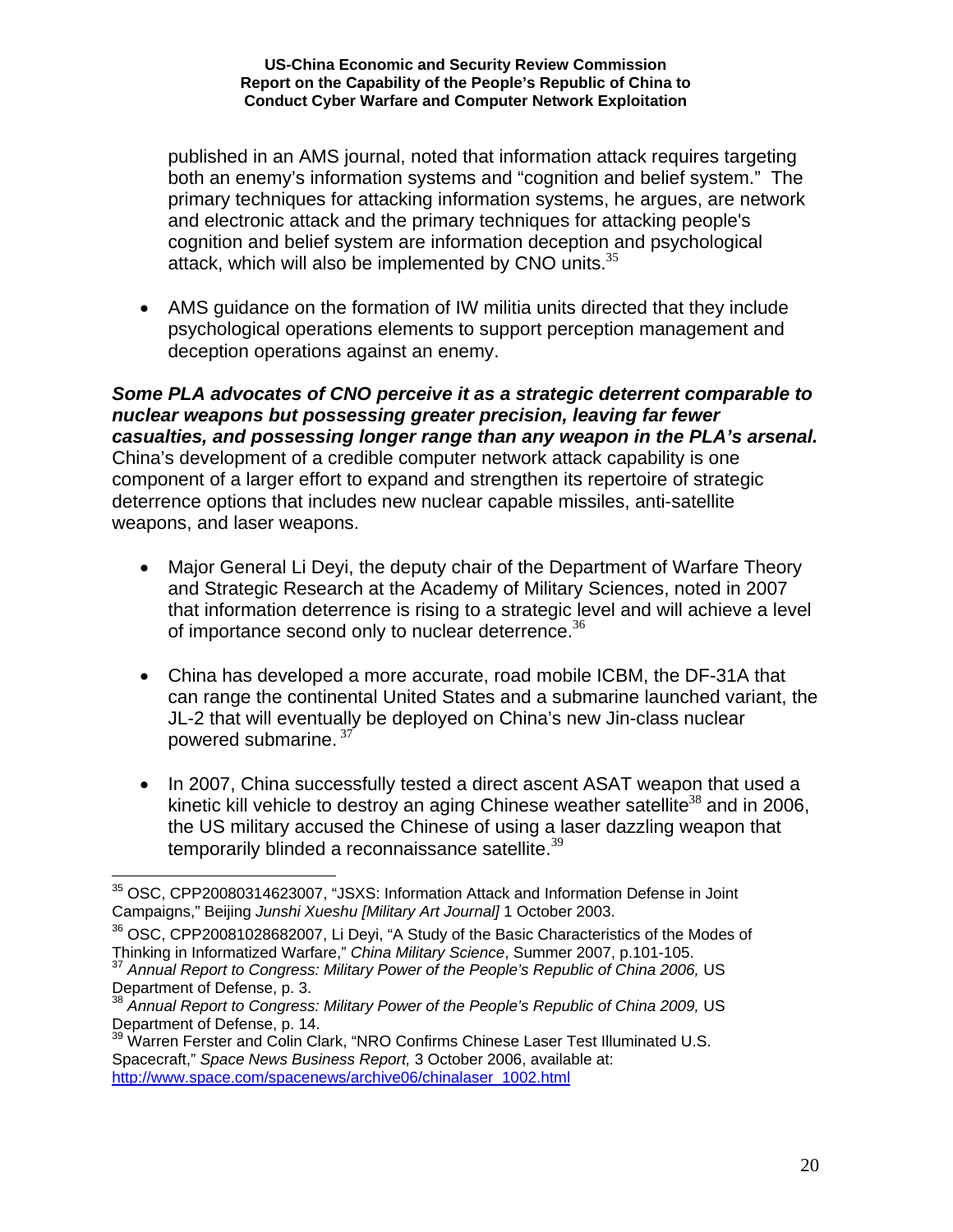published in an AMS journal, noted that information attack requires targeting both an enemy's information systems and "cognition and belief system." The primary techniques for attacking information systems, he argues, are network and electronic attack and the primary techniques for attacking people's cognition and belief system are information deception and psychological attack, which will also be implemented by CNO units.[35]

- AMS guidance on the formation of IW militia units directed that they include psychological operations elements to support perception management and deception operations against an enemy.

***Some PLA advocates of CNO perceive it as a strategic deterrent comparable to nuclear weapons but possessing greater precision, leaving far fewer casualties, and possessing longer range than any weapon in the PLA's arsenal.*** China's development of a credible computer network attack capability is one component of a larger effort to expand and strengthen its repertoire of strategic deterrence options that includes new nuclear capable missiles, anti-satellite weapons, and laser weapons.

- Major General Li Deyi, the deputy chair of the Department of Warfare Theory and Strategic Research at the Academy of Military Sciences, noted in 2007 that information deterrence is rising to a strategic level and will achieve a level of importance second only to nuclear deterrence.[36]

- China has developed a more accurate, road mobile ICBM, the DF-31A that can range the continental United States and a submarine launched variant, the JL-2 that will eventually be deployed on China's new Jin-class nuclear powered submarine.[37]

- In 2007, China successfully tested a direct ascent ASAT weapon that used a kinetic kill vehicle to destroy an aging Chinese weather satellite[38] and in 2006, the US military accused the Chinese of using a laser dazzling weapon that temporarily blinded a reconnaissance satellite.[39]

---

[35] OSC, CPP20080314623007, "JSXS: Information Attack and Information Defense in Joint Campaigns," Beijing *Junshi Xueshu [Military Art Journal]* 1 October 2003.

[36] OSC, CPP20081028682007, Li Deyi, "A Study of the Basic Characteristics of the Modes of Thinking in Informatized Warfare," *China Military Science*, Summer 2007, p.101-105.

[37] *Annual Report to Congress: Military Power of the People's Republic of China 2006,* US Department of Defense, p. 3.

[38] *Annual Report to Congress: Military Power of the People's Republic of China 2009,* US Department of Defense, p. 14.

[39] Warren Ferster and Colin Clark, "NRO Confirms Chinese Laser Test Illuminated U.S. Spacecraft," *Space News Business Report,* 3 October 2006, available at: http://www.space.com/spacenews/archive06/chinalaser_1002.html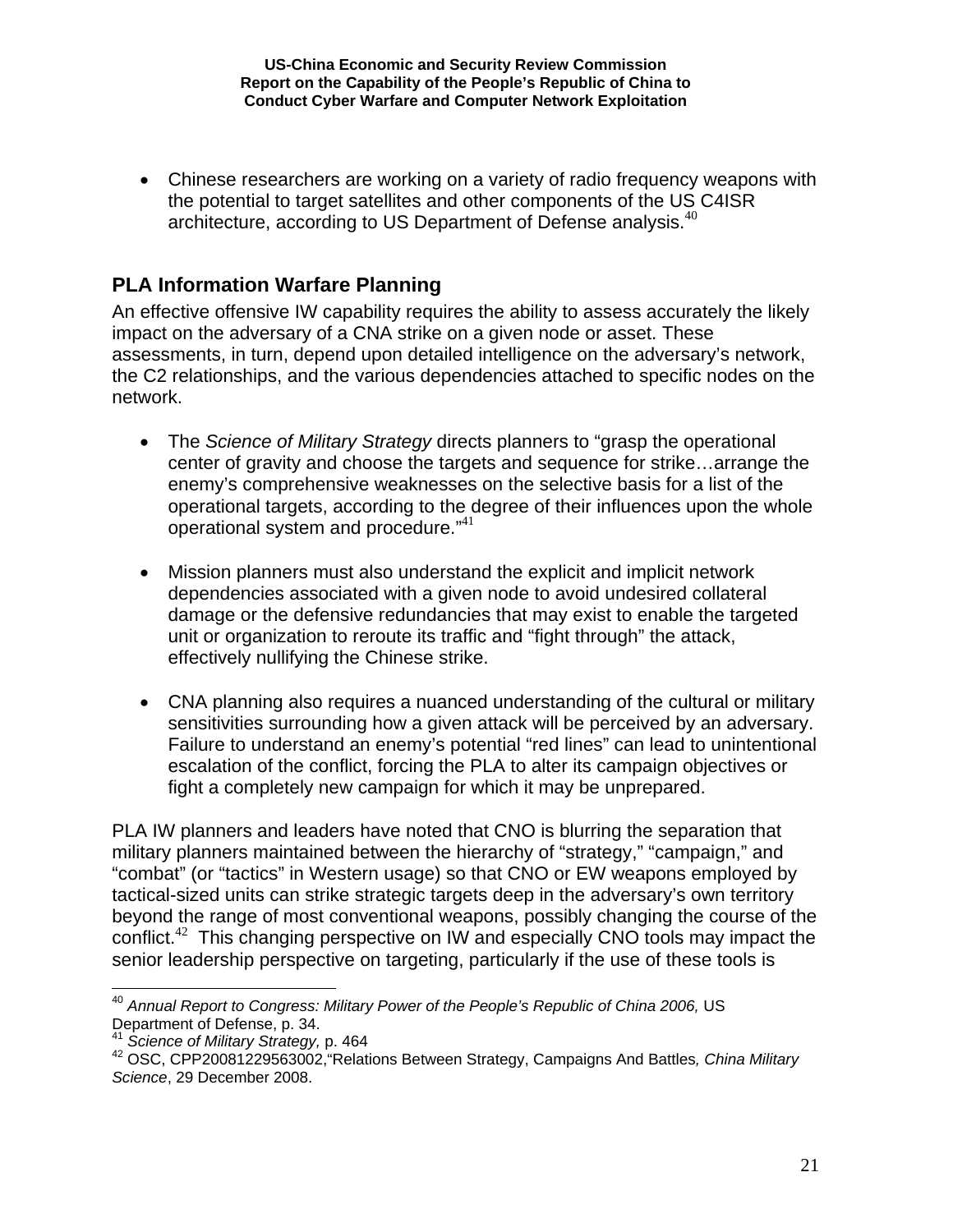- Chinese researchers are working on a variety of radio frequency weapons with the potential to target satellites and other components of the US C4ISR architecture, according to US Department of Defense analysis.[40]

## PLA Information Warfare Planning

An effective offensive IW capability requires the ability to assess accurately the likely impact on the adversary of a CNA strike on a given node or asset. These assessments, in turn, depend upon detailed intelligence on the adversary's network, the C2 relationships, and the various dependencies attached to specific nodes on the network.

- The *Science of Military Strategy* directs planners to "grasp the operational center of gravity and choose the targets and sequence for strike…arrange the enemy's comprehensive weaknesses on the selective basis for a list of the operational targets, according to the degree of their influences upon the whole operational system and procedure."[41]

- Mission planners must also understand the explicit and implicit network dependencies associated with a given node to avoid undesired collateral damage or the defensive redundancies that may exist to enable the targeted unit or organization to reroute its traffic and "fight through" the attack, effectively nullifying the Chinese strike.

- CNA planning also requires a nuanced understanding of the cultural or military sensitivities surrounding how a given attack will be perceived by an adversary. Failure to understand an enemy's potential "red lines" can lead to unintentional escalation of the conflict, forcing the PLA to alter its campaign objectives or fight a completely new campaign for which it may be unprepared.

PLA IW planners and leaders have noted that CNO is blurring the separation that military planners maintained between the hierarchy of "strategy," "campaign," and "combat" (or "tactics" in Western usage) so that CNO or EW weapons employed by tactical-sized units can strike strategic targets deep in the adversary's own territory beyond the range of most conventional weapons, possibly changing the course of the conflict.[42] This changing perspective on IW and especially CNO tools may impact the senior leadership perspective on targeting, particularly if the use of these tools is

---

[40] *Annual Report to Congress: Military Power of the People's Republic of China 2006,* US Department of Defense, p. 34.

[41] *Science of Military Strategy,* p. 464

[42] OSC, CPP20081229563002,"Relations Between Strategy, Campaigns And Battles*, China Military Science*, 29 December 2008.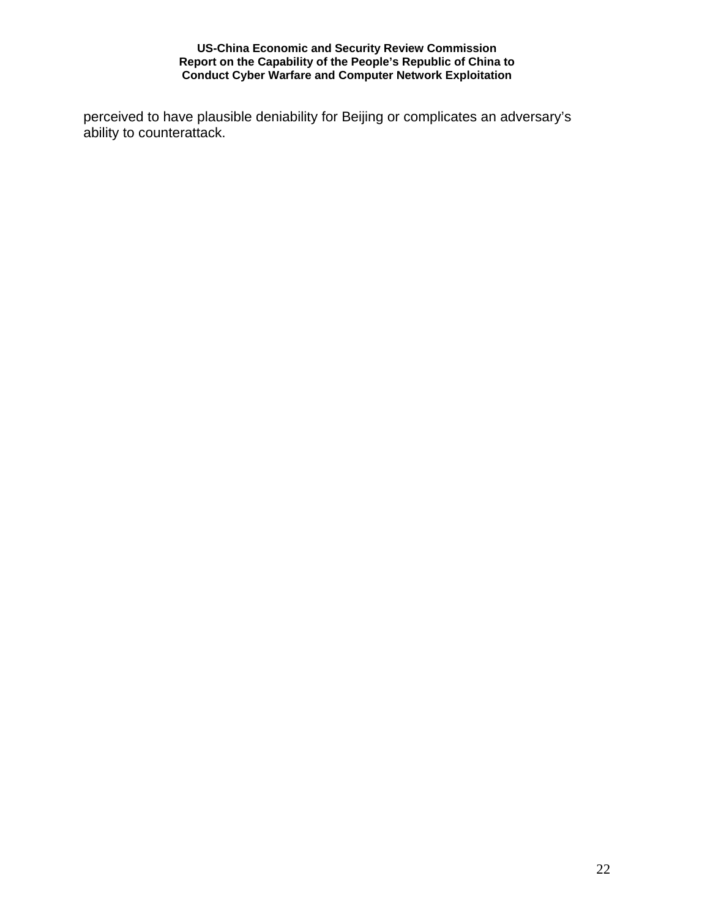perceived to have plausible deniability for Beijing or complicates an adversary's ability to counterattack.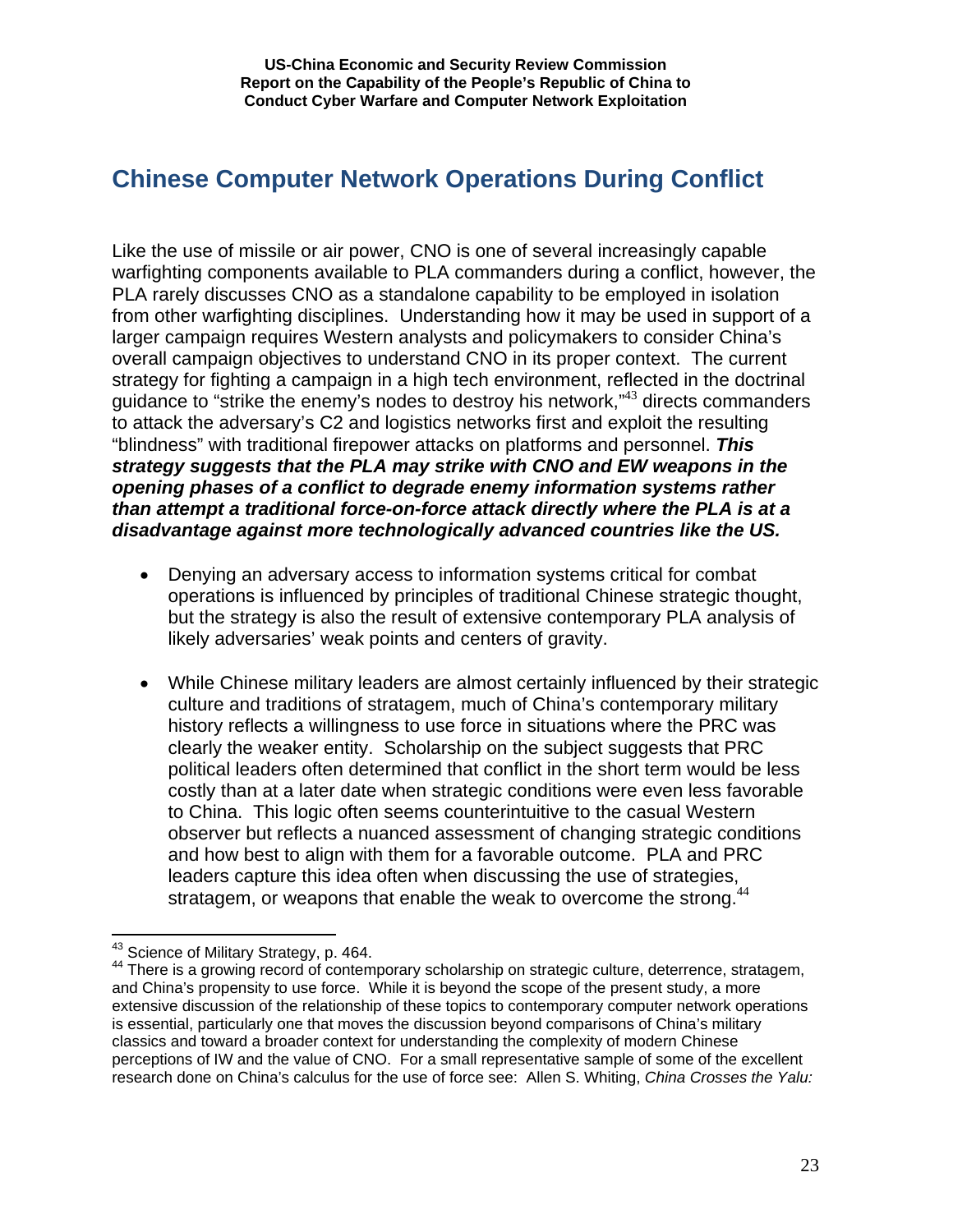## Chinese Computer Network Operations During Conflict

Like the use of missile or air power, CNO is one of several increasingly capable warfighting components available to PLA commanders during a conflict, however, the PLA rarely discusses CNO as a standalone capability to be employed in isolation from other warfighting disciplines. Understanding how it may be used in support of a larger campaign requires Western analysts and policymakers to consider China's overall campaign objectives to understand CNO in its proper context. The current strategy for fighting a campaign in a high tech environment, reflected in the doctrinal guidance to "strike the enemy's nodes to destroy his network,"[43] directs commanders to attack the adversary's C2 and logistics networks first and exploit the resulting "blindness" with traditional firepower attacks on platforms and personnel. ***This strategy suggests that the PLA may strike with CNO and EW weapons in the opening phases of a conflict to degrade enemy information systems rather than attempt a traditional force-on-force attack directly where the PLA is at a disadvantage against more technologically advanced countries like the US.***

- Denying an adversary access to information systems critical for combat operations is influenced by principles of traditional Chinese strategic thought, but the strategy is also the result of extensive contemporary PLA analysis of likely adversaries' weak points and centers of gravity.

- While Chinese military leaders are almost certainly influenced by their strategic culture and traditions of stratagem, much of China's contemporary military history reflects a willingness to use force in situations where the PRC was clearly the weaker entity. Scholarship on the subject suggests that PRC political leaders often determined that conflict in the short term would be less costly than at a later date when strategic conditions were even less favorable to China. This logic often seems counterintuitive to the casual Western observer but reflects a nuanced assessment of changing strategic conditions and how best to align with them for a favorable outcome. PLA and PRC leaders capture this idea often when discussing the use of strategies, stratagem, or weapons that enable the weak to overcome the strong.[44]

---

[43] Science of Military Strategy, p. 464.

[44] There is a growing record of contemporary scholarship on strategic culture, deterrence, stratagem, and China's propensity to use force. While it is beyond the scope of the present study, a more extensive discussion of the relationship of these topics to contemporary computer network operations is essential, particularly one that moves the discussion beyond comparisons of China's military classics and toward a broader context for understanding the complexity of modern Chinese perceptions of IW and the value of CNO. For a small representative sample of some of the excellent research done on China's calculus for the use of force see: Allen S. Whiting, *China Crosses the Yalu:*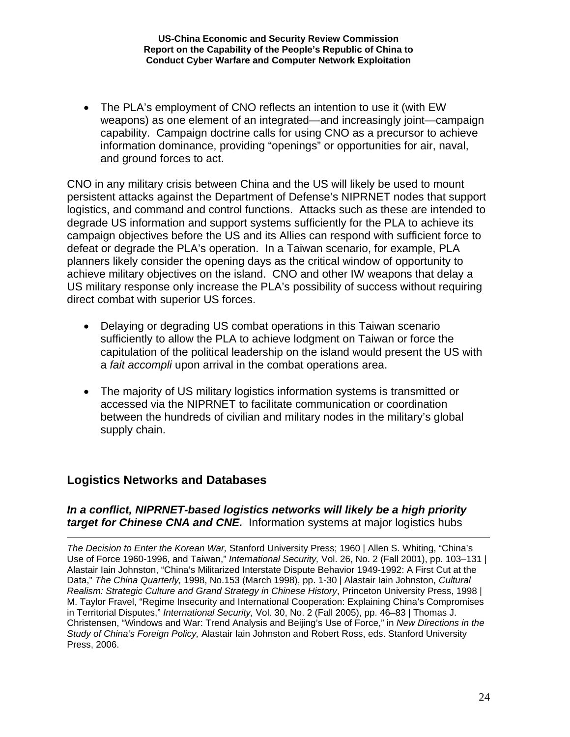- The PLA's employment of CNO reflects an intention to use it (with EW weapons) as one element of an integrated—and increasingly joint—campaign capability. Campaign doctrine calls for using CNO as a precursor to achieve information dominance, providing "openings" or opportunities for air, naval, and ground forces to act.

CNO in any military crisis between China and the US will likely be used to mount persistent attacks against the Department of Defense's NIPRNET nodes that support logistics, and command and control functions. Attacks such as these are intended to degrade US information and support systems sufficiently for the PLA to achieve its campaign objectives before the US and its Allies can respond with sufficient force to defeat or degrade the PLA's operation. In a Taiwan scenario, for example, PLA planners likely consider the opening days as the critical window of opportunity to achieve military objectives on the island. CNO and other IW weapons that delay a US military response only increase the PLA's possibility of success without requiring direct combat with superior US forces.

- Delaying or degrading US combat operations in this Taiwan scenario sufficiently to allow the PLA to achieve lodgment on Taiwan or force the capitulation of the political leadership on the island would present the US with a *fait accompli* upon arrival in the combat operations area.

- The majority of US military logistics information systems is transmitted or accessed via the NIPRNET to facilitate communication or coordination between the hundreds of civilian and military nodes in the military's global supply chain.

## Logistics Networks and Databases

***In a conflict, NIPRNET-based logistics networks will likely be a high priority target for Chinese CNA and CNE.*** Information systems at major logistics hubs

---

*The Decision to Enter the Korean War,* Stanford University Press; 1960 | Allen S. Whiting, "China's Use of Force 1960-1996, and Taiwan," *International Security,* Vol. 26, No. 2 (Fall 2001), pp. 103–131 | Alastair Iain Johnston, "China's Militarized Interstate Dispute Behavior 1949-1992: A First Cut at the Data," *The China Quarterly,* 1998, No.153 (March 1998), pp. 1-30 | Alastair Iain Johnston, *Cultural Realism: Strategic Culture and Grand Strategy in Chinese History*, Princeton University Press, 1998 | M. Taylor Fravel, "Regime Insecurity and International Cooperation: Explaining China's Compromises in Territorial Disputes," *International Security,* Vol. 30, No. 2 (Fall 2005), pp. 46–83 | Thomas J. Christensen, "Windows and War: Trend Analysis and Beijing's Use of Force," in *New Directions in the Study of China's Foreign Policy,* Alastair Iain Johnston and Robert Ross, eds. Stanford University Press, 2006.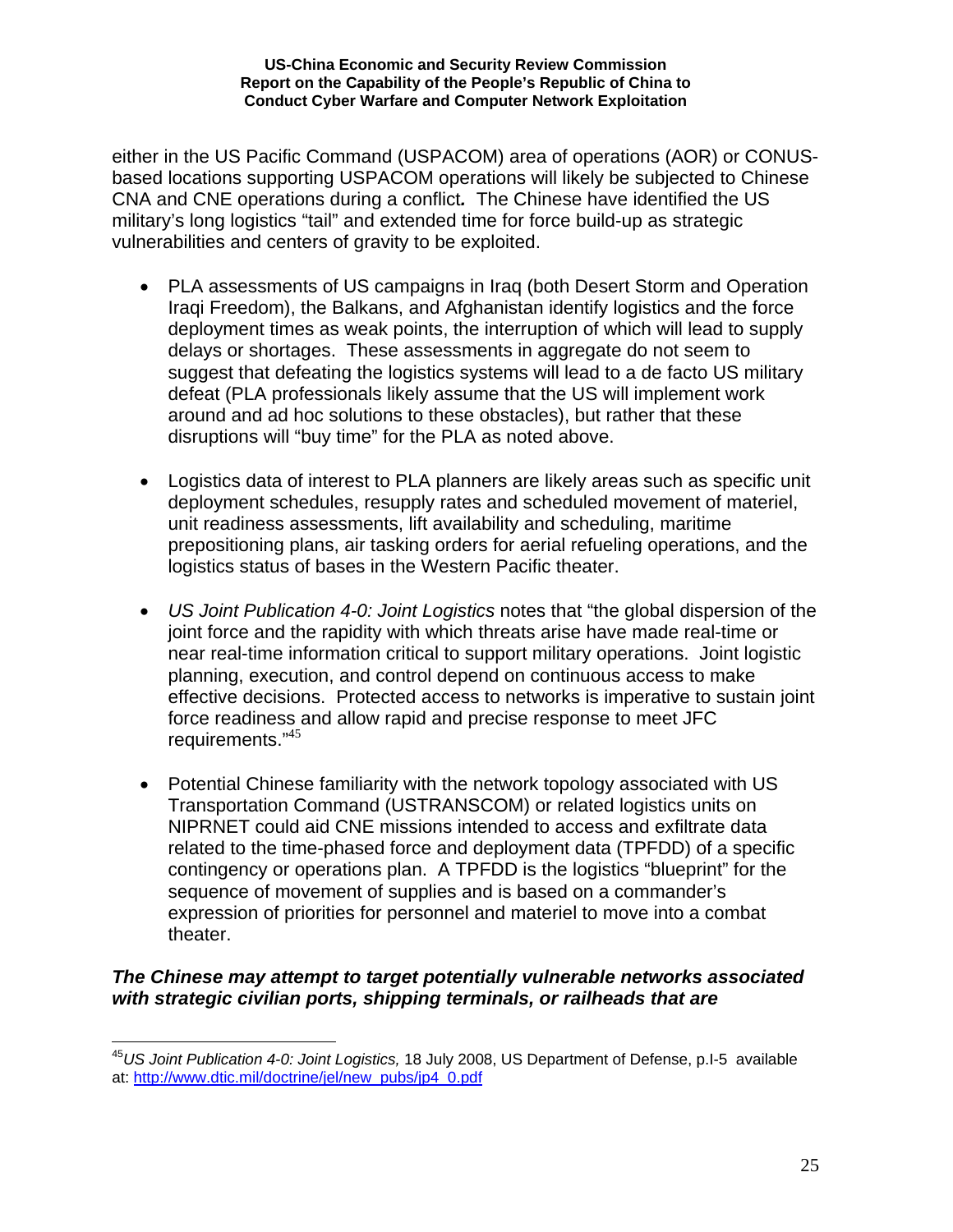either in the US Pacific Command (USPACOM) area of operations (AOR) or CONUS-based locations supporting USPACOM operations will likely be subjected to Chinese CNA and CNE operations during a conflict***.*** The Chinese have identified the US military's long logistics "tail" and extended time for force build-up as strategic vulnerabilities and centers of gravity to be exploited.

- PLA assessments of US campaigns in Iraq (both Desert Storm and Operation Iraqi Freedom), the Balkans, and Afghanistan identify logistics and the force deployment times as weak points, the interruption of which will lead to supply delays or shortages. These assessments in aggregate do not seem to suggest that defeating the logistics systems will lead to a de facto US military defeat (PLA professionals likely assume that the US will implement work around and ad hoc solutions to these obstacles), but rather that these disruptions will "buy time" for the PLA as noted above.

- Logistics data of interest to PLA planners are likely areas such as specific unit deployment schedules, resupply rates and scheduled movement of materiel, unit readiness assessments, lift availability and scheduling, maritime prepositioning plans, air tasking orders for aerial refueling operations, and the logistics status of bases in the Western Pacific theater.

- *US Joint Publication 4-0: Joint Logistics* notes that "the global dispersion of the joint force and the rapidity with which threats arise have made real-time or near real-time information critical to support military operations. Joint logistic planning, execution, and control depend on continuous access to make effective decisions. Protected access to networks is imperative to sustain joint force readiness and allow rapid and precise response to meet JFC requirements."[45]

- Potential Chinese familiarity with the network topology associated with US Transportation Command (USTRANSCOM) or related logistics units on NIPRNET could aid CNE missions intended to access and exfiltrate data related to the time-phased force and deployment data (TPFDD) of a specific contingency or operations plan. A TPFDD is the logistics "blueprint" for the sequence of movement of supplies and is based on a commander's expression of priorities for personnel and materiel to move into a combat theater.

***The Chinese may attempt to target potentially vulnerable networks associated with strategic civilian ports, shipping terminals, or railheads that are***

---

[45] *US Joint Publication 4-0: Joint Logistics,* 18 July 2008, US Department of Defense, p.I-5 available at: http://www.dtic.mil/doctrine/jel/new_pubs/jp4_0.pdf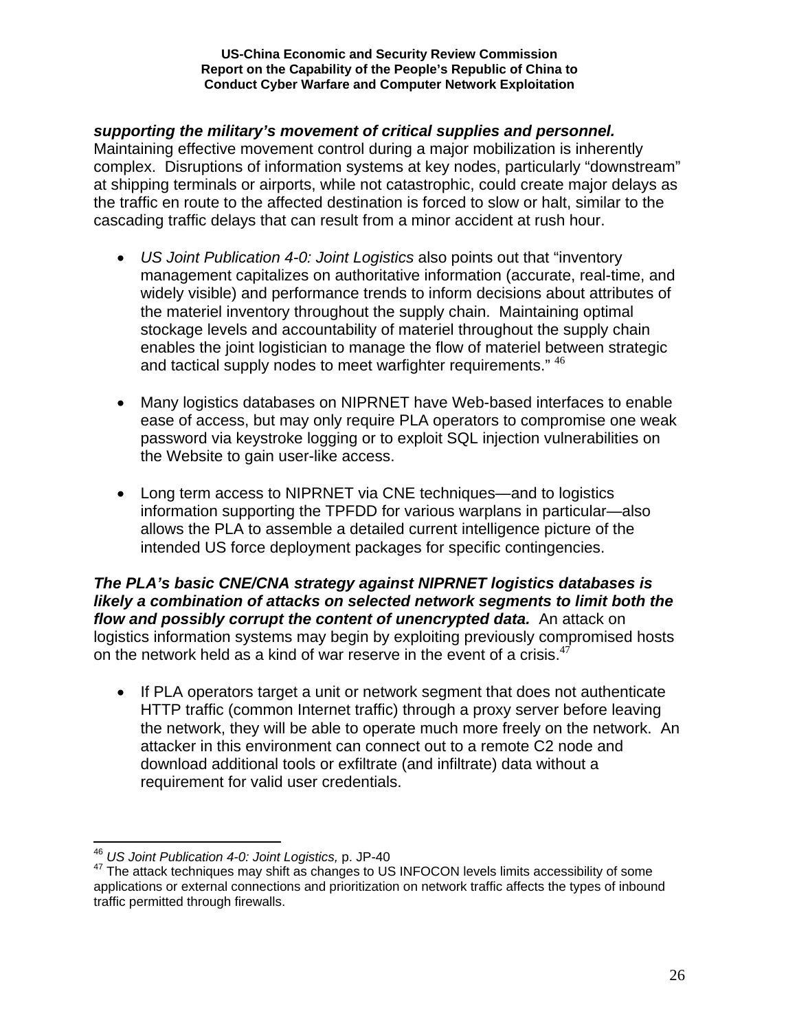***supporting the military's movement of critical supplies and personnel.*** Maintaining effective movement control during a major mobilization is inherently complex. Disruptions of information systems at key nodes, particularly "downstream" at shipping terminals or airports, while not catastrophic, could create major delays as the traffic en route to the affected destination is forced to slow or halt, similar to the cascading traffic delays that can result from a minor accident at rush hour.

- *US Joint Publication 4-0: Joint Logistics* also points out that "inventory management capitalizes on authoritative information (accurate, real-time, and widely visible) and performance trends to inform decisions about attributes of the materiel inventory throughout the supply chain. Maintaining optimal stockage levels and accountability of materiel throughout the supply chain enables the joint logistician to manage the flow of materiel between strategic and tactical supply nodes to meet warfighter requirements." [46]

- Many logistics databases on NIPRNET have Web-based interfaces to enable ease of access, but may only require PLA operators to compromise one weak password via keystroke logging or to exploit SQL injection vulnerabilities on the Website to gain user-like access.

- Long term access to NIPRNET via CNE techniques—and to logistics information supporting the TPFDD for various warplans in particular—also allows the PLA to assemble a detailed current intelligence picture of the intended US force deployment packages for specific contingencies.

***The PLA's basic CNE/CNA strategy against NIPRNET logistics databases is likely a combination of attacks on selected network segments to limit both the flow and possibly corrupt the content of unencrypted data.*** An attack on logistics information systems may begin by exploiting previously compromised hosts on the network held as a kind of war reserve in the event of a crisis.[47]

- If PLA operators target a unit or network segment that does not authenticate HTTP traffic (common Internet traffic) through a proxy server before leaving the network, they will be able to operate much more freely on the network. An attacker in this environment can connect out to a remote C2 node and download additional tools or exfiltrate (and infiltrate) data without a requirement for valid user credentials.

---

[46] *US Joint Publication 4-0: Joint Logistics,* p. JP-40

[47] The attack techniques may shift as changes to US INFOCON levels limits accessibility of some applications or external connections and prioritization on network traffic affects the types of inbound traffic permitted through firewalls.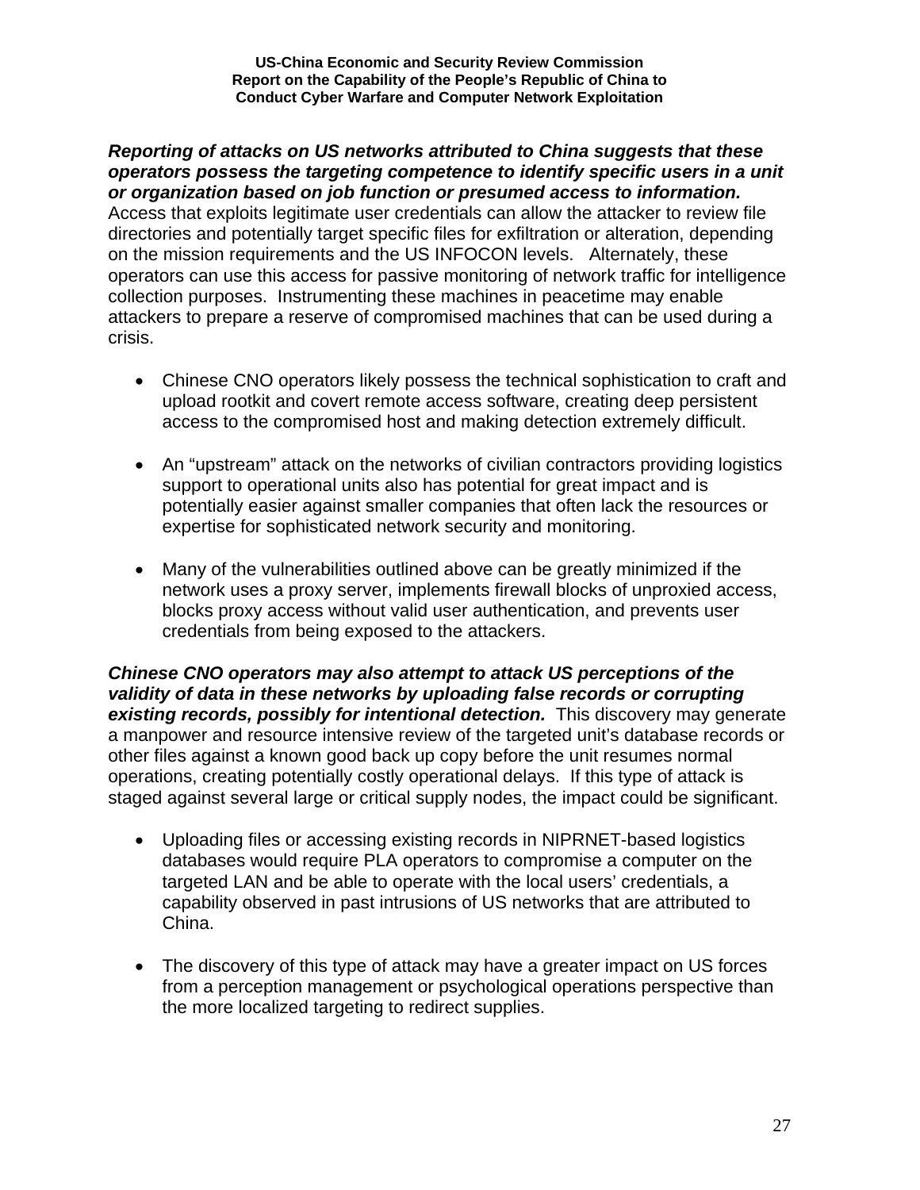***Reporting of attacks on US networks attributed to China suggests that these operators possess the targeting competence to identify specific users in a unit or organization based on job function or presumed access to information.*** Access that exploits legitimate user credentials can allow the attacker to review file directories and potentially target specific files for exfiltration or alteration, depending on the mission requirements and the US INFOCON levels. Alternately, these operators can use this access for passive monitoring of network traffic for intelligence collection purposes. Instrumenting these machines in peacetime may enable attackers to prepare a reserve of compromised machines that can be used during a crisis.

- Chinese CNO operators likely possess the technical sophistication to craft and upload rootkit and covert remote access software, creating deep persistent access to the compromised host and making detection extremely difficult.

- An "upstream" attack on the networks of civilian contractors providing logistics support to operational units also has potential for great impact and is potentially easier against smaller companies that often lack the resources or expertise for sophisticated network security and monitoring.

- Many of the vulnerabilities outlined above can be greatly minimized if the network uses a proxy server, implements firewall blocks of unproxied access, blocks proxy access without valid user authentication, and prevents user credentials from being exposed to the attackers.

***Chinese CNO operators may also attempt to attack US perceptions of the validity of data in these networks by uploading false records or corrupting existing records, possibly for intentional detection.*** This discovery may generate a manpower and resource intensive review of the targeted unit's database records or other files against a known good back up copy before the unit resumes normal operations, creating potentially costly operational delays. If this type of attack is staged against several large or critical supply nodes, the impact could be significant.

- Uploading files or accessing existing records in NIPRNET-based logistics databases would require PLA operators to compromise a computer on the targeted LAN and be able to operate with the local users' credentials, a capability observed in past intrusions of US networks that are attributed to China.

- The discovery of this type of attack may have a greater impact on US forces from a perception management or psychological operations perspective than the more localized targeting to redirect supplies.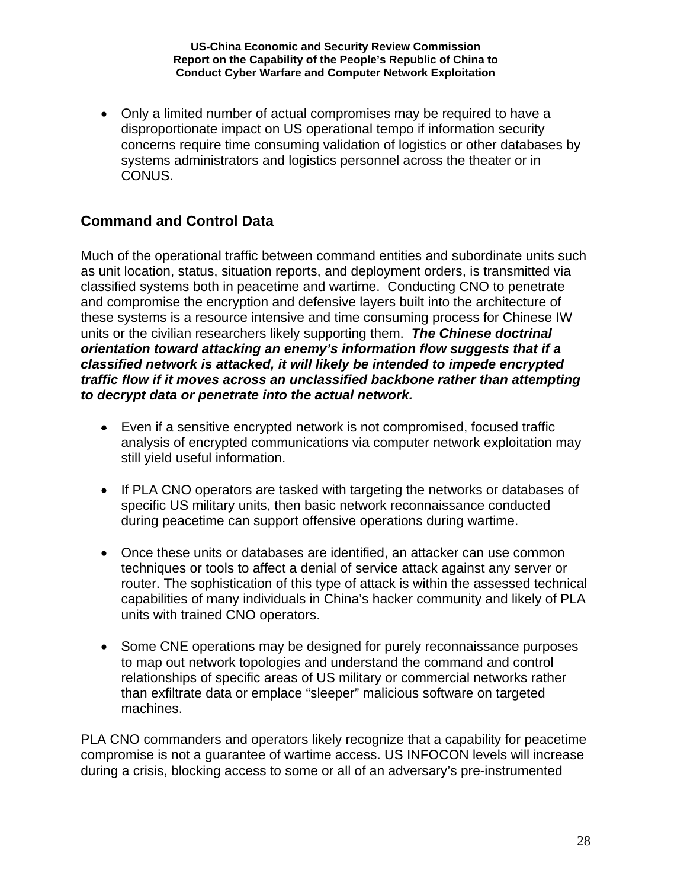- Only a limited number of actual compromises may be required to have a disproportionate impact on US operational tempo if information security concerns require time consuming validation of logistics or other databases by systems administrators and logistics personnel across the theater or in CONUS.

## Command and Control Data

Much of the operational traffic between command entities and subordinate units such as unit location, status, situation reports, and deployment orders, is transmitted via classified systems both in peacetime and wartime. Conducting CNO to penetrate and compromise the encryption and defensive layers built into the architecture of these systems is a resource intensive and time consuming process for Chinese IW units or the civilian researchers likely supporting them. ***The Chinese doctrinal orientation toward attacking an enemy's information flow suggests that if a classified network is attacked, it will likely be intended to impede encrypted traffic flow if it moves across an unclassified backbone rather than attempting to decrypt data or penetrate into the actual network.***

- Even if a sensitive encrypted network is not compromised, focused traffic analysis of encrypted communications via computer network exploitation may still yield useful information.

- If PLA CNO operators are tasked with targeting the networks or databases of specific US military units, then basic network reconnaissance conducted during peacetime can support offensive operations during wartime.

- Once these units or databases are identified, an attacker can use common techniques or tools to affect a denial of service attack against any server or router. The sophistication of this type of attack is within the assessed technical capabilities of many individuals in China's hacker community and likely of PLA units with trained CNO operators.

- Some CNE operations may be designed for purely reconnaissance purposes to map out network topologies and understand the command and control relationships of specific areas of US military or commercial networks rather than exfiltrate data or emplace "sleeper" malicious software on targeted machines.

PLA CNO commanders and operators likely recognize that a capability for peacetime compromise is not a guarantee of wartime access. US INFOCON levels will increase during a crisis, blocking access to some or all of an adversary's pre-instrumented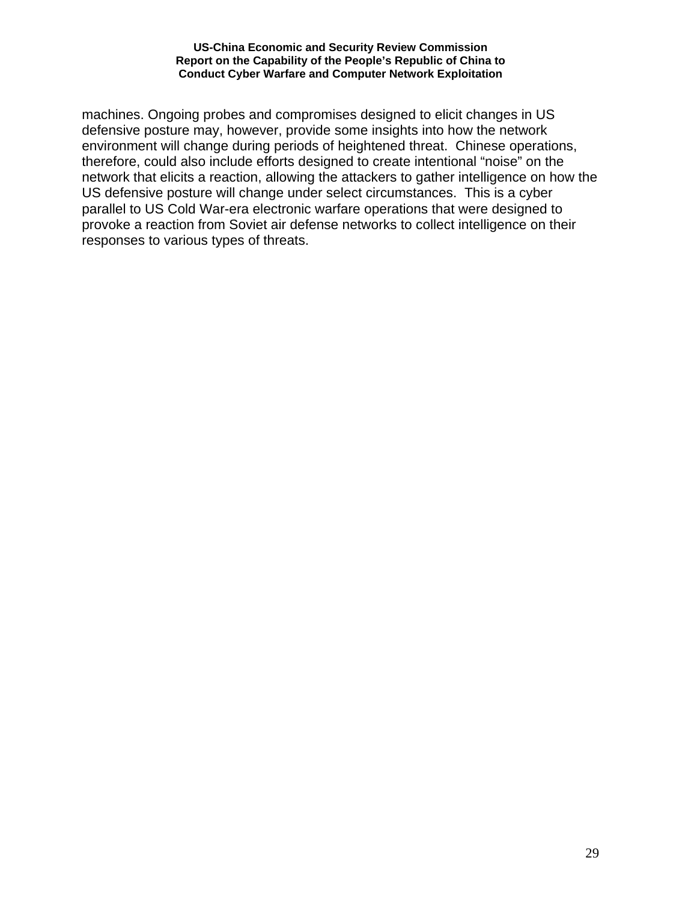machines. Ongoing probes and compromises designed to elicit changes in US defensive posture may, however, provide some insights into how the network environment will change during periods of heightened threat. Chinese operations, therefore, could also include efforts designed to create intentional "noise" on the network that elicits a reaction, allowing the attackers to gather intelligence on how the US defensive posture will change under select circumstances. This is a cyber parallel to US Cold War-era electronic warfare operations that were designed to provoke a reaction from Soviet air defense networks to collect intelligence on their responses to various types of threats.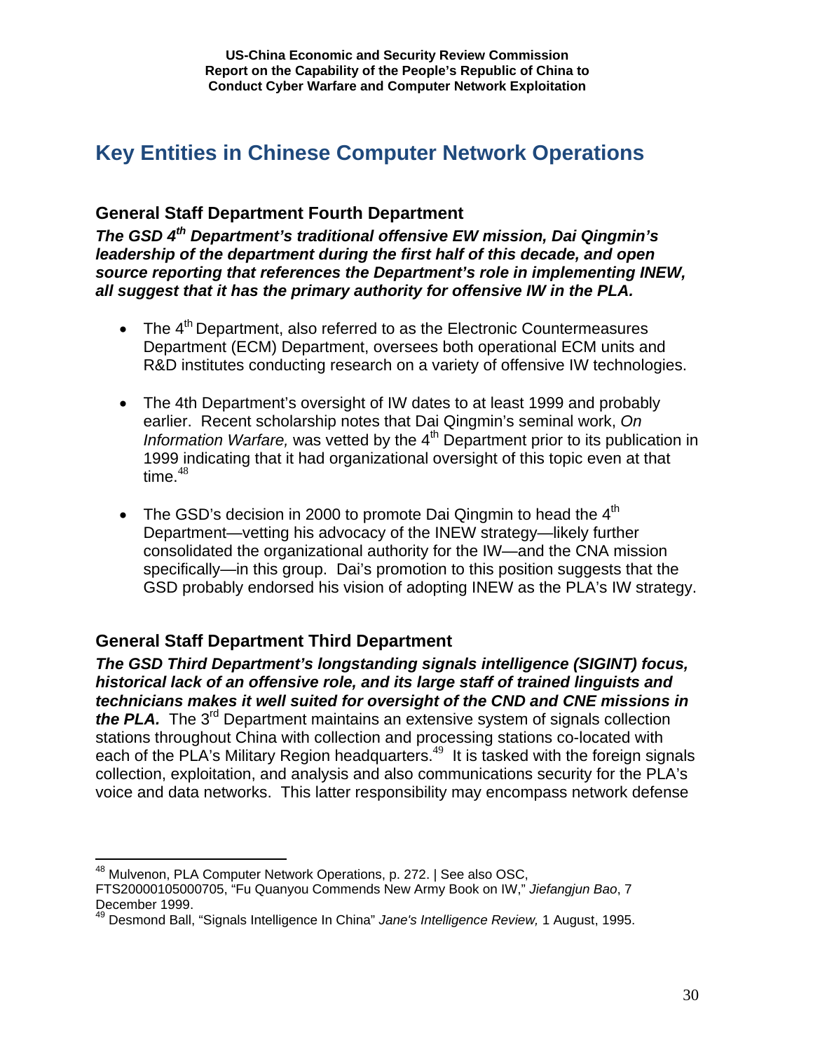## Key Entities in Chinese Computer Network Operations

### General Staff Department Fourth Department

***The GSD 4th Department's traditional offensive EW mission, Dai Qingmin's leadership of the department during the first half of this decade, and open source reporting that references the Department's role in implementing INEW, all suggest that it has the primary authority for offensive IW in the PLA.***

- The 4th Department, also referred to as the Electronic Countermeasures Department (ECM) Department, oversees both operational ECM units and R&D institutes conducting research on a variety of offensive IW technologies.

- The 4th Department's oversight of IW dates to at least 1999 and probably earlier. Recent scholarship notes that Dai Qingmin's seminal work, *On Information Warfare,* was vetted by the 4th Department prior to its publication in 1999 indicating that it had organizational oversight of this topic even at that time.[48]

- The GSD's decision in 2000 to promote Dai Qingmin to head the 4th Department—vetting his advocacy of the INEW strategy—likely further consolidated the organizational authority for the IW—and the CNA mission specifically—in this group. Dai's promotion to this position suggests that the GSD probably endorsed his vision of adopting INEW as the PLA's IW strategy.

### General Staff Department Third Department

***The GSD Third Department's longstanding signals intelligence (SIGINT) focus, historical lack of an offensive role, and its large staff of trained linguists and technicians makes it well suited for oversight of the CND and CNE missions in the PLA.*** The 3rd Department maintains an extensive system of signals collection stations throughout China with collection and processing stations co-located with each of the PLA's Military Region headquarters.[49] It is tasked with the foreign signals collection, exploitation, and analysis and also communications security for the PLA's voice and data networks. This latter responsibility may encompass network defense

---

[48] Mulvenon, PLA Computer Network Operations, p. 272. | See also OSC, FTS20000105000705, "Fu Quanyou Commends New Army Book on IW," *Jiefangjun Bao*, 7 December 1999.

[49] Desmond Ball, "Signals Intelligence In China" *Jane's Intelligence Review,* 1 August, 1995.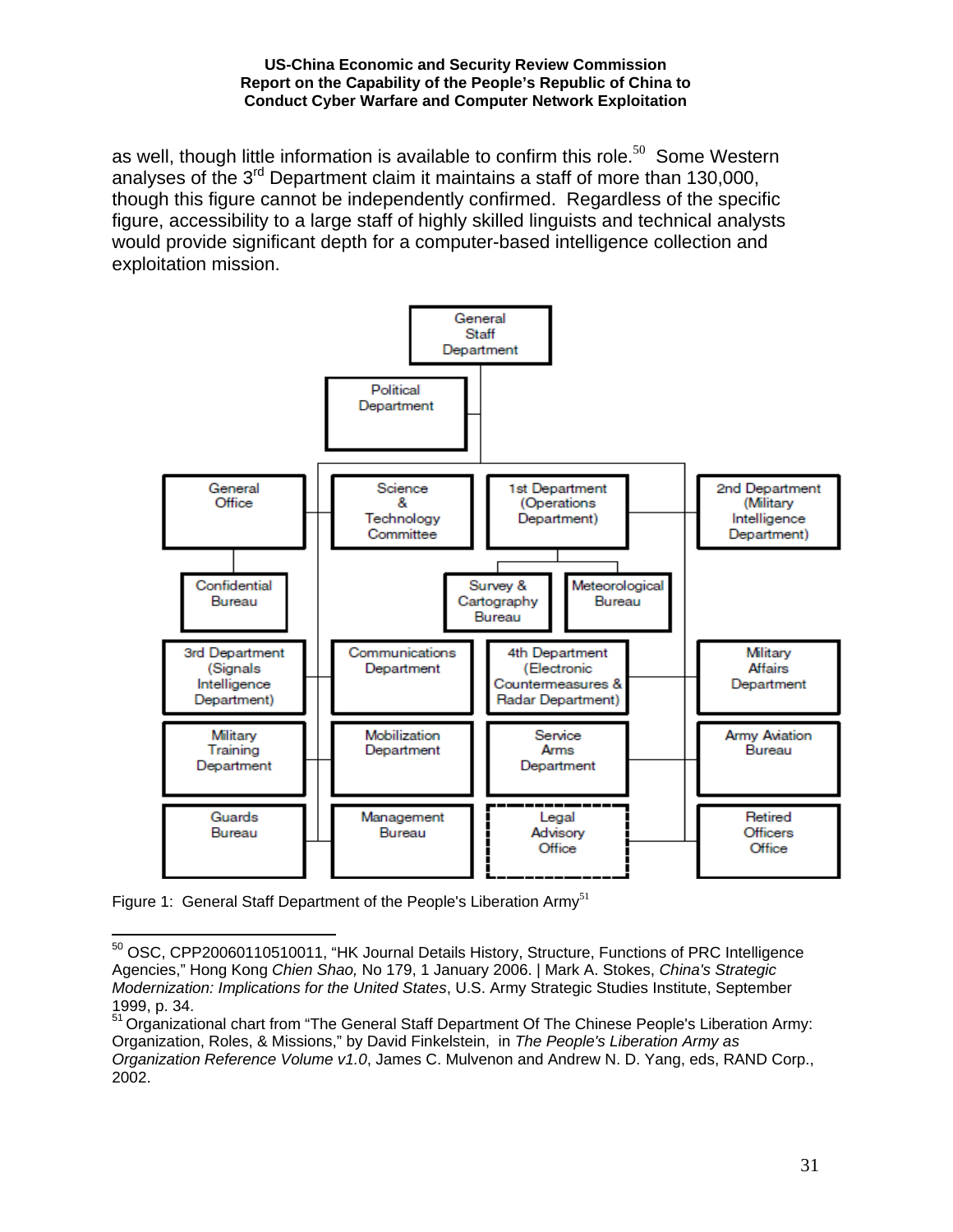as well, though little information is available to confirm this role.[50] Some Western analyses of the 3rd Department claim it maintains a staff of more than 130,000, though this figure cannot be independently confirmed. Regardless of the specific figure, accessibility to a large staff of highly skilled linguists and technical analysts would provide significant depth for a computer-based intelligence collection and exploitation mission.

- General Staff Department
  - Political Department
  - General Office
    - Confidential Bureau
  - Science & Technology Committee
  - 1st Department (Operations Department)
    - Survey & Cartography Bureau
    - Meteorological Bureau
  - 2nd Department (Military Intelligence Department)
  - 3rd Department (Signals Intelligence Department)
  - Communications Department
  - 4th Department (Electronic Countermeasures & Radar Department)
  - Military Affairs Department
  - Military Training Department
  - Mobilization Department
  - Service Arms Department
  - Army Aviation Bureau
  - Guards Bureau
  - Management Bureau
  - Legal Advisory Office
  - Retired Officers Office

Figure 1: General Staff Department of the People's Liberation Army[51]

---

[50] OSC, CPP20060110510011, "HK Journal Details History, Structure, Functions of PRC Intelligence Agencies," Hong Kong *Chien Shao,* No 179, 1 January 2006. | Mark A. Stokes, *China's Strategic Modernization: Implications for the United States*, U.S. Army Strategic Studies Institute, September 1999, p. 34.

[51] Organizational chart from "The General Staff Department Of The Chinese People's Liberation Army: Organization, Roles, & Missions," by David Finkelstein, in *The People's Liberation Army as Organization Reference Volume v1.0*, James C. Mulvenon and Andrew N. D. Yang, eds, RAND Corp., 2002.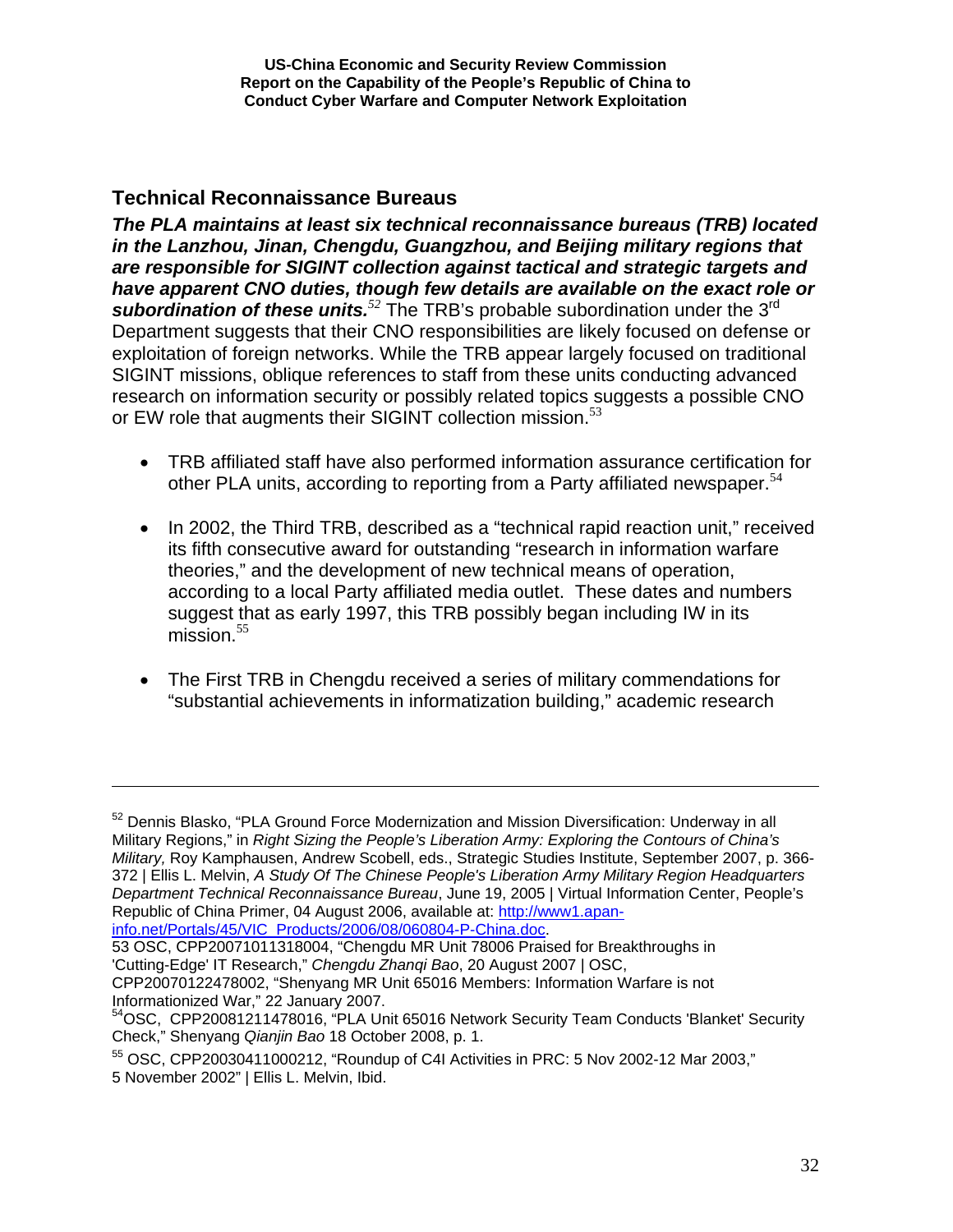## Technical Reconnaissance Bureaus

***The PLA maintains at least six technical reconnaissance bureaus (TRB) located in the Lanzhou, Jinan, Chengdu, Guangzhou, and Beijing military regions that are responsible for SIGINT collection against tactical and strategic targets and have apparent CNO duties, though few details are available on the exact role or subordination of these units.***[52] The TRB's probable subordination under the 3rd Department suggests that their CNO responsibilities are likely focused on defense or exploitation of foreign networks. While the TRB appear largely focused on traditional SIGINT missions, oblique references to staff from these units conducting advanced research on information security or possibly related topics suggests a possible CNO or EW role that augments their SIGINT collection mission.[53]

- TRB affiliated staff have also performed information assurance certification for other PLA units, according to reporting from a Party affiliated newspaper.[54]
- In 2002, the Third TRB, described as a "technical rapid reaction unit," received its fifth consecutive award for outstanding "research in information warfare theories," and the development of new technical means of operation, according to a local Party affiliated media outlet. These dates and numbers suggest that as early 1997, this TRB possibly began including IW in its mission.[55]
- The First TRB in Chengdu received a series of military commendations for "substantial achievements in informatization building," academic research

---

[52] Dennis Blasko, "PLA Ground Force Modernization and Mission Diversification: Underway in all Military Regions," in *Right Sizing the People's Liberation Army: Exploring the Contours of China's Military,* Roy Kamphausen, Andrew Scobell, eds., Strategic Studies Institute, September 2007, p. 366-372 | Ellis L. Melvin, *A Study Of The Chinese People's Liberation Army Military Region Headquarters Department Technical Reconnaissance Bureau*, June 19, 2005 | Virtual Information Center, People's Republic of China Primer, 04 August 2006, available at: http://www1.apan-info.net/Portals/45/VIC_Products/2006/08/060804-P-China.doc.

[53] OSC, CPP20071011318004, "Chengdu MR Unit 78006 Praised for Breakthroughs in 'Cutting-Edge' IT Research," *Chengdu Zhanqi Bao*, 20 August 2007 | OSC, CPP20070122478002, "Shenyang MR Unit 65016 Members: Information Warfare is not Informationized War," 22 January 2007.

[54] OSC, CPP20081211478016, "PLA Unit 65016 Network Security Team Conducts 'Blanket' Security Check," Shenyang *Qianjin Bao* 18 October 2008, p. 1.

[55] OSC, CPP20030411000212, "Roundup of C4I Activities in PRC: 5 Nov 2002-12 Mar 2003," 5 November 2002" | Ellis L. Melvin, Ibid.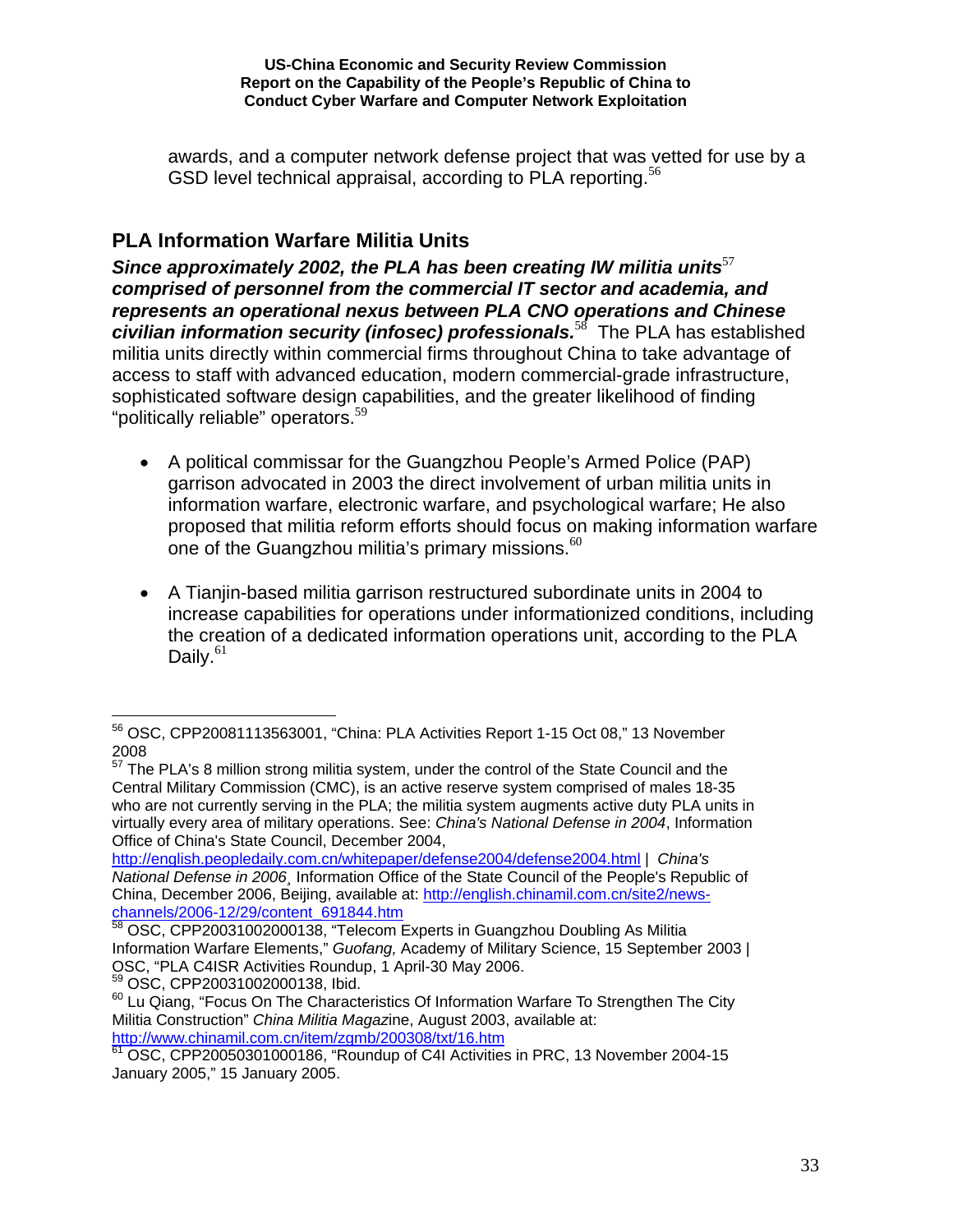awards, and a computer network defense project that was vetted for use by a GSD level technical appraisal, according to PLA reporting.[56]

## PLA Information Warfare Militia Units

***Since approximately 2002, the PLA has been creating IW militia units*[57] *comprised of personnel from the commercial IT sector and academia, and represents an operational nexus between PLA CNO operations and Chinese civilian information security (infosec) professionals.*[58]** The PLA has established militia units directly within commercial firms throughout China to take advantage of access to staff with advanced education, modern commercial-grade infrastructure, sophisticated software design capabilities, and the greater likelihood of finding "politically reliable" operators.[59]

- A political commissar for the Guangzhou People's Armed Police (PAP) garrison advocated in 2003 the direct involvement of urban militia units in information warfare, electronic warfare, and psychological warfare; He also proposed that militia reform efforts should focus on making information warfare one of the Guangzhou militia's primary missions.[60]

- A Tianjin-based militia garrison restructured subordinate units in 2004 to increase capabilities for operations under informationized conditions, including the creation of a dedicated information operations unit, according to the PLA Daily.[61]

---

[56] OSC, CPP20081113563001, "China: PLA Activities Report 1-15 Oct 08," 13 November 2008

[57] The PLA's 8 million strong militia system, under the control of the State Council and the Central Military Commission (CMC), is an active reserve system comprised of males 18-35 who are not currently serving in the PLA; the militia system augments active duty PLA units in virtually every area of military operations. See: *China's National Defense in 2004*, Information Office of China's State Council, December 2004, http://english.peopledaily.com.cn/whitepaper/defense2004/defense2004.html | *China's National Defense in 2006*¸ Information Office of the State Council of the People's Republic of China, December 2006, Beijing, available at: http://english.chinamil.com.cn/site2/news-channels/2006-12/29/content_691844.htm

[58] OSC, CPP20031002000138, "Telecom Experts in Guangzhou Doubling As Militia Information Warfare Elements," *Guofang,* Academy of Military Science, 15 September 2003 | OSC, "PLA C4ISR Activities Roundup, 1 April-30 May 2006.

[59] OSC, CPP20031002000138, Ibid.

[60] Lu Qiang, "Focus On The Characteristics Of Information Warfare To Strengthen The City Militia Construction" *China Militia Magaz*ine, August 2003, available at: http://www.chinamil.com.cn/item/zgmb/200308/txt/16.htm

[61] OSC, CPP20050301000186, "Roundup of C4I Activities in PRC, 13 November 2004-15 January 2005," 15 January 2005.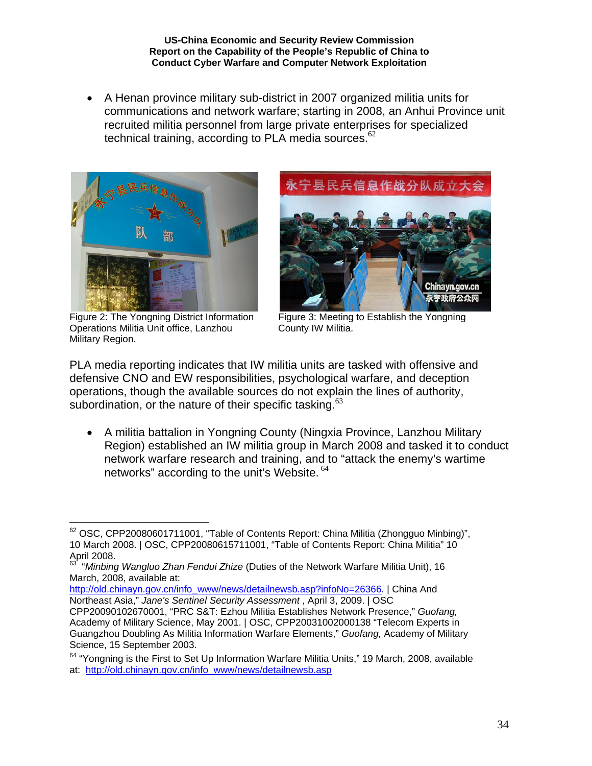- A Henan province military sub-district in 2007 organized militia units for communications and network warfare; starting in 2008, an Anhui Province unit recruited militia personnel from large private enterprises for specialized technical training, according to PLA media sources.[62]

Figure 2: The Yongning District Information Operations Militia Unit office, Lanzhou Military Region.

Figure 3: Meeting to Establish the Yongning County IW Militia.

PLA media reporting indicates that IW militia units are tasked with offensive and defensive CNO and EW responsibilities, psychological warfare, and deception operations, though the available sources do not explain the lines of authority, subordination, or the nature of their specific tasking.[63]

- A militia battalion in Yongning County (Ningxia Province, Lanzhou Military Region) established an IW militia group in March 2008 and tasked it to conduct network warfare research and training, and to "attack the enemy's wartime networks" according to the unit's Website.[64]

---

[62] OSC, CPP20080601711001, "Table of Contents Report: China Militia (Zhongguo Minbing)", 10 March 2008. | OSC, CPP20080615711001, "Table of Contents Report: China Militia" 10 April 2008.

[63] "*Minbing Wangluo Zhan Fendui Zhize* (Duties of the Network Warfare Militia Unit), 16 March, 2008, available at: http://old.chinayn.gov.cn/info_www/news/detailnewsb.asp?infoNo=26366. | China And Northeast Asia," *Jane's Sentinel Security Assessment* , April 3, 2009. | OSC CPP20090102670001, "PRC S&T: Ezhou Militia Establishes Network Presence," *Guofang,* Academy of Military Science, May 2001. | OSC, CPP20031002000138 "Telecom Experts in Guangzhou Doubling As Militia Information Warfare Elements," *Guofang,* Academy of Military Science, 15 September 2003.

[64] "Yongning is the First to Set Up Information Warfare Militia Units," 19 March, 2008, available at: http://old.chinayn.gov.cn/info_www/news/detailnewsb.asp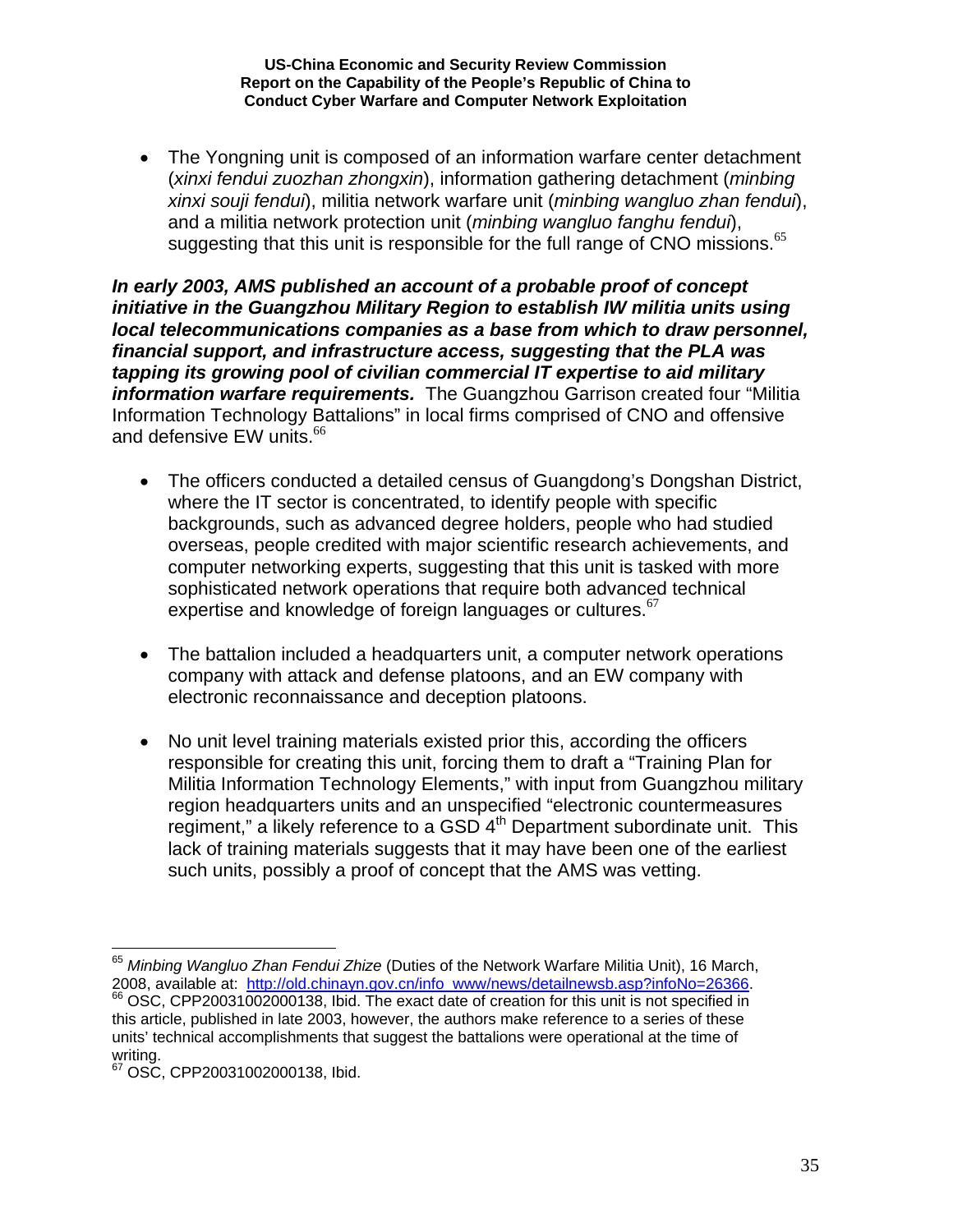- The Yongning unit is composed of an information warfare center detachment (*xinxi fendui zuozhan zhongxin*), information gathering detachment (*minbing xinxi souji fendui*), militia network warfare unit (*minbing wangluo zhan fendui*), and a militia network protection unit (*minbing wangluo fanghu fendui*), suggesting that this unit is responsible for the full range of CNO missions.[65]

***In early 2003, AMS published an account of a probable proof of concept initiative in the Guangzhou Military Region to establish IW militia units using local telecommunications companies as a base from which to draw personnel, financial support, and infrastructure access, suggesting that the PLA was tapping its growing pool of civilian commercial IT expertise to aid military information warfare requirements.*** The Guangzhou Garrison created four "Militia Information Technology Battalions" in local firms comprised of CNO and offensive and defensive EW units.[66]

- The officers conducted a detailed census of Guangdong's Dongshan District, where the IT sector is concentrated, to identify people with specific backgrounds, such as advanced degree holders, people who had studied overseas, people credited with major scientific research achievements, and computer networking experts, suggesting that this unit is tasked with more sophisticated network operations that require both advanced technical expertise and knowledge of foreign languages or cultures.[67]

- The battalion included a headquarters unit, a computer network operations company with attack and defense platoons, and an EW company with electronic reconnaissance and deception platoons.

- No unit level training materials existed prior this, according the officers responsible for creating this unit, forcing them to draft a "Training Plan for Militia Information Technology Elements," with input from Guangzhou military region headquarters units and an unspecified "electronic countermeasures regiment," a likely reference to a GSD 4th Department subordinate unit. This lack of training materials suggests that it may have been one of the earliest such units, possibly a proof of concept that the AMS was vetting.

---

[65] *Minbing Wangluo Zhan Fendui Zhize* (Duties of the Network Warfare Militia Unit), 16 March, 2008, available at: http://old.chinayn.gov.cn/info_www/news/detailnewsb.asp?infoNo=26366.

[66] OSC, CPP20031002000138, Ibid. The exact date of creation for this unit is not specified in this article, published in late 2003, however, the authors make reference to a series of these units' technical accomplishments that suggest the battalions were operational at the time of writing.

[67] OSC, CPP20031002000138, Ibid.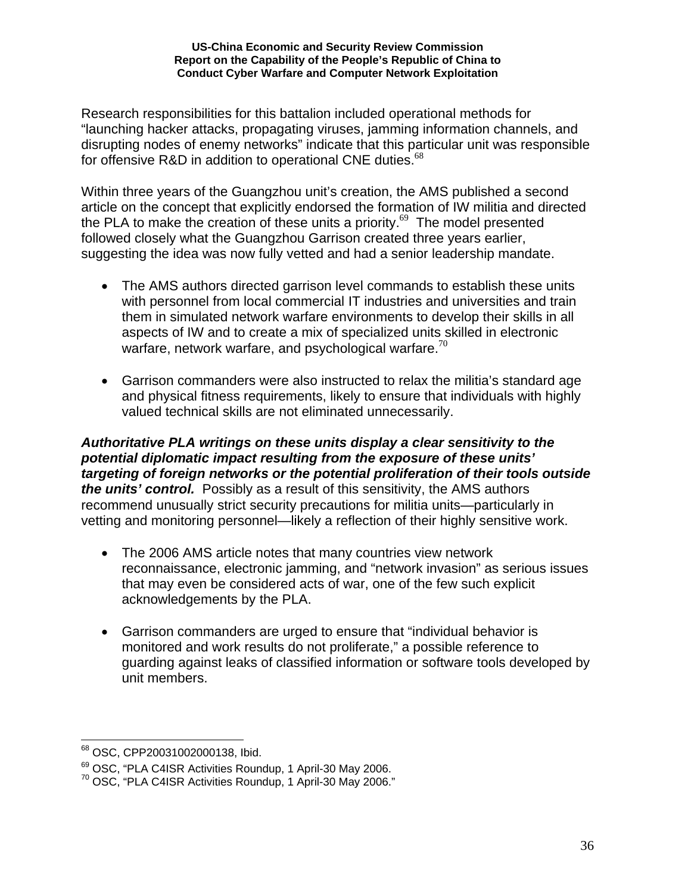Research responsibilities for this battalion included operational methods for "launching hacker attacks, propagating viruses, jamming information channels, and disrupting nodes of enemy networks" indicate that this particular unit was responsible for offensive R&D in addition to operational CNE duties.[68]

Within three years of the Guangzhou unit's creation, the AMS published a second article on the concept that explicitly endorsed the formation of IW militia and directed the PLA to make the creation of these units a priority.[69] The model presented followed closely what the Guangzhou Garrison created three years earlier, suggesting the idea was now fully vetted and had a senior leadership mandate.

- The AMS authors directed garrison level commands to establish these units with personnel from local commercial IT industries and universities and train them in simulated network warfare environments to develop their skills in all aspects of IW and to create a mix of specialized units skilled in electronic warfare, network warfare, and psychological warfare.[70]

- Garrison commanders were also instructed to relax the militia's standard age and physical fitness requirements, likely to ensure that individuals with highly valued technical skills are not eliminated unnecessarily.

***Authoritative PLA writings on these units display a clear sensitivity to the potential diplomatic impact resulting from the exposure of these units' targeting of foreign networks or the potential proliferation of their tools outside the units' control.*** Possibly as a result of this sensitivity, the AMS authors recommend unusually strict security precautions for militia units—particularly in vetting and monitoring personnel—likely a reflection of their highly sensitive work.

- The 2006 AMS article notes that many countries view network reconnaissance, electronic jamming, and "network invasion" as serious issues that may even be considered acts of war, one of the few such explicit acknowledgements by the PLA.

- Garrison commanders are urged to ensure that "individual behavior is monitored and work results do not proliferate," a possible reference to guarding against leaks of classified information or software tools developed by unit members.

---

[68] OSC, CPP20031002000138, Ibid.

[69] OSC, "PLA C4ISR Activities Roundup, 1 April-30 May 2006.

[70] OSC, "PLA C4ISR Activities Roundup, 1 April-30 May 2006."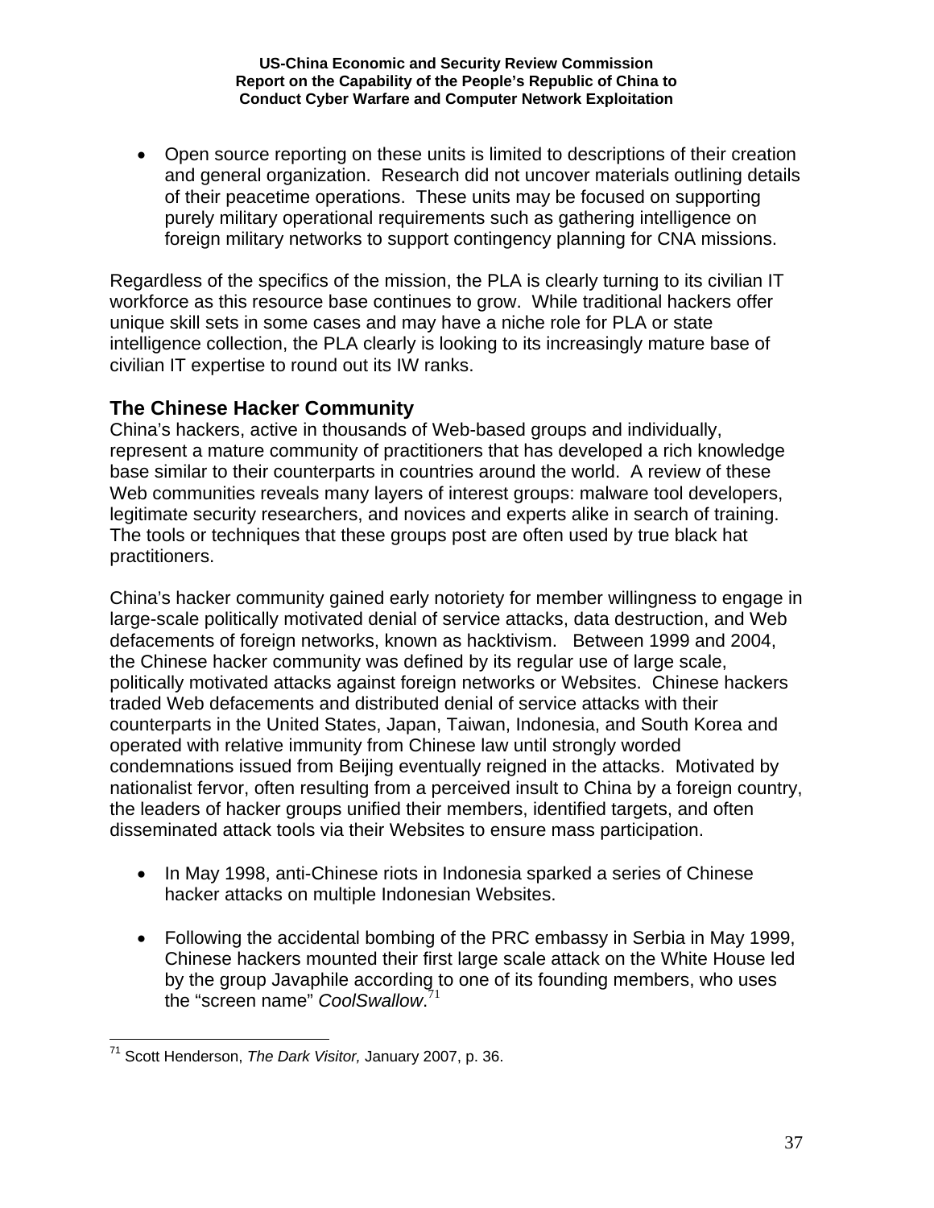- Open source reporting on these units is limited to descriptions of their creation and general organization. Research did not uncover materials outlining details of their peacetime operations. These units may be focused on supporting purely military operational requirements such as gathering intelligence on foreign military networks to support contingency planning for CNA missions.

Regardless of the specifics of the mission, the PLA is clearly turning to its civilian IT workforce as this resource base continues to grow. While traditional hackers offer unique skill sets in some cases and may have a niche role for PLA or state intelligence collection, the PLA clearly is looking to its increasingly mature base of civilian IT expertise to round out its IW ranks.

## The Chinese Hacker Community

China's hackers, active in thousands of Web-based groups and individually, represent a mature community of practitioners that has developed a rich knowledge base similar to their counterparts in countries around the world. A review of these Web communities reveals many layers of interest groups: malware tool developers, legitimate security researchers, and novices and experts alike in search of training. The tools or techniques that these groups post are often used by true black hat practitioners.

China's hacker community gained early notoriety for member willingness to engage in large-scale politically motivated denial of service attacks, data destruction, and Web defacements of foreign networks, known as hacktivism. Between 1999 and 2004, the Chinese hacker community was defined by its regular use of large scale, politically motivated attacks against foreign networks or Websites. Chinese hackers traded Web defacements and distributed denial of service attacks with their counterparts in the United States, Japan, Taiwan, Indonesia, and South Korea and operated with relative immunity from Chinese law until strongly worded condemnations issued from Beijing eventually reigned in the attacks. Motivated by nationalist fervor, often resulting from a perceived insult to China by a foreign country, the leaders of hacker groups unified their members, identified targets, and often disseminated attack tools via their Websites to ensure mass participation.

- In May 1998, anti-Chinese riots in Indonesia sparked a series of Chinese hacker attacks on multiple Indonesian Websites.
- Following the accidental bombing of the PRC embassy in Serbia in May 1999, Chinese hackers mounted their first large scale attack on the White House led by the group Javaphile according to one of its founding members, who uses the "screen name" *CoolSwallow*.[71]

[71] Scott Henderson, *The Dark Visitor,* January 2007, p. 36.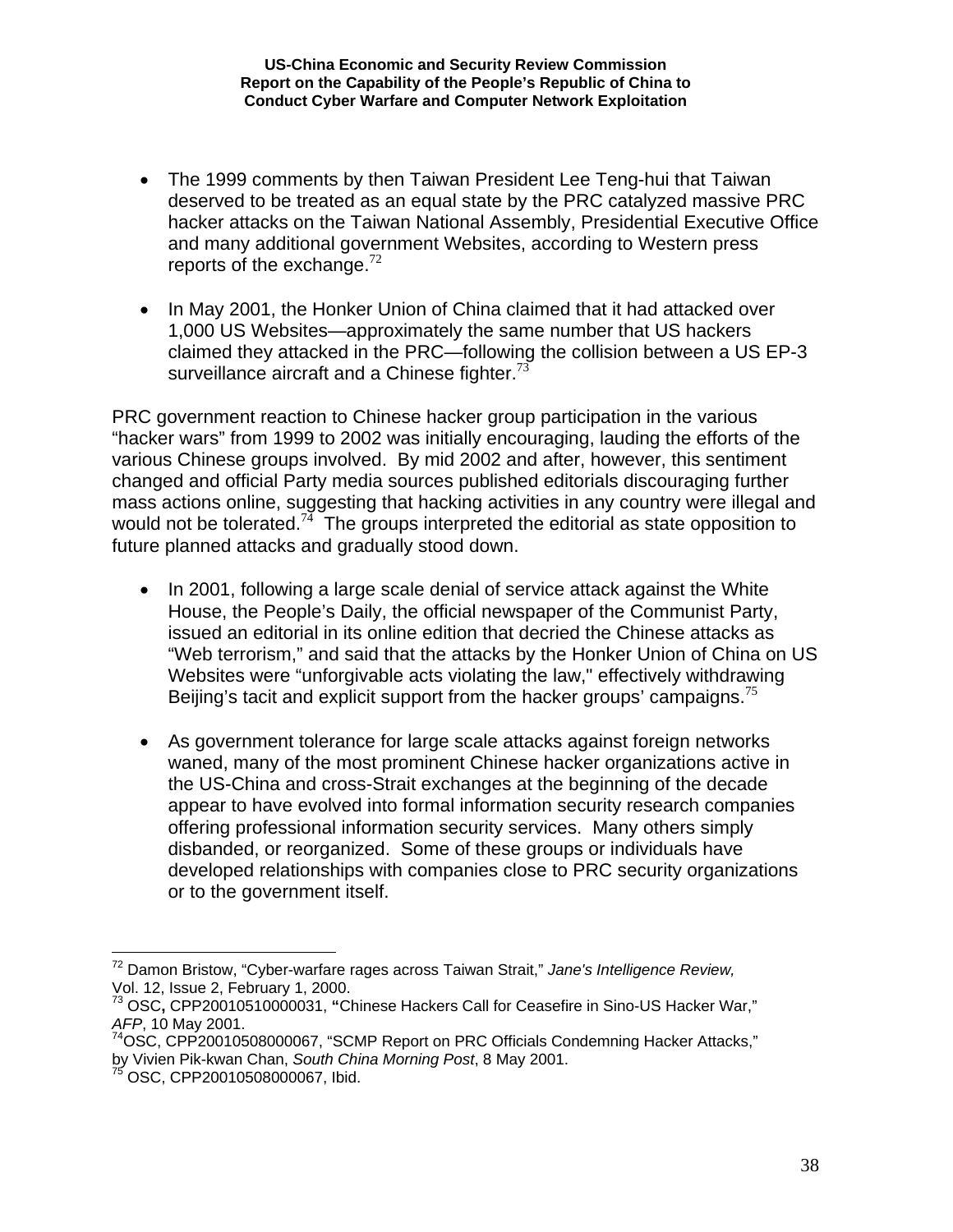- The 1999 comments by then Taiwan President Lee Teng-hui that Taiwan deserved to be treated as an equal state by the PRC catalyzed massive PRC hacker attacks on the Taiwan National Assembly, Presidential Executive Office and many additional government Websites, according to Western press reports of the exchange.[72]

- In May 2001, the Honker Union of China claimed that it had attacked over 1,000 US Websites—approximately the same number that US hackers claimed they attacked in the PRC—following the collision between a US EP-3 surveillance aircraft and a Chinese fighter.[73]

PRC government reaction to Chinese hacker group participation in the various "hacker wars" from 1999 to 2002 was initially encouraging, lauding the efforts of the various Chinese groups involved. By mid 2002 and after, however, this sentiment changed and official Party media sources published editorials discouraging further mass actions online, suggesting that hacking activities in any country were illegal and would not be tolerated.[74] The groups interpreted the editorial as state opposition to future planned attacks and gradually stood down.

- In 2001, following a large scale denial of service attack against the White House, the People's Daily, the official newspaper of the Communist Party, issued an editorial in its online edition that decried the Chinese attacks as "Web terrorism," and said that the attacks by the Honker Union of China on US Websites were "unforgivable acts violating the law," effectively withdrawing Beijing's tacit and explicit support from the hacker groups' campaigns.[75]

- As government tolerance for large scale attacks against foreign networks waned, many of the most prominent Chinese hacker organizations active in the US-China and cross-Strait exchanges at the beginning of the decade appear to have evolved into formal information security research companies offering professional information security services. Many others simply disbanded, or reorganized. Some of these groups or individuals have developed relationships with companies close to PRC security organizations or to the government itself.

---

[72] Damon Bristow, "Cyber-warfare rages across Taiwan Strait," *Jane's Intelligence Review,* Vol. 12, Issue 2, February 1, 2000.

[73] OSC**,** CPP20010510000031, **"**Chinese Hackers Call for Ceasefire in Sino-US Hacker War," *AFP*, 10 May 2001.

[74] OSC, CPP20010508000067, "SCMP Report on PRC Officials Condemning Hacker Attacks," by Vivien Pik-kwan Chan, *South China Morning Post*, 8 May 2001.

[75] OSC, CPP20010508000067, Ibid.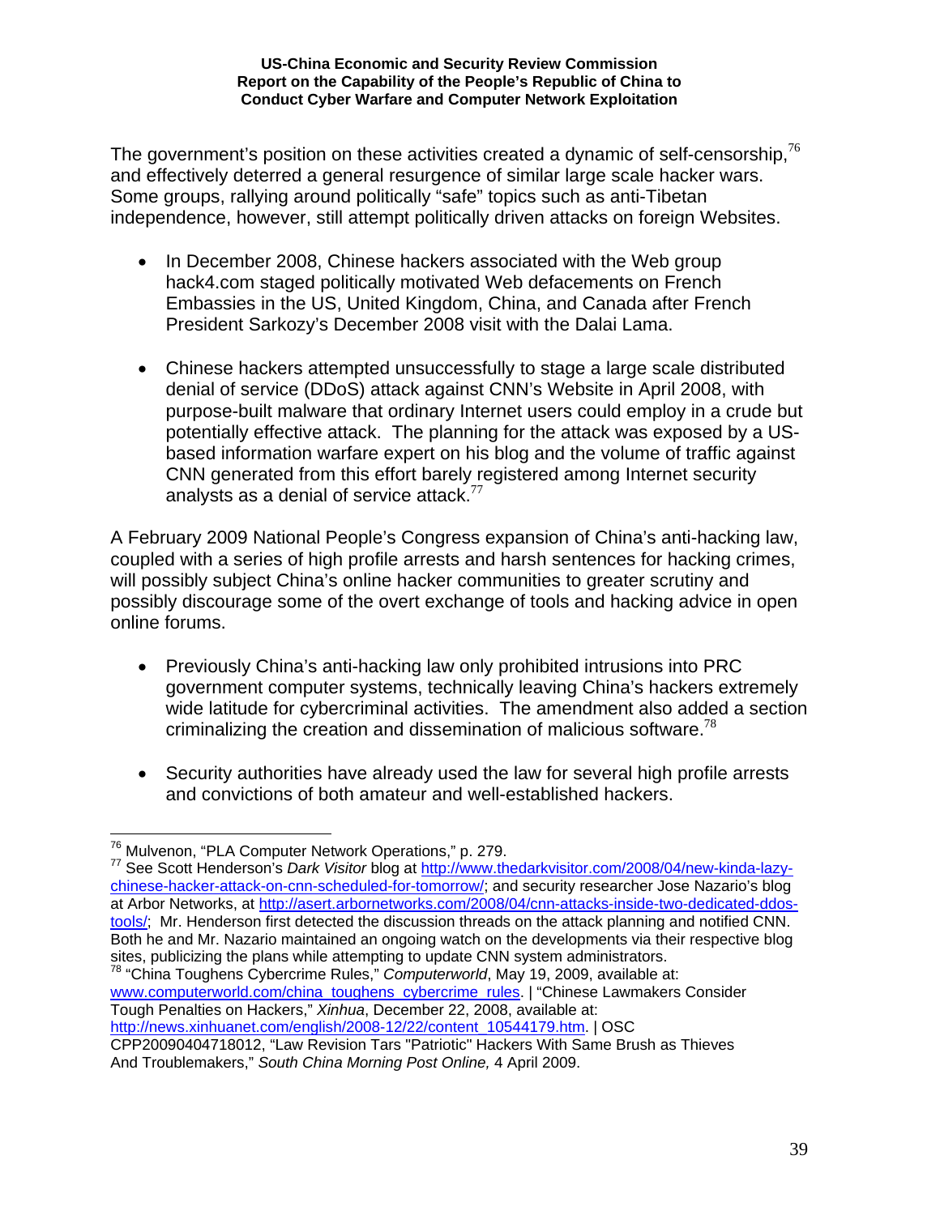The government's position on these activities created a dynamic of self-censorship,[76] and effectively deterred a general resurgence of similar large scale hacker wars. Some groups, rallying around politically "safe" topics such as anti-Tibetan independence, however, still attempt politically driven attacks on foreign Websites.

- In December 2008, Chinese hackers associated with the Web group hack4.com staged politically motivated Web defacements on French Embassies in the US, United Kingdom, China, and Canada after French President Sarkozy's December 2008 visit with the Dalai Lama.

- Chinese hackers attempted unsuccessfully to stage a large scale distributed denial of service (DDoS) attack against CNN's Website in April 2008, with purpose-built malware that ordinary Internet users could employ in a crude but potentially effective attack. The planning for the attack was exposed by a US-based information warfare expert on his blog and the volume of traffic against CNN generated from this effort barely registered among Internet security analysts as a denial of service attack.[77]

A February 2009 National People's Congress expansion of China's anti-hacking law, coupled with a series of high profile arrests and harsh sentences for hacking crimes, will possibly subject China's online hacker communities to greater scrutiny and possibly discourage some of the overt exchange of tools and hacking advice in open online forums.

- Previously China's anti-hacking law only prohibited intrusions into PRC government computer systems, technically leaving China's hackers extremely wide latitude for cybercriminal activities. The amendment also added a section criminalizing the creation and dissemination of malicious software.[78]

- Security authorities have already used the law for several high profile arrests and convictions of both amateur and well-established hackers.

---

[76] Mulvenon, "PLA Computer Network Operations," p. 279.

[77] See Scott Henderson's *Dark Visitor* blog at http://www.thedarkvisitor.com/2008/04/new-kinda-lazy-chinese-hacker-attack-on-cnn-scheduled-for-tomorrow/; and security researcher Jose Nazario's blog at Arbor Networks, at http://asert.arbornetworks.com/2008/04/cnn-attacks-inside-two-dedicated-ddos-tools/; Mr. Henderson first detected the discussion threads on the attack planning and notified CNN. Both he and Mr. Nazario maintained an ongoing watch on the developments via their respective blog sites, publicizing the plans while attempting to update CNN system administrators.

[78] "China Toughens Cybercrime Rules," *Computerworld*, May 19, 2009, available at: www.computerworld.com/china_toughens_cybercrime_rules. | "Chinese Lawmakers Consider Tough Penalties on Hackers," *Xinhua*, December 22, 2008, available at: http://news.xinhuanet.com/english/2008-12/22/content_10544179.htm. | OSC CPP20090404718012, "Law Revision Tars "Patriotic" Hackers With Same Brush as Thieves And Troublemakers," *South China Morning Post Online,* 4 April 2009.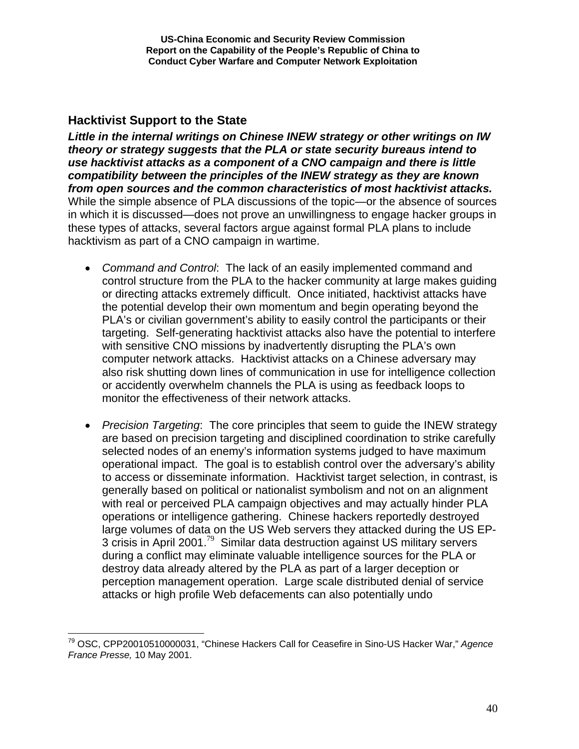## Hacktivist Support to the State

***Little in the internal writings on Chinese INEW strategy or other writings on IW theory or strategy suggests that the PLA or state security bureaus intend to use hacktivist attacks as a component of a CNO campaign and there is little compatibility between the principles of the INEW strategy as they are known from open sources and the common characteristics of most hacktivist attacks.*** While the simple absence of PLA discussions of the topic—or the absence of sources in which it is discussed—does not prove an unwillingness to engage hacker groups in these types of attacks, several factors argue against formal PLA plans to include hacktivism as part of a CNO campaign in wartime.

- *Command and Control*: The lack of an easily implemented command and control structure from the PLA to the hacker community at large makes guiding or directing attacks extremely difficult. Once initiated, hacktivist attacks have the potential develop their own momentum and begin operating beyond the PLA's or civilian government's ability to easily control the participants or their targeting. Self-generating hacktivist attacks also have the potential to interfere with sensitive CNO missions by inadvertently disrupting the PLA's own computer network attacks. Hacktivist attacks on a Chinese adversary may also risk shutting down lines of communication in use for intelligence collection or accidently overwhelm channels the PLA is using as feedback loops to monitor the effectiveness of their network attacks.

- *Precision Targeting*: The core principles that seem to guide the INEW strategy are based on precision targeting and disciplined coordination to strike carefully selected nodes of an enemy's information systems judged to have maximum operational impact. The goal is to establish control over the adversary's ability to access or disseminate information. Hacktivist target selection, in contrast, is generally based on political or nationalist symbolism and not on an alignment with real or perceived PLA campaign objectives and may actually hinder PLA operations or intelligence gathering. Chinese hackers reportedly destroyed large volumes of data on the US Web servers they attacked during the US EP-3 crisis in April 2001.[79] Similar data destruction against US military servers during a conflict may eliminate valuable intelligence sources for the PLA or destroy data already altered by the PLA as part of a larger deception or perception management operation. Large scale distributed denial of service attacks or high profile Web defacements can also potentially undo

---

[79] OSC, CPP20010510000031, "Chinese Hackers Call for Ceasefire in Sino-US Hacker War," *Agence France Presse,* 10 May 2001.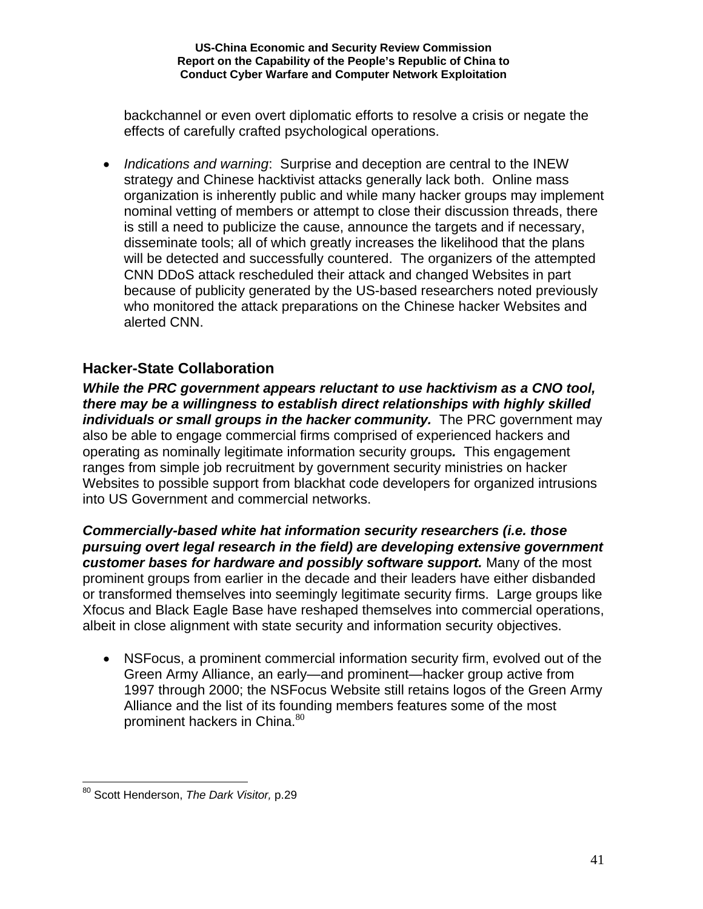backchannel or even overt diplomatic efforts to resolve a crisis or negate the effects of carefully crafted psychological operations.

- *Indications and warning*: Surprise and deception are central to the INEW strategy and Chinese hacktivist attacks generally lack both. Online mass organization is inherently public and while many hacker groups may implement nominal vetting of members or attempt to close their discussion threads, there is still a need to publicize the cause, announce the targets and if necessary, disseminate tools; all of which greatly increases the likelihood that the plans will be detected and successfully countered. The organizers of the attempted CNN DDoS attack rescheduled their attack and changed Websites in part because of publicity generated by the US-based researchers noted previously who monitored the attack preparations on the Chinese hacker Websites and alerted CNN.

## Hacker-State Collaboration

***While the PRC government appears reluctant to use hacktivism as a CNO tool, there may be a willingness to establish direct relationships with highly skilled individuals or small groups in the hacker community.*** The PRC government may also be able to engage commercial firms comprised of experienced hackers and operating as nominally legitimate information security groups***.*** This engagement ranges from simple job recruitment by government security ministries on hacker Websites to possible support from blackhat code developers for organized intrusions into US Government and commercial networks.

***Commercially-based white hat information security researchers (i.e. those pursuing overt legal research in the field) are developing extensive government customer bases for hardware and possibly software support.*** Many of the most prominent groups from earlier in the decade and their leaders have either disbanded or transformed themselves into seemingly legitimate security firms. Large groups like Xfocus and Black Eagle Base have reshaped themselves into commercial operations, albeit in close alignment with state security and information security objectives.

- NSFocus, a prominent commercial information security firm, evolved out of the Green Army Alliance, an early—and prominent—hacker group active from 1997 through 2000; the NSFocus Website still retains logos of the Green Army Alliance and the list of its founding members features some of the most prominent hackers in China.[80]

[80] Scott Henderson, *The Dark Visitor,* p.29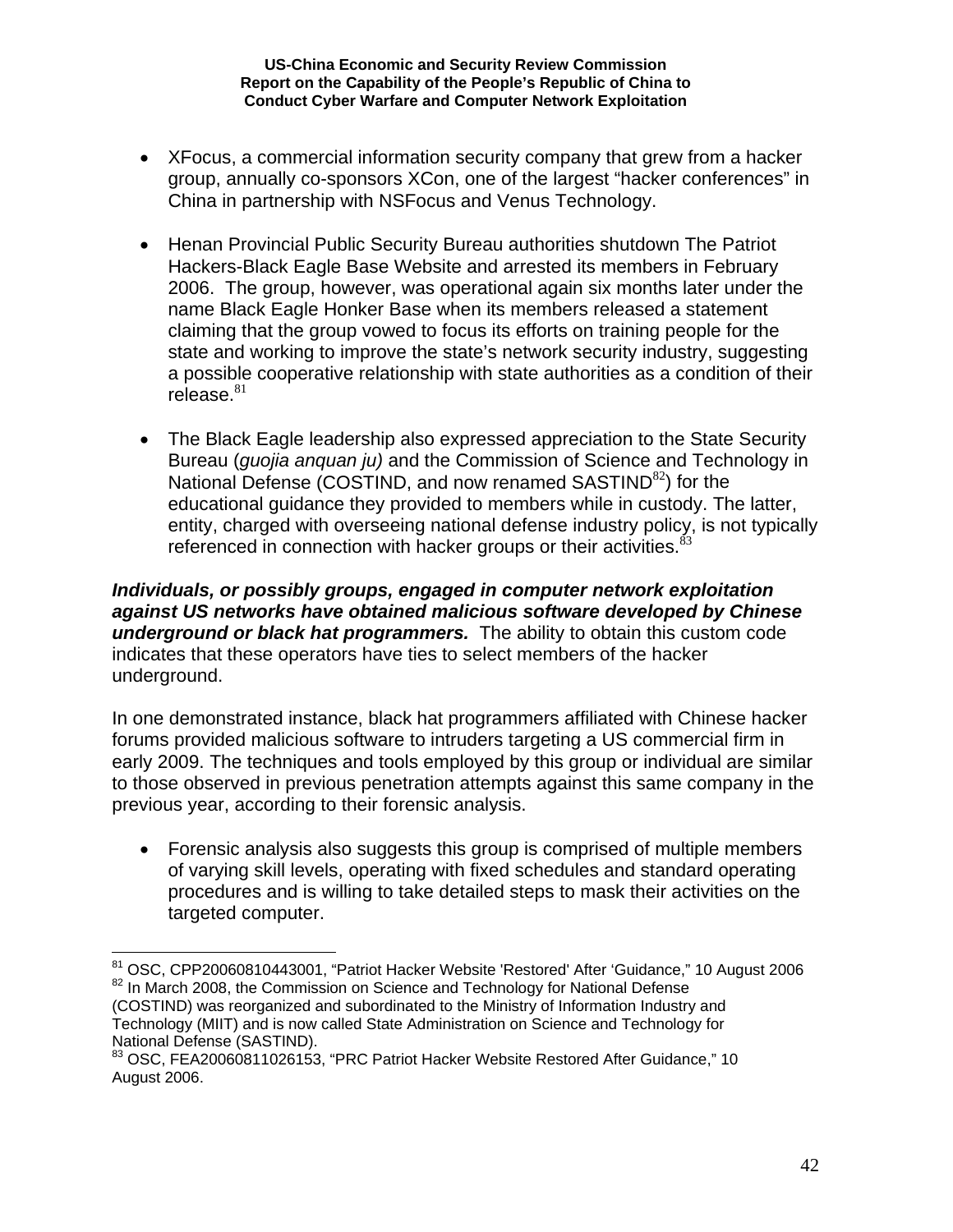- XFocus, a commercial information security company that grew from a hacker group, annually co-sponsors XCon, one of the largest "hacker conferences" in China in partnership with NSFocus and Venus Technology.

- Henan Provincial Public Security Bureau authorities shutdown The Patriot Hackers-Black Eagle Base Website and arrested its members in February 2006. The group, however, was operational again six months later under the name Black Eagle Honker Base when its members released a statement claiming that the group vowed to focus its efforts on training people for the state and working to improve the state's network security industry, suggesting a possible cooperative relationship with state authorities as a condition of their release.[81]

- The Black Eagle leadership also expressed appreciation to the State Security Bureau (*guojia anquan ju)* and the Commission of Science and Technology in National Defense (COSTIND, and now renamed SASTIND[82]) for the educational guidance they provided to members while in custody. The latter, entity, charged with overseeing national defense industry policy, is not typically referenced in connection with hacker groups or their activities.[83]

***Individuals, or possibly groups, engaged in computer network exploitation against US networks have obtained malicious software developed by Chinese underground or black hat programmers.*** The ability to obtain this custom code indicates that these operators have ties to select members of the hacker underground.

In one demonstrated instance, black hat programmers affiliated with Chinese hacker forums provided malicious software to intruders targeting a US commercial firm in early 2009. The techniques and tools employed by this group or individual are similar to those observed in previous penetration attempts against this same company in the previous year, according to their forensic analysis.

- Forensic analysis also suggests this group is comprised of multiple members of varying skill levels, operating with fixed schedules and standard operating procedures and is willing to take detailed steps to mask their activities on the targeted computer.

---

[81] OSC, CPP20060810443001, "Patriot Hacker Website 'Restored' After 'Guidance," 10 August 2006

[82] In March 2008, the Commission on Science and Technology for National Defense (COSTIND) was reorganized and subordinated to the Ministry of Information Industry and Technology (MIIT) and is now called State Administration on Science and Technology for National Defense (SASTIND).

[83] OSC, FEA20060811026153, "PRC Patriot Hacker Website Restored After Guidance," 10 August 2006.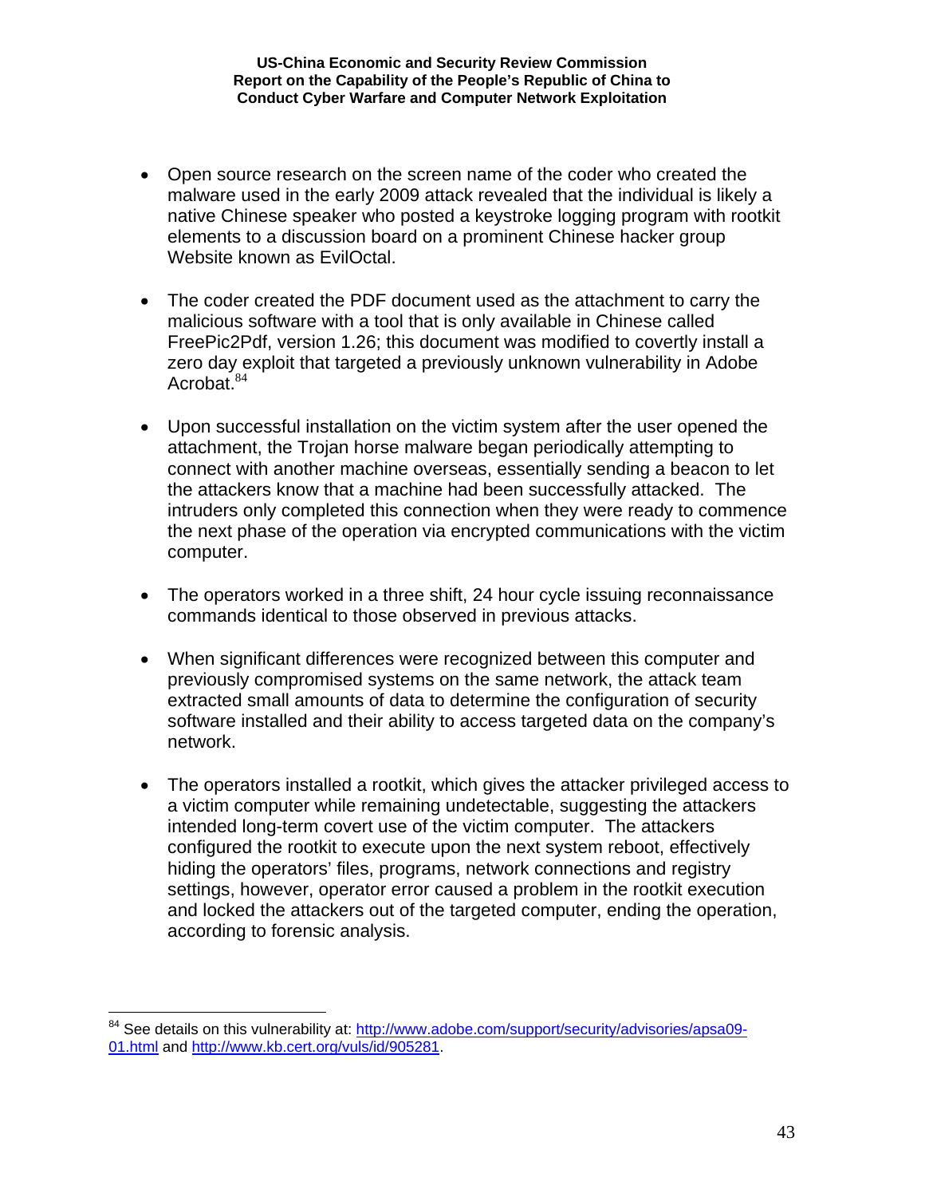- Open source research on the screen name of the coder who created the malware used in the early 2009 attack revealed that the individual is likely a native Chinese speaker who posted a keystroke logging program with rootkit elements to a discussion board on a prominent Chinese hacker group Website known as EvilOctal.

- The coder created the PDF document used as the attachment to carry the malicious software with a tool that is only available in Chinese called FreePic2Pdf, version 1.26; this document was modified to covertly install a zero day exploit that targeted a previously unknown vulnerability in Adobe Acrobat.[84]

- Upon successful installation on the victim system after the user opened the attachment, the Trojan horse malware began periodically attempting to connect with another machine overseas, essentially sending a beacon to let the attackers know that a machine had been successfully attacked. The intruders only completed this connection when they were ready to commence the next phase of the operation via encrypted communications with the victim computer.

- The operators worked in a three shift, 24 hour cycle issuing reconnaissance commands identical to those observed in previous attacks.

- When significant differences were recognized between this computer and previously compromised systems on the same network, the attack team extracted small amounts of data to determine the configuration of security software installed and their ability to access targeted data on the company's network.

- The operators installed a rootkit, which gives the attacker privileged access to a victim computer while remaining undetectable, suggesting the attackers intended long-term covert use of the victim computer. The attackers configured the rootkit to execute upon the next system reboot, effectively hiding the operators' files, programs, network connections and registry settings, however, operator error caused a problem in the rootkit execution and locked the attackers out of the targeted computer, ending the operation, according to forensic analysis.

---

[84] See details on this vulnerability at: http://www.adobe.com/support/security/advisories/apsa09-01.html and http://www.kb.cert.org/vuls/id/905281.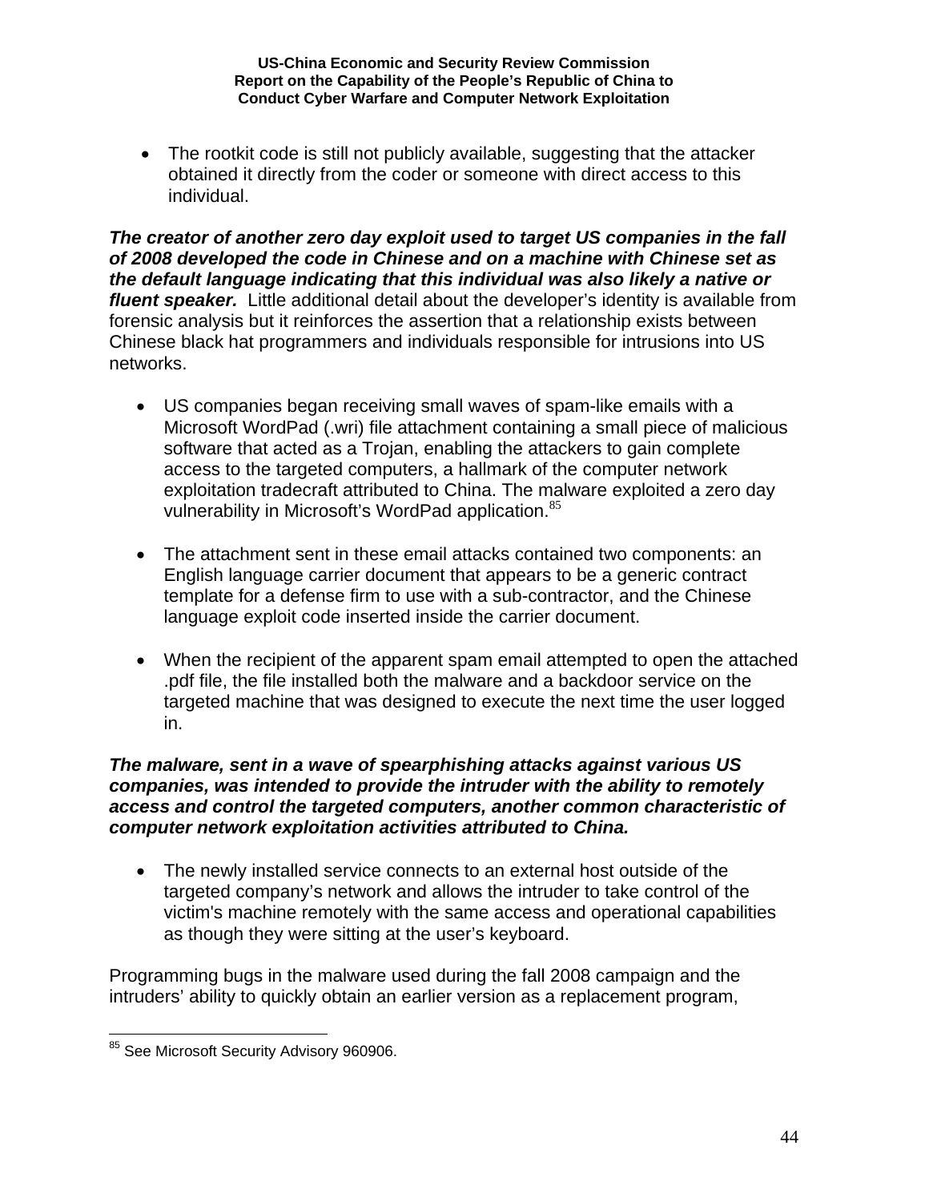- The rootkit code is still not publicly available, suggesting that the attacker obtained it directly from the coder or someone with direct access to this individual.

***The creator of another zero day exploit used to target US companies in the fall of 2008 developed the code in Chinese and on a machine with Chinese set as the default language indicating that this individual was also likely a native or fluent speaker.*** Little additional detail about the developer's identity is available from forensic analysis but it reinforces the assertion that a relationship exists between Chinese black hat programmers and individuals responsible for intrusions into US networks.

- US companies began receiving small waves of spam-like emails with a Microsoft WordPad (.wri) file attachment containing a small piece of malicious software that acted as a Trojan, enabling the attackers to gain complete access to the targeted computers, a hallmark of the computer network exploitation tradecraft attributed to China. The malware exploited a zero day vulnerability in Microsoft's WordPad application.[85]

- The attachment sent in these email attacks contained two components: an English language carrier document that appears to be a generic contract template for a defense firm to use with a sub-contractor, and the Chinese language exploit code inserted inside the carrier document.

- When the recipient of the apparent spam email attempted to open the attached .pdf file, the file installed both the malware and a backdoor service on the targeted machine that was designed to execute the next time the user logged in.

***The malware, sent in a wave of spearphishing attacks against various US companies, was intended to provide the intruder with the ability to remotely access and control the targeted computers, another common characteristic of computer network exploitation activities attributed to China.***

- The newly installed service connects to an external host outside of the targeted company's network and allows the intruder to take control of the victim's machine remotely with the same access and operational capabilities as though they were sitting at the user's keyboard.

Programming bugs in the malware used during the fall 2008 campaign and the intruders' ability to quickly obtain an earlier version as a replacement program,

[85] See Microsoft Security Advisory 960906.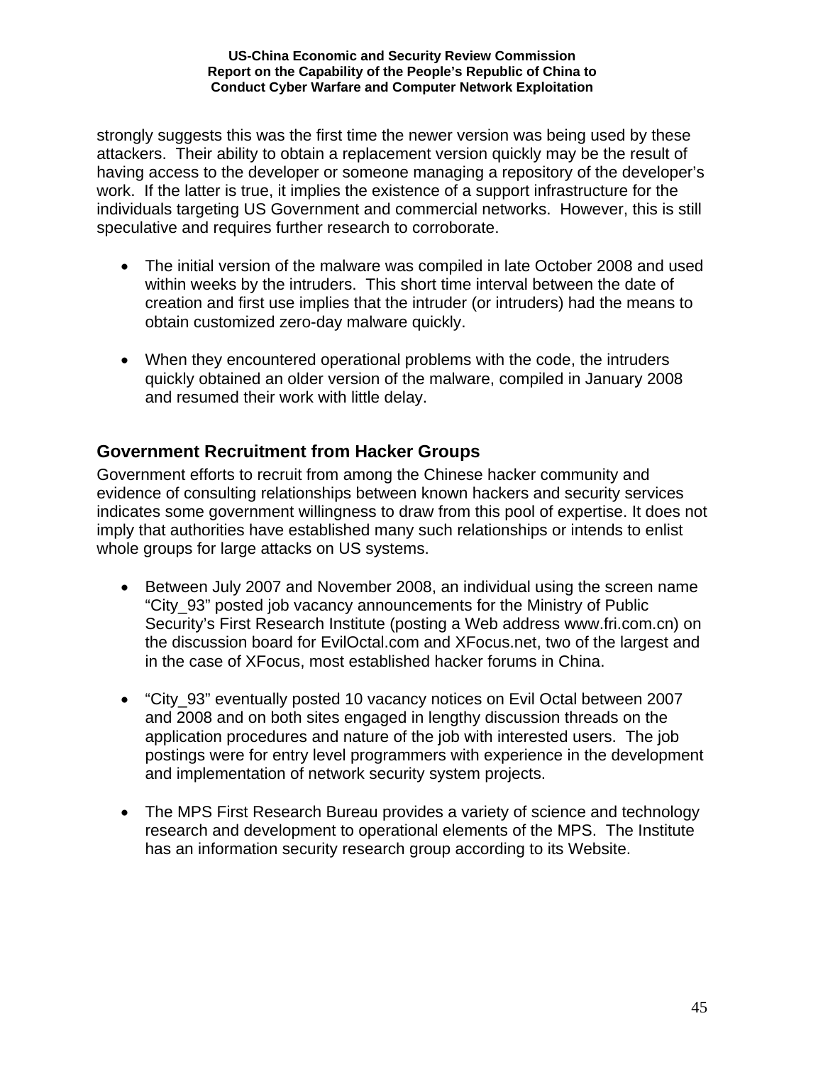strongly suggests this was the first time the newer version was being used by these attackers. Their ability to obtain a replacement version quickly may be the result of having access to the developer or someone managing a repository of the developer's work. If the latter is true, it implies the existence of a support infrastructure for the individuals targeting US Government and commercial networks. However, this is still speculative and requires further research to corroborate.

- The initial version of the malware was compiled in late October 2008 and used within weeks by the intruders. This short time interval between the date of creation and first use implies that the intruder (or intruders) had the means to obtain customized zero-day malware quickly.

- When they encountered operational problems with the code, the intruders quickly obtained an older version of the malware, compiled in January 2008 and resumed their work with little delay.

## Government Recruitment from Hacker Groups

Government efforts to recruit from among the Chinese hacker community and evidence of consulting relationships between known hackers and security services indicates some government willingness to draw from this pool of expertise. It does not imply that authorities have established many such relationships or intends to enlist whole groups for large attacks on US systems.

- Between July 2007 and November 2008, an individual using the screen name "City_93" posted job vacancy announcements for the Ministry of Public Security's First Research Institute (posting a Web address www.fri.com.cn) on the discussion board for EvilOctal.com and XFocus.net, two of the largest and in the case of XFocus, most established hacker forums in China.

- "City_93" eventually posted 10 vacancy notices on Evil Octal between 2007 and 2008 and on both sites engaged in lengthy discussion threads on the application procedures and nature of the job with interested users. The job postings were for entry level programmers with experience in the development and implementation of network security system projects.

- The MPS First Research Bureau provides a variety of science and technology research and development to operational elements of the MPS. The Institute has an information security research group according to its Website.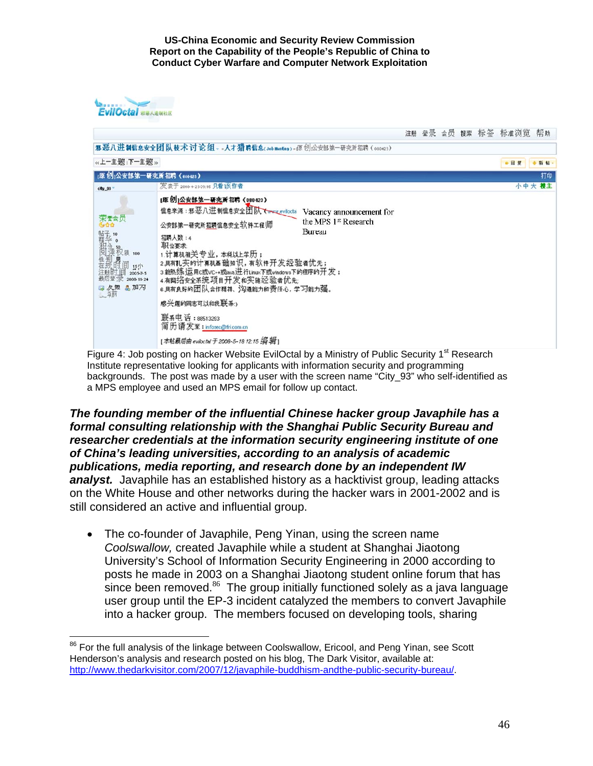Figure 4: Job posting on hacker Website EvilOctal by a Ministry of Public Security 1st Research Institute representative looking for applicants with information security and programming backgrounds. The post was made by a user with the screen name "City_93" who self-identified as a MPS employee and used an MPS email for follow up contact.

***The founding member of the influential Chinese hacker group Javaphile has a formal consulting relationship with the Shanghai Public Security Bureau and researcher credentials at the information security engineering institute of one of China's leading universities, according to an analysis of academic publications, media reporting, and research done by an independent IW analyst.*** Javaphile has an established history as a hacktivist group, leading attacks on the White House and other networks during the hacker wars in 2001-2002 and is still considered an active and influential group.

- The co-founder of Javaphile, Peng Yinan, using the screen name *Coolswallow,* created Javaphile while a student at Shanghai Jiaotong University's School of Information Security Engineering in 2000 according to posts he made in 2003 on a Shanghai Jiaotong student online forum that has since been removed.[86] The group initially functioned solely as a java language user group until the EP-3 incident catalyzed the members to convert Javaphile into a hacker group. The members focused on developing tools, sharing

[86] For the full analysis of the linkage between Coolswallow, Ericool, and Peng Yinan, see Scott Henderson's analysis and research posted on his blog, The Dark Visitor, available at: http://www.thedarkvisitor.com/2007/12/javaphile-buddhism-andthe-public-security-bureau/.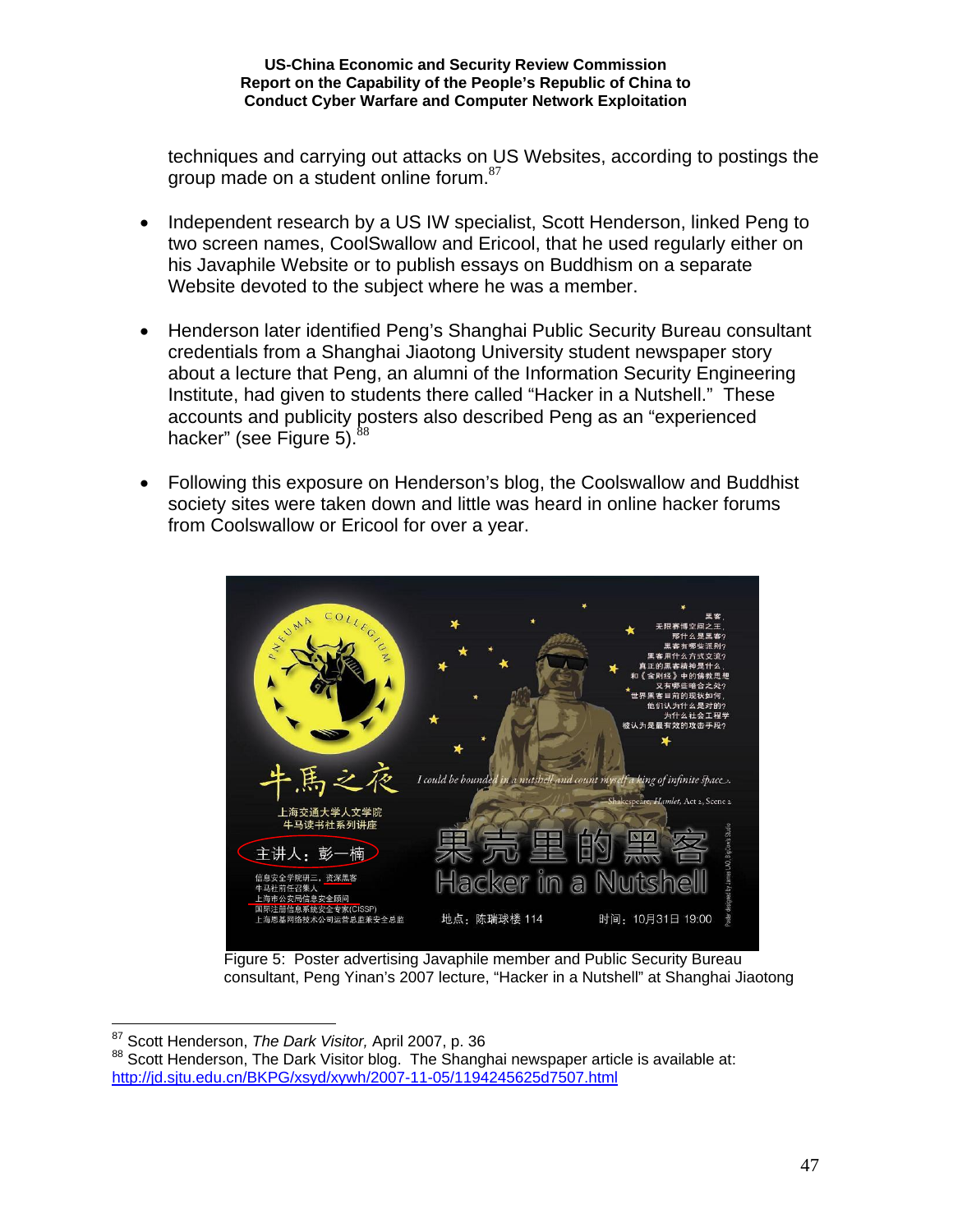techniques and carrying out attacks on US Websites, according to postings the group made on a student online forum.[87]

- Independent research by a US IW specialist, Scott Henderson, linked Peng to two screen names, CoolSwallow and Ericool, that he used regularly either on his Javaphile Website or to publish essays on Buddhism on a separate Website devoted to the subject where he was a member.

- Henderson later identified Peng's Shanghai Public Security Bureau consultant credentials from a Shanghai Jiaotong University student newspaper story about a lecture that Peng, an alumni of the Information Security Engineering Institute, had given to students there called "Hacker in a Nutshell." These accounts and publicity posters also described Peng as an "experienced hacker" (see Figure 5).[88]

- Following this exposure on Henderson's blog, the Coolswallow and Buddhist society sites were taken down and little was heard in online hacker forums from Coolswallow or Ericool for over a year.

Figure 5: Poster advertising Javaphile member and Public Security Bureau consultant, Peng Yinan's 2007 lecture, "Hacker in a Nutshell" at Shanghai Jiaotong

---

[87] Scott Henderson, *The Dark Visitor,* April 2007, p. 36

[88] Scott Henderson, The Dark Visitor blog. The Shanghai newspaper article is available at: http://jd.sjtu.edu.cn/BKPG/xsyd/xywh/2007-11-05/1194245625d7507.html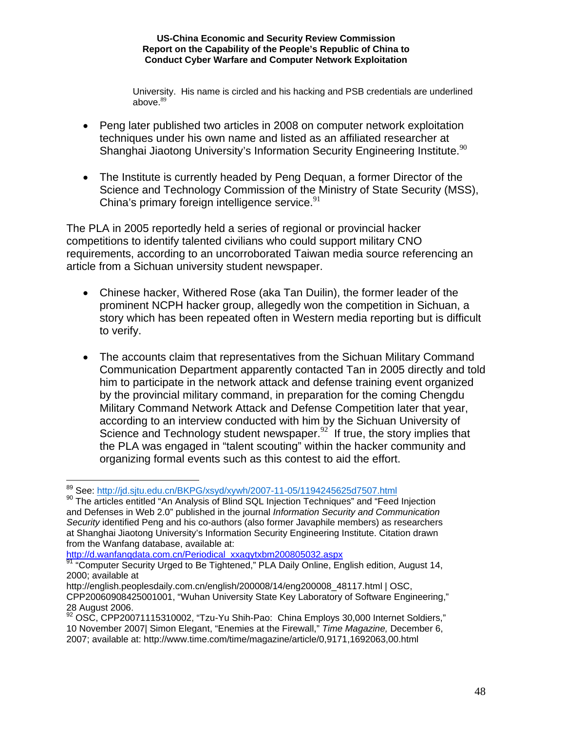University. His name is circled and his hacking and PSB credentials are underlined above.[89]

- Peng later published two articles in 2008 on computer network exploitation techniques under his own name and listed as an affiliated researcher at Shanghai Jiaotong University's Information Security Engineering Institute.[90]

- The Institute is currently headed by Peng Dequan, a former Director of the Science and Technology Commission of the Ministry of State Security (MSS), China's primary foreign intelligence service.[91]

The PLA in 2005 reportedly held a series of regional or provincial hacker competitions to identify talented civilians who could support military CNO requirements, according to an uncorroborated Taiwan media source referencing an article from a Sichuan university student newspaper.

- Chinese hacker, Withered Rose (aka Tan Duilin), the former leader of the prominent NCPH hacker group, allegedly won the competition in Sichuan, a story which has been repeated often in Western media reporting but is difficult to verify.

- The accounts claim that representatives from the Sichuan Military Command Communication Department apparently contacted Tan in 2005 directly and told him to participate in the network attack and defense training event organized by the provincial military command, in preparation for the coming Chengdu Military Command Network Attack and Defense Competition later that year, according to an interview conducted with him by the Sichuan University of Science and Technology student newspaper.[92] If true, the story implies that the PLA was engaged in "talent scouting" within the hacker community and organizing formal events such as this contest to aid the effort.

---

[89] See: http://jd.sjtu.edu.cn/BKPG/xsyd/xywh/2007-11-05/1194245625d7507.html

[90] The articles entitled "An Analysis of Blind SQL Injection Techniques" and "Feed Injection and Defenses in Web 2.0" published in the journal *Information Security and Communication Security* identified Peng and his co-authors (also former Javaphile members) as researchers at Shanghai Jiaotong University's Information Security Engineering Institute. Citation drawn from the Wanfang database, available at: http://d.wanfangdata.com.cn/Periodical_xxaqytxbm200805032.aspx

[91] "Computer Security Urged to Be Tightened," PLA Daily Online, English edition, August 14, 2000; available at http://english.peopledaily.com.cn/english/200008/14/eng200008_48117.html | OSC, CPP20060908425001001, "Wuhan University State Key Laboratory of Software Engineering," 28 August 2006.

[92] OSC, CPP20071115310002, "Tzu-Yu Shih-Pao: China Employs 30,000 Internet Soldiers," 10 November 2007| Simon Elegant, "Enemies at the Firewall," *Time Magazine,* December 6, 2007; available at: http://www.time.com/time/magazine/article/0,9171,1692063,00.html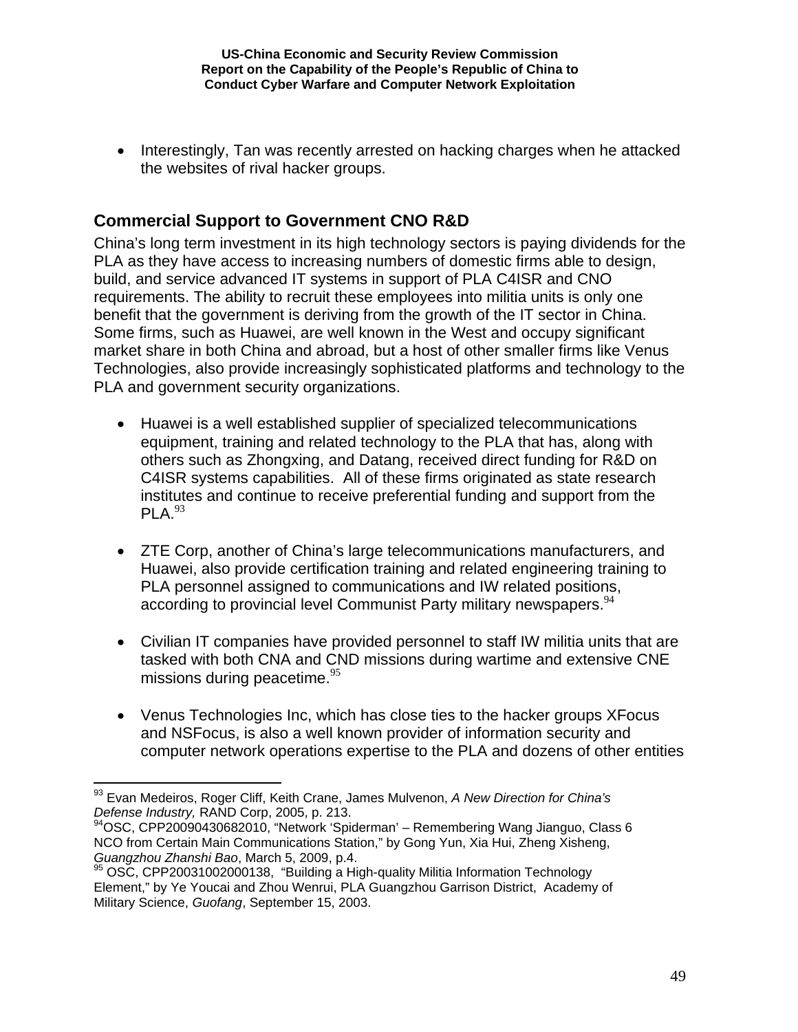- Interestingly, Tan was recently arrested on hacking charges when he attacked the websites of rival hacker groups.

## Commercial Support to Government CNO R&D

China's long term investment in its high technology sectors is paying dividends for the PLA as they have access to increasing numbers of domestic firms able to design, build, and service advanced IT systems in support of PLA C4ISR and CNO requirements. The ability to recruit these employees into militia units is only one benefit that the government is deriving from the growth of the IT sector in China. Some firms, such as Huawei, are well known in the West and occupy significant market share in both China and abroad, but a host of other smaller firms like Venus Technologies, also provide increasingly sophisticated platforms and technology to the PLA and government security organizations.

- Huawei is a well established supplier of specialized telecommunications equipment, training and related technology to the PLA that has, along with others such as Zhongxing, and Datang, received direct funding for R&D on C4ISR systems capabilities. All of these firms originated as state research institutes and continue to receive preferential funding and support from the PLA.[93]

- ZTE Corp, another of China's large telecommunications manufacturers, and Huawei, also provide certification training and related engineering training to PLA personnel assigned to communications and IW related positions, according to provincial level Communist Party military newspapers.[94]

- Civilian IT companies have provided personnel to staff IW militia units that are tasked with both CNA and CND missions during wartime and extensive CNE missions during peacetime.[95]

- Venus Technologies Inc, which has close ties to the hacker groups XFocus and NSFocus, is also a well known provider of information security and computer network operations expertise to the PLA and dozens of other entities

---

[93] Evan Medeiros, Roger Cliff, Keith Crane, James Mulvenon, *A New Direction for China's Defense Industry,* RAND Corp, 2005, p. 213.

[94] OSC, CPP20090430682010, "Network 'Spiderman' – Remembering Wang Jianguo, Class 6 NCO from Certain Main Communications Station," by Gong Yun, Xia Hui, Zheng Xisheng, *Guangzhou Zhanshi Bao*, March 5, 2009, p.4.

[95] OSC, CPP20031002000138, "Building a High-quality Militia Information Technology Element," by Ye Youcai and Zhou Wenrui, PLA Guangzhou Garrison District, Academy of Military Science, *Guofang*, September 15, 2003.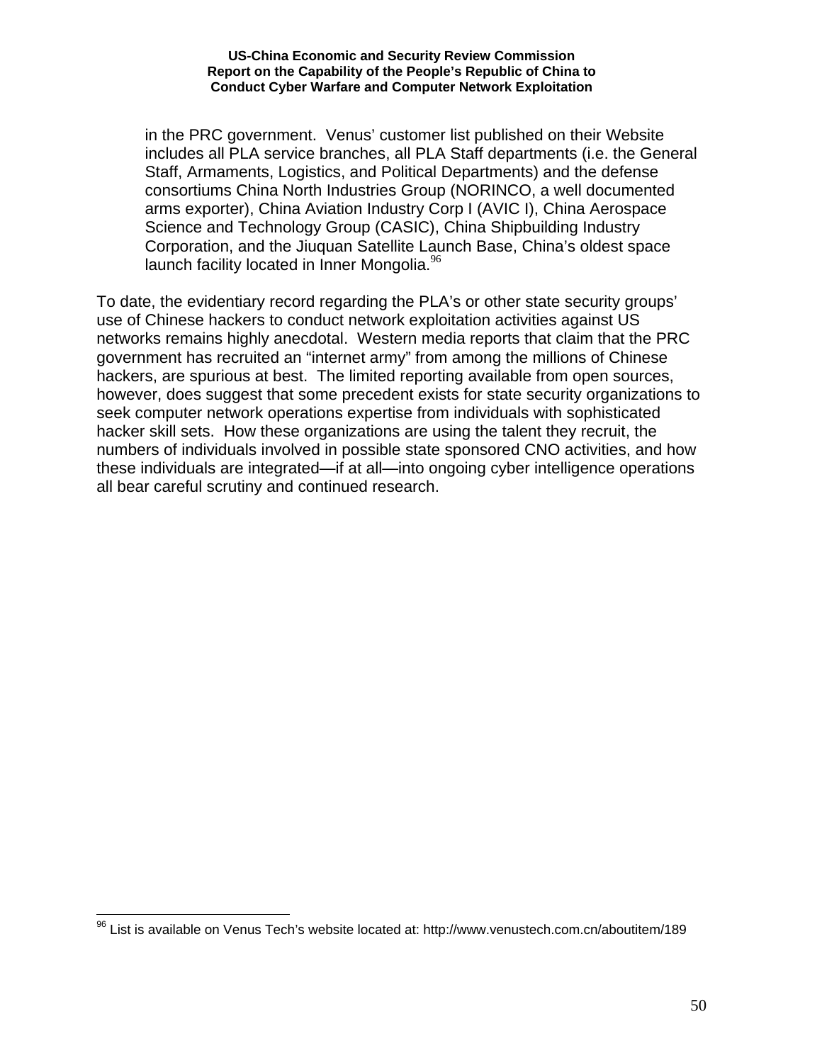in the PRC government. Venus' customer list published on their Website includes all PLA service branches, all PLA Staff departments (i.e. the General Staff, Armaments, Logistics, and Political Departments) and the defense consortiums China North Industries Group (NORINCO, a well documented arms exporter), China Aviation Industry Corp I (AVIC I), China Aerospace Science and Technology Group (CASIC), China Shipbuilding Industry Corporation, and the Jiuquan Satellite Launch Base, China's oldest space launch facility located in Inner Mongolia.[96]

To date, the evidentiary record regarding the PLA's or other state security groups' use of Chinese hackers to conduct network exploitation activities against US networks remains highly anecdotal. Western media reports that claim that the PRC government has recruited an "internet army" from among the millions of Chinese hackers, are spurious at best. The limited reporting available from open sources, however, does suggest that some precedent exists for state security organizations to seek computer network operations expertise from individuals with sophisticated hacker skill sets. How these organizations are using the talent they recruit, the numbers of individuals involved in possible state sponsored CNO activities, and how these individuals are integrated—if at all—into ongoing cyber intelligence operations all bear careful scrutiny and continued research.

---

[96] List is available on Venus Tech's website located at: http://www.venustech.com.cn/aboutitem/189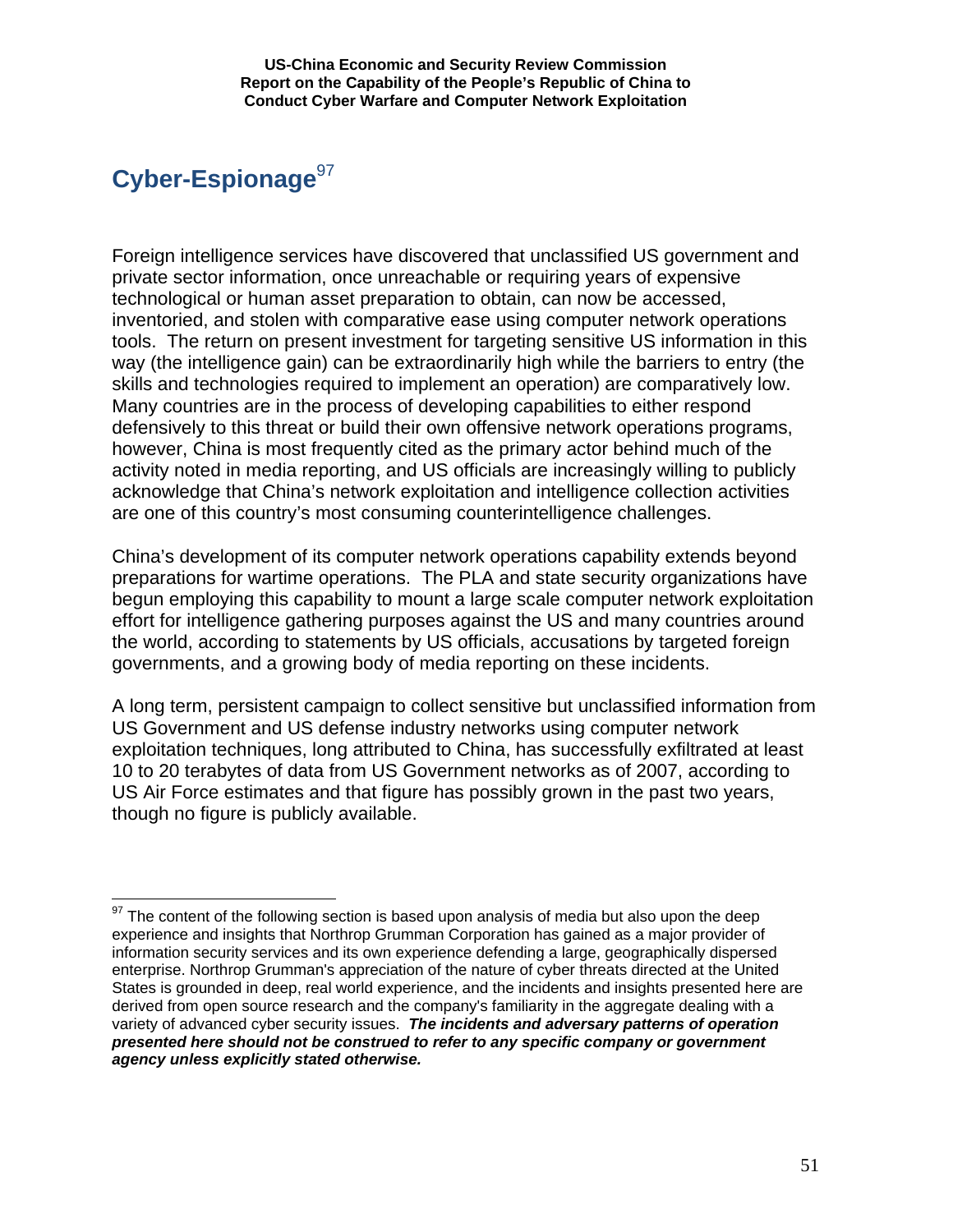# Cyber-Espionage[97]

Foreign intelligence services have discovered that unclassified US government and private sector information, once unreachable or requiring years of expensive technological or human asset preparation to obtain, can now be accessed, inventoried, and stolen with comparative ease using computer network operations tools. The return on present investment for targeting sensitive US information in this way (the intelligence gain) can be extraordinarily high while the barriers to entry (the skills and technologies required to implement an operation) are comparatively low. Many countries are in the process of developing capabilities to either respond defensively to this threat or build their own offensive network operations programs, however, China is most frequently cited as the primary actor behind much of the activity noted in media reporting, and US officials are increasingly willing to publicly acknowledge that China's network exploitation and intelligence collection activities are one of this country's most consuming counterintelligence challenges.

China's development of its computer network operations capability extends beyond preparations for wartime operations. The PLA and state security organizations have begun employing this capability to mount a large scale computer network exploitation effort for intelligence gathering purposes against the US and many countries around the world, according to statements by US officials, accusations by targeted foreign governments, and a growing body of media reporting on these incidents.

A long term, persistent campaign to collect sensitive but unclassified information from US Government and US defense industry networks using computer network exploitation techniques, long attributed to China, has successfully exfiltrated at least 10 to 20 terabytes of data from US Government networks as of 2007, according to US Air Force estimates and that figure has possibly grown in the past two years, though no figure is publicly available.

---

[97] The content of the following section is based upon analysis of media but also upon the deep experience and insights that Northrop Grumman Corporation has gained as a major provider of information security services and its own experience defending a large, geographically dispersed enterprise. Northrop Grumman's appreciation of the nature of cyber threats directed at the United States is grounded in deep, real world experience, and the incidents and insights presented here are derived from open source research and the company's familiarity in the aggregate dealing with a variety of advanced cyber security issues. ***The incidents and adversary patterns of operation presented here should not be construed to refer to any specific company or government agency unless explicitly stated otherwise.***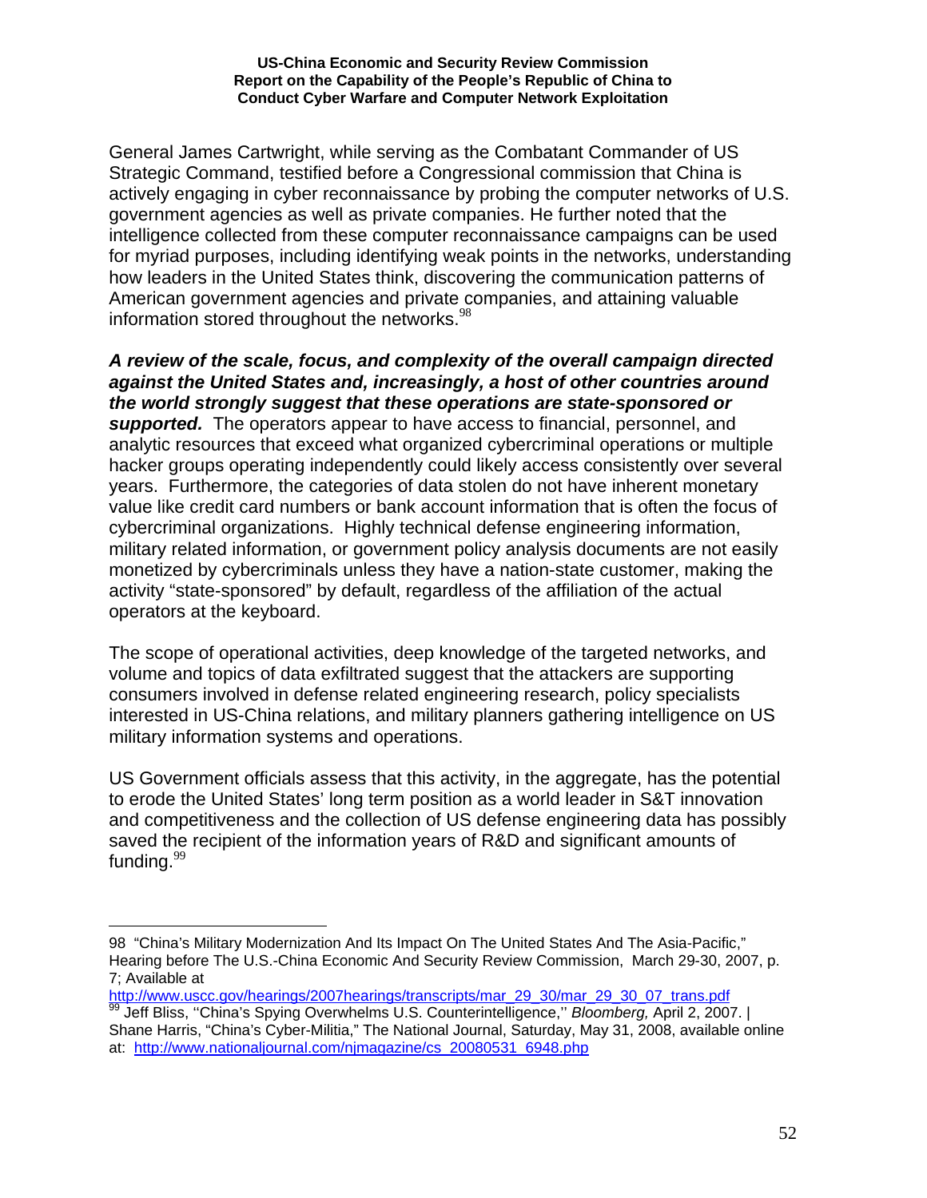General James Cartwright, while serving as the Combatant Commander of US Strategic Command, testified before a Congressional commission that China is actively engaging in cyber reconnaissance by probing the computer networks of U.S. government agencies as well as private companies. He further noted that the intelligence collected from these computer reconnaissance campaigns can be used for myriad purposes, including identifying weak points in the networks, understanding how leaders in the United States think, discovering the communication patterns of American government agencies and private companies, and attaining valuable information stored throughout the networks.[98]

***A review of the scale, focus, and complexity of the overall campaign directed against the United States and, increasingly, a host of other countries around the world strongly suggest that these operations are state-sponsored or supported.*** The operators appear to have access to financial, personnel, and analytic resources that exceed what organized cybercriminal operations or multiple hacker groups operating independently could likely access consistently over several years. Furthermore, the categories of data stolen do not have inherent monetary value like credit card numbers or bank account information that is often the focus of cybercriminal organizations. Highly technical defense engineering information, military related information, or government policy analysis documents are not easily monetized by cybercriminals unless they have a nation-state customer, making the activity "state-sponsored" by default, regardless of the affiliation of the actual operators at the keyboard.

The scope of operational activities, deep knowledge of the targeted networks, and volume and topics of data exfiltrated suggest that the attackers are supporting consumers involved in defense related engineering research, policy specialists interested in US-China relations, and military planners gathering intelligence on US military information systems and operations.

US Government officials assess that this activity, in the aggregate, has the potential to erode the United States' long term position as a world leader in S&T innovation and competitiveness and the collection of US defense engineering data has possibly saved the recipient of the information years of R&D and significant amounts of funding.[99]

---

98 "China's Military Modernization And Its Impact On The United States And The Asia-Pacific," Hearing before The U.S.-China Economic And Security Review Commission, March 29-30, 2007, p. 7; Available at http://www.uscc.gov/hearings/2007hearings/transcripts/mar_29_30/mar_29_30_07_trans.pdf

99 Jeff Bliss, "China's Spying Overwhelms U.S. Counterintelligence," *Bloomberg,* April 2, 2007. | Shane Harris, "China's Cyber-Militia," The National Journal, Saturday, May 31, 2008, available online at: http://www.nationaljournal.com/njmagazine/cs_20080531_6948.php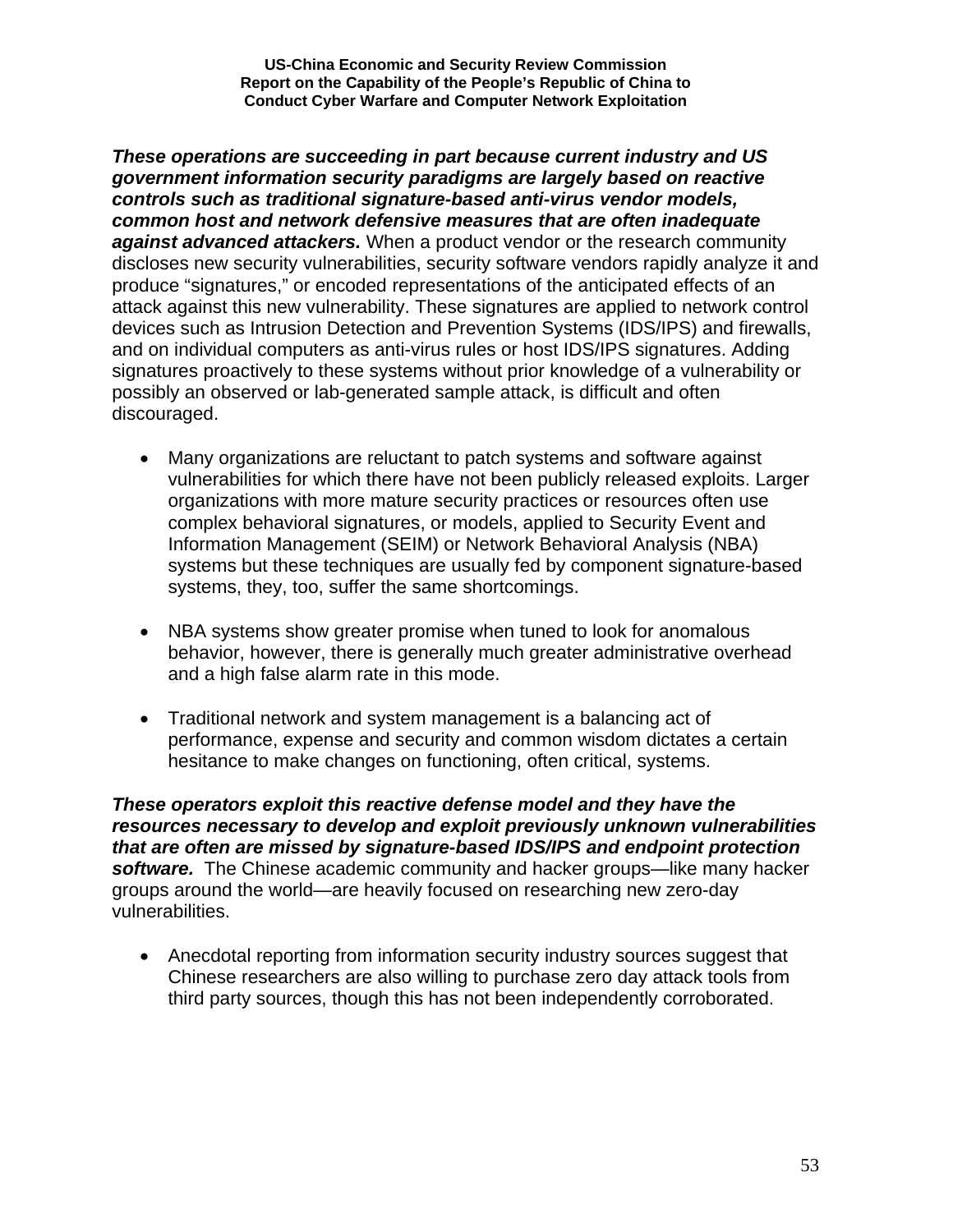***These operations are succeeding in part because current industry and US government information security paradigms are largely based on reactive controls such as traditional signature-based anti-virus vendor models, common host and network defensive measures that are often inadequate against advanced attackers.*** When a product vendor or the research community discloses new security vulnerabilities, security software vendors rapidly analyze it and produce "signatures," or encoded representations of the anticipated effects of an attack against this new vulnerability. These signatures are applied to network control devices such as Intrusion Detection and Prevention Systems (IDS/IPS) and firewalls, and on individual computers as anti-virus rules or host IDS/IPS signatures. Adding signatures proactively to these systems without prior knowledge of a vulnerability or possibly an observed or lab-generated sample attack, is difficult and often discouraged.

- Many organizations are reluctant to patch systems and software against vulnerabilities for which there have not been publicly released exploits. Larger organizations with more mature security practices or resources often use complex behavioral signatures, or models, applied to Security Event and Information Management (SEIM) or Network Behavioral Analysis (NBA) systems but these techniques are usually fed by component signature-based systems, they, too, suffer the same shortcomings.

- NBA systems show greater promise when tuned to look for anomalous behavior, however, there is generally much greater administrative overhead and a high false alarm rate in this mode.

- Traditional network and system management is a balancing act of performance, expense and security and common wisdom dictates a certain hesitance to make changes on functioning, often critical, systems.

***These operators exploit this reactive defense model and they have the resources necessary to develop and exploit previously unknown vulnerabilities that are often are missed by signature-based IDS/IPS and endpoint protection software.*** The Chinese academic community and hacker groups—like many hacker groups around the world—are heavily focused on researching new zero-day vulnerabilities.

- Anecdotal reporting from information security industry sources suggest that Chinese researchers are also willing to purchase zero day attack tools from third party sources, though this has not been independently corroborated.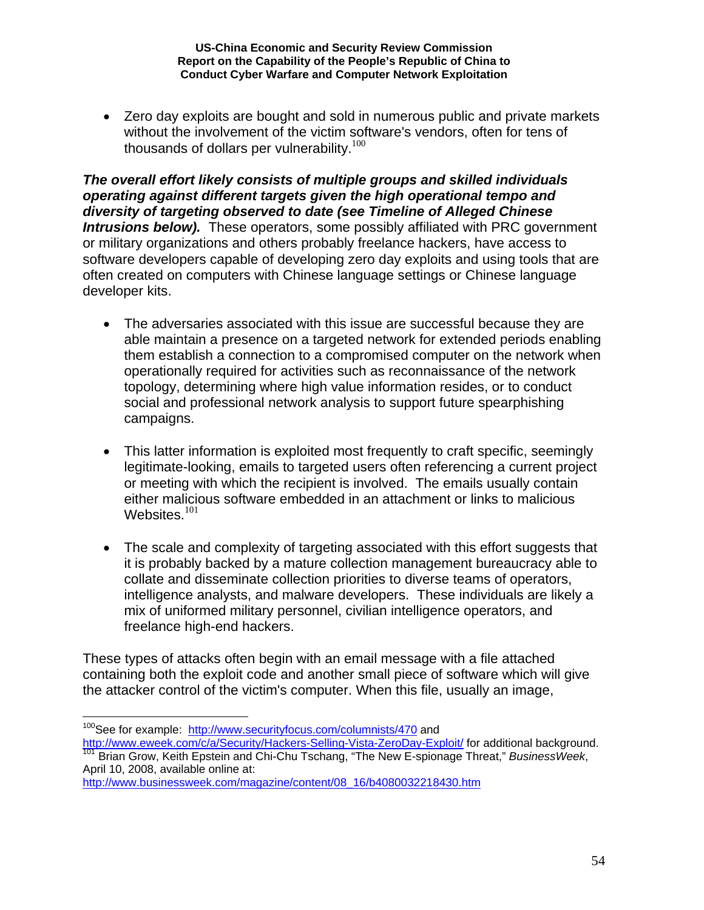- Zero day exploits are bought and sold in numerous public and private markets without the involvement of the victim software's vendors, often for tens of thousands of dollars per vulnerability.[100]

***The overall effort likely consists of multiple groups and skilled individuals operating against different targets given the high operational tempo and diversity of targeting observed to date (see Timeline of Alleged Chinese Intrusions below).*** These operators, some possibly affiliated with PRC government or military organizations and others probably freelance hackers, have access to software developers capable of developing zero day exploits and using tools that are often created on computers with Chinese language settings or Chinese language developer kits.

- The adversaries associated with this issue are successful because they are able maintain a presence on a targeted network for extended periods enabling them establish a connection to a compromised computer on the network when operationally required for activities such as reconnaissance of the network topology, determining where high value information resides, or to conduct social and professional network analysis to support future spearphishing campaigns.

- This latter information is exploited most frequently to craft specific, seemingly legitimate-looking, emails to targeted users often referencing a current project or meeting with which the recipient is involved. The emails usually contain either malicious software embedded in an attachment or links to malicious Websites.[101]

- The scale and complexity of targeting associated with this effort suggests that it is probably backed by a mature collection management bureaucracy able to collate and disseminate collection priorities to diverse teams of operators, intelligence analysts, and malware developers. These individuals are likely a mix of uniformed military personnel, civilian intelligence operators, and freelance high-end hackers.

These types of attacks often begin with an email message with a file attached containing both the exploit code and another small piece of software which will give the attacker control of the victim's computer. When this file, usually an image,

---

[100] See for example: http://www.securityfocus.com/columnists/470 and http://www.eweek.com/c/a/Security/Hackers-Selling-Vista-ZeroDay-Exploit/ for additional background.

[101] Brian Grow, Keith Epstein and Chi-Chu Tschang, "The New E-spionage Threat," *BusinessWeek*, April 10, 2008, available online at: http://www.businessweek.com/magazine/content/08_16/b4080032218430.htm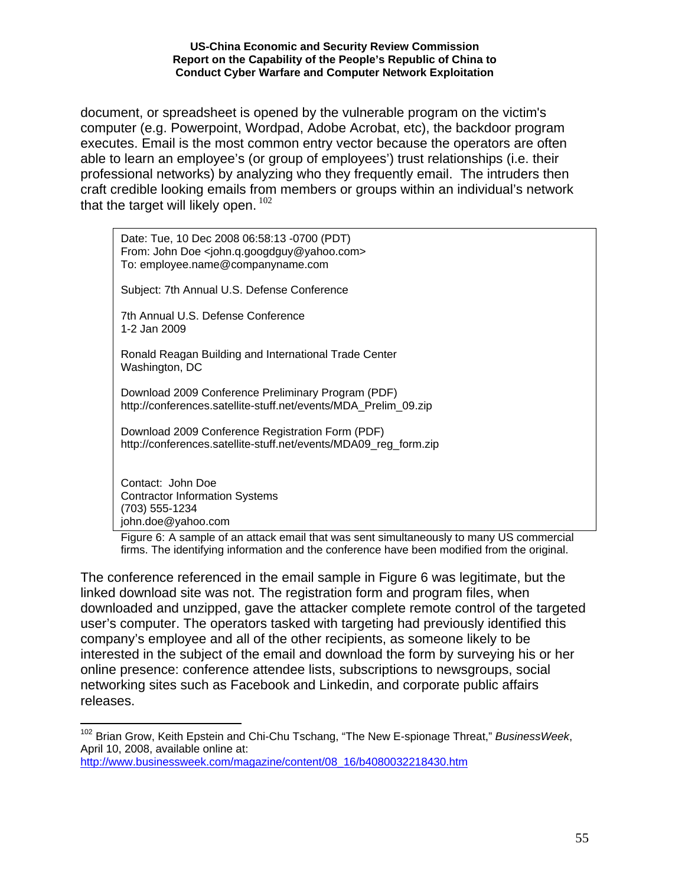document, or spreadsheet is opened by the vulnerable program on the victim's computer (e.g. Powerpoint, Wordpad, Adobe Acrobat, etc), the backdoor program executes. Email is the most common entry vector because the operators are often able to learn an employee's (or group of employees') trust relationships (i.e. their professional networks) by analyzing who they frequently email. The intruders then craft credible looking emails from members or groups within an individual's network that the target will likely open. [102]

```
Date: Tue, 10 Dec 2008 06:58:13 -0700 (PDT)
From: John Doe <john.q.googdguy@yahoo.com>
To: employee.name@companyname.com

Subject: 7th Annual U.S. Defense Conference

7th Annual U.S. Defense Conference
1-2 Jan 2009

Ronald Reagan Building and International Trade Center
Washington, DC

Download 2009 Conference Preliminary Program (PDF)
http://conferences.satellite-stuff.net/events/MDA_Prelim_09.zip

Download 2009 Conference Registration Form (PDF)
http://conferences.satellite-stuff.net/events/MDA09_reg_form.zip


Contact:  John Doe
Contractor Information Systems
(703) 555-1234
john.doe@yahoo.com
```

Figure 6: A sample of an attack email that was sent simultaneously to many US commercial firms. The identifying information and the conference have been modified from the original.

The conference referenced in the email sample in Figure 6 was legitimate, but the linked download site was not. The registration form and program files, when downloaded and unzipped, gave the attacker complete remote control of the targeted user's computer. The operators tasked with targeting had previously identified this company's employee and all of the other recipients, as someone likely to be interested in the subject of the email and download the form by surveying his or her online presence: conference attendee lists, subscriptions to newsgroups, social networking sites such as Facebook and Linkedin, and corporate public affairs releases.

---

[102] Brian Grow, Keith Epstein and Chi-Chu Tschang, "The New E-spionage Threat," *BusinessWeek*, April 10, 2008, available online at: http://www.businessweek.com/magazine/content/08_16/b4080032218430.htm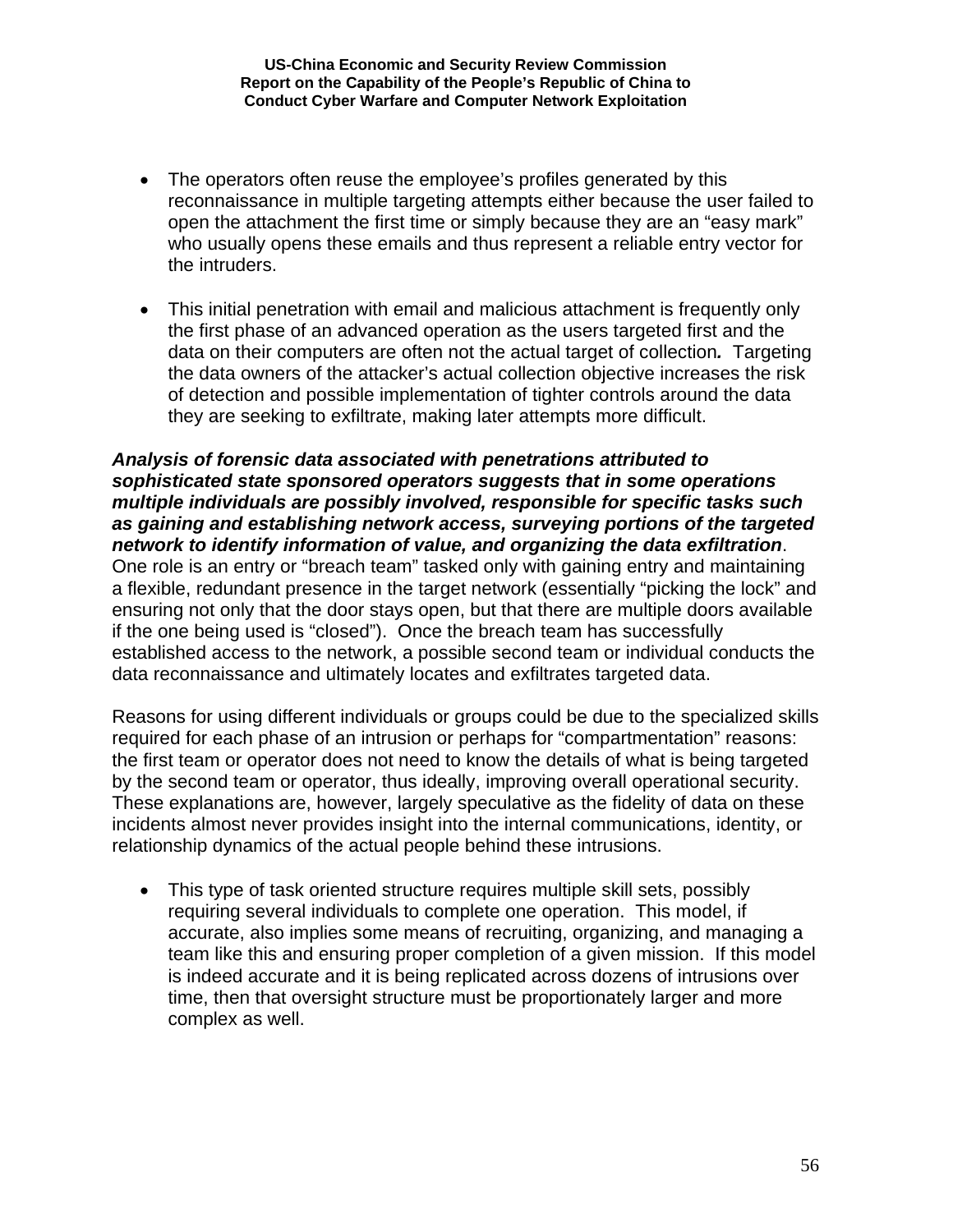- The operators often reuse the employee's profiles generated by this reconnaissance in multiple targeting attempts either because the user failed to open the attachment the first time or simply because they are an "easy mark" who usually opens these emails and thus represent a reliable entry vector for the intruders.

- This initial penetration with email and malicious attachment is frequently only the first phase of an advanced operation as the users targeted first and the data on their computers are often not the actual target of collection*.* Targeting the data owners of the attacker's actual collection objective increases the risk of detection and possible implementation of tighter controls around the data they are seeking to exfiltrate, making later attempts more difficult.

***Analysis of forensic data associated with penetrations attributed to sophisticated state sponsored operators suggests that in some operations multiple individuals are possibly involved, responsible for specific tasks such as gaining and establishing network access, surveying portions of the targeted network to identify information of value, and organizing the data exfiltration***. One role is an entry or "breach team" tasked only with gaining entry and maintaining a flexible, redundant presence in the target network (essentially "picking the lock" and ensuring not only that the door stays open, but that there are multiple doors available if the one being used is "closed"). Once the breach team has successfully established access to the network, a possible second team or individual conducts the data reconnaissance and ultimately locates and exfiltrates targeted data.

Reasons for using different individuals or groups could be due to the specialized skills required for each phase of an intrusion or perhaps for "compartmentation" reasons: the first team or operator does not need to know the details of what is being targeted by the second team or operator, thus ideally, improving overall operational security. These explanations are, however, largely speculative as the fidelity of data on these incidents almost never provides insight into the internal communications, identity, or relationship dynamics of the actual people behind these intrusions.

- This type of task oriented structure requires multiple skill sets, possibly requiring several individuals to complete one operation. This model, if accurate, also implies some means of recruiting, organizing, and managing a team like this and ensuring proper completion of a given mission. If this model is indeed accurate and it is being replicated across dozens of intrusions over time, then that oversight structure must be proportionately larger and more complex as well.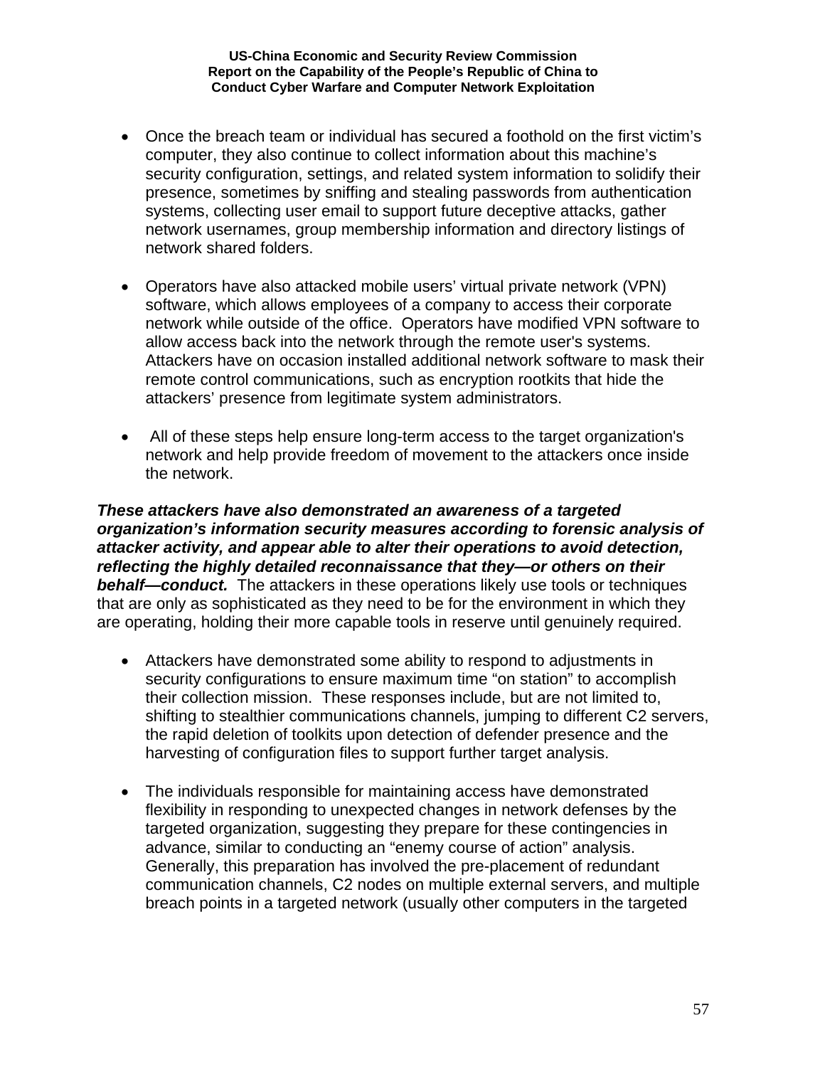- Once the breach team or individual has secured a foothold on the first victim's computer, they also continue to collect information about this machine's security configuration, settings, and related system information to solidify their presence, sometimes by sniffing and stealing passwords from authentication systems, collecting user email to support future deceptive attacks, gather network usernames, group membership information and directory listings of network shared folders.

- Operators have also attacked mobile users' virtual private network (VPN) software, which allows employees of a company to access their corporate network while outside of the office. Operators have modified VPN software to allow access back into the network through the remote user's systems. Attackers have on occasion installed additional network software to mask their remote control communications, such as encryption rootkits that hide the attackers' presence from legitimate system administrators.

- All of these steps help ensure long-term access to the target organization's network and help provide freedom of movement to the attackers once inside the network.

***These attackers have also demonstrated an awareness of a targeted organization's information security measures according to forensic analysis of attacker activity, and appear able to alter their operations to avoid detection, reflecting the highly detailed reconnaissance that they—or others on their behalf—conduct.*** The attackers in these operations likely use tools or techniques that are only as sophisticated as they need to be for the environment in which they are operating, holding their more capable tools in reserve until genuinely required.

- Attackers have demonstrated some ability to respond to adjustments in security configurations to ensure maximum time "on station" to accomplish their collection mission. These responses include, but are not limited to, shifting to stealthier communications channels, jumping to different C2 servers, the rapid deletion of toolkits upon detection of defender presence and the harvesting of configuration files to support further target analysis.

- The individuals responsible for maintaining access have demonstrated flexibility in responding to unexpected changes in network defenses by the targeted organization, suggesting they prepare for these contingencies in advance, similar to conducting an "enemy course of action" analysis. Generally, this preparation has involved the pre-placement of redundant communication channels, C2 nodes on multiple external servers, and multiple breach points in a targeted network (usually other computers in the targeted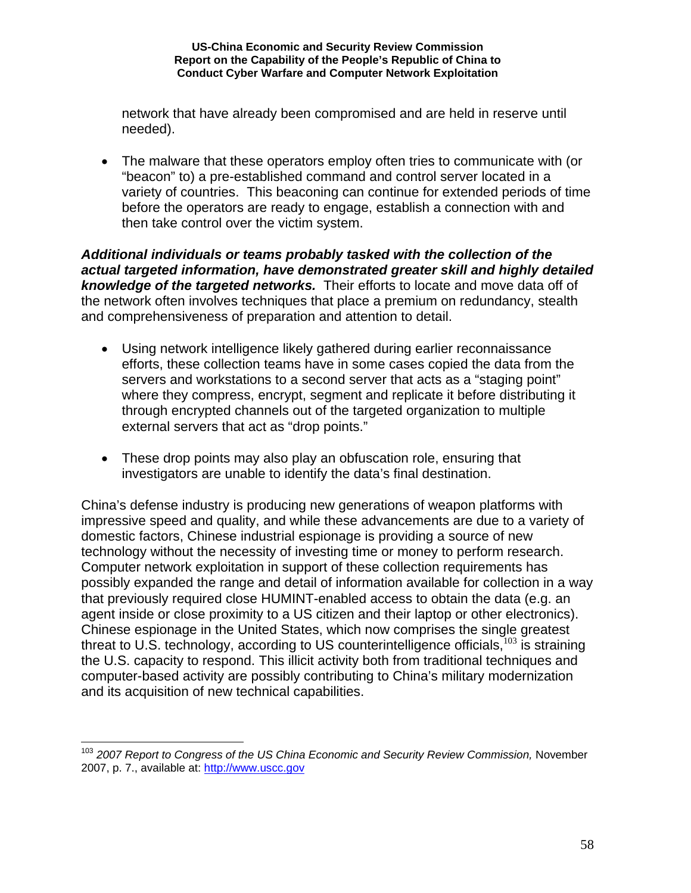network that have already been compromised and are held in reserve until needed).

- The malware that these operators employ often tries to communicate with (or "beacon" to) a pre-established command and control server located in a variety of countries. This beaconing can continue for extended periods of time before the operators are ready to engage, establish a connection with and then take control over the victim system.

***Additional individuals or teams probably tasked with the collection of the actual targeted information, have demonstrated greater skill and highly detailed knowledge of the targeted networks.*** Their efforts to locate and move data off of the network often involves techniques that place a premium on redundancy, stealth and comprehensiveness of preparation and attention to detail.

- Using network intelligence likely gathered during earlier reconnaissance efforts, these collection teams have in some cases copied the data from the servers and workstations to a second server that acts as a "staging point" where they compress, encrypt, segment and replicate it before distributing it through encrypted channels out of the targeted organization to multiple external servers that act as "drop points."

- These drop points may also play an obfuscation role, ensuring that investigators are unable to identify the data's final destination.

China's defense industry is producing new generations of weapon platforms with impressive speed and quality, and while these advancements are due to a variety of domestic factors, Chinese industrial espionage is providing a source of new technology without the necessity of investing time or money to perform research. Computer network exploitation in support of these collection requirements has possibly expanded the range and detail of information available for collection in a way that previously required close HUMINT-enabled access to obtain the data (e.g. an agent inside or close proximity to a US citizen and their laptop or other electronics). Chinese espionage in the United States, which now comprises the single greatest threat to U.S. technology, according to US counterintelligence officials,[103] is straining the U.S. capacity to respond. This illicit activity both from traditional techniques and computer-based activity are possibly contributing to China's military modernization and its acquisition of new technical capabilities.

---

[103] *2007 Report to Congress of the US China Economic and Security Review Commission,* November 2007, p. 7., available at: http://www.uscc.gov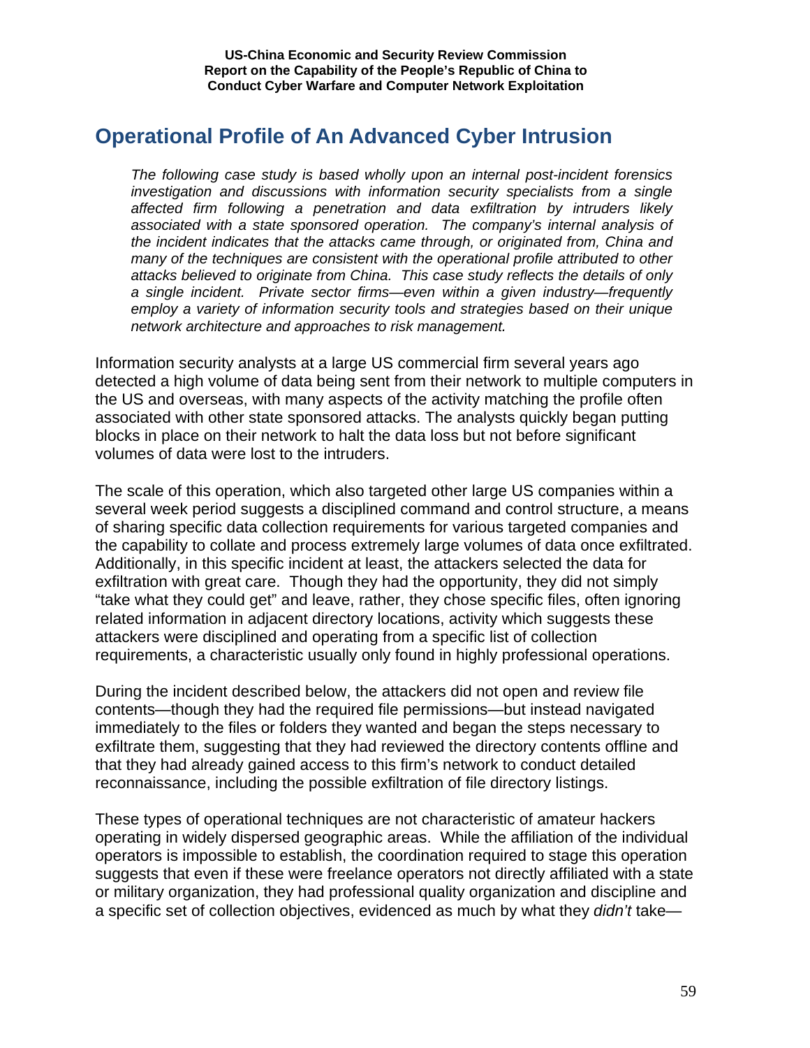## Operational Profile of An Advanced Cyber Intrusion

*The following case study is based wholly upon an internal post-incident forensics investigation and discussions with information security specialists from a single affected firm following a penetration and data exfiltration by intruders likely associated with a state sponsored operation. The company's internal analysis of the incident indicates that the attacks came through, or originated from, China and many of the techniques are consistent with the operational profile attributed to other attacks believed to originate from China. This case study reflects the details of only a single incident. Private sector firms—even within a given industry—frequently employ a variety of information security tools and strategies based on their unique network architecture and approaches to risk management.*

Information security analysts at a large US commercial firm several years ago detected a high volume of data being sent from their network to multiple computers in the US and overseas, with many aspects of the activity matching the profile often associated with other state sponsored attacks. The analysts quickly began putting blocks in place on their network to halt the data loss but not before significant volumes of data were lost to the intruders.

The scale of this operation, which also targeted other large US companies within a several week period suggests a disciplined command and control structure, a means of sharing specific data collection requirements for various targeted companies and the capability to collate and process extremely large volumes of data once exfiltrated. Additionally, in this specific incident at least, the attackers selected the data for exfiltration with great care. Though they had the opportunity, they did not simply "take what they could get" and leave, rather, they chose specific files, often ignoring related information in adjacent directory locations, activity which suggests these attackers were disciplined and operating from a specific list of collection requirements, a characteristic usually only found in highly professional operations.

During the incident described below, the attackers did not open and review file contents—though they had the required file permissions—but instead navigated immediately to the files or folders they wanted and began the steps necessary to exfiltrate them, suggesting that they had reviewed the directory contents offline and that they had already gained access to this firm's network to conduct detailed reconnaissance, including the possible exfiltration of file directory listings.

These types of operational techniques are not characteristic of amateur hackers operating in widely dispersed geographic areas. While the affiliation of the individual operators is impossible to establish, the coordination required to stage this operation suggests that even if these were freelance operators not directly affiliated with a state or military organization, they had professional quality organization and discipline and a specific set of collection objectives, evidenced as much by what they *didn't* take—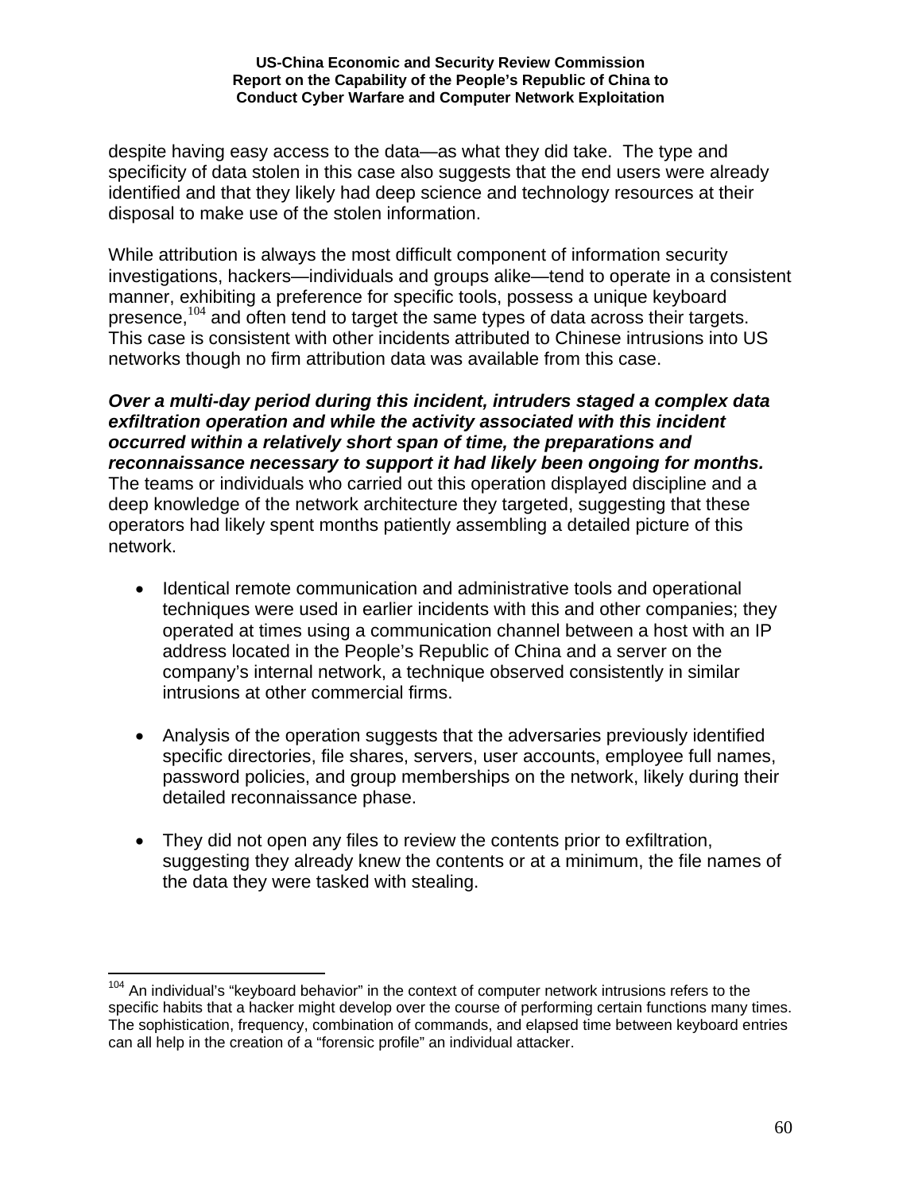despite having easy access to the data—as what they did take. The type and specificity of data stolen in this case also suggests that the end users were already identified and that they likely had deep science and technology resources at their disposal to make use of the stolen information.

While attribution is always the most difficult component of information security investigations, hackers—individuals and groups alike—tend to operate in a consistent manner, exhibiting a preference for specific tools, possess a unique keyboard presence,[104] and often tend to target the same types of data across their targets. This case is consistent with other incidents attributed to Chinese intrusions into US networks though no firm attribution data was available from this case.

***Over a multi-day period during this incident, intruders staged a complex data exfiltration operation and while the activity associated with this incident occurred within a relatively short span of time, the preparations and reconnaissance necessary to support it had likely been ongoing for months.*** The teams or individuals who carried out this operation displayed discipline and a deep knowledge of the network architecture they targeted, suggesting that these operators had likely spent months patiently assembling a detailed picture of this network.

- Identical remote communication and administrative tools and operational techniques were used in earlier incidents with this and other companies; they operated at times using a communication channel between a host with an IP address located in the People's Republic of China and a server on the company's internal network, a technique observed consistently in similar intrusions at other commercial firms.

- Analysis of the operation suggests that the adversaries previously identified specific directories, file shares, servers, user accounts, employee full names, password policies, and group memberships on the network, likely during their detailed reconnaissance phase.

- They did not open any files to review the contents prior to exfiltration, suggesting they already knew the contents or at a minimum, the file names of the data they were tasked with stealing.

---

[104] An individual's "keyboard behavior" in the context of computer network intrusions refers to the specific habits that a hacker might develop over the course of performing certain functions many times. The sophistication, frequency, combination of commands, and elapsed time between keyboard entries can all help in the creation of a "forensic profile" an individual attacker.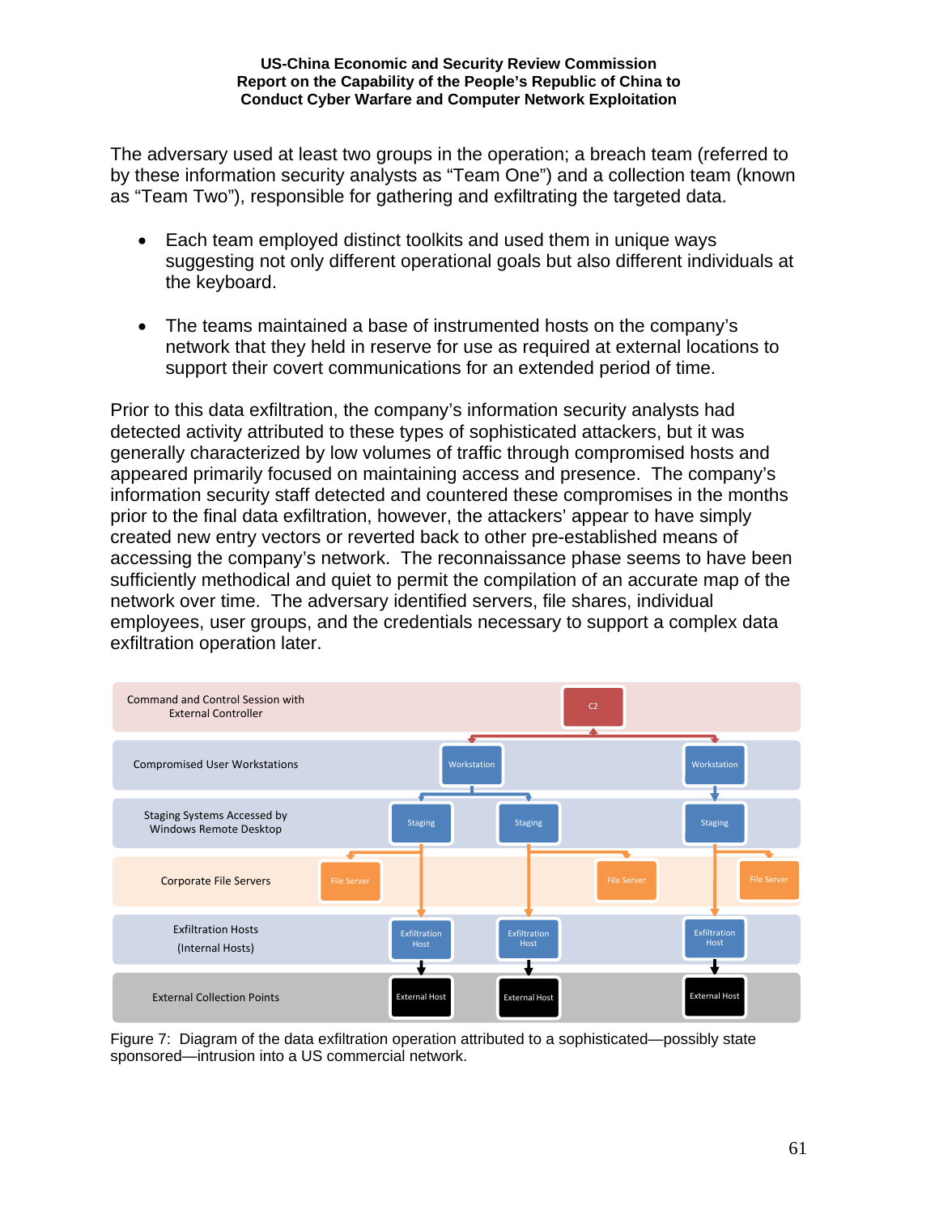The adversary used at least two groups in the operation; a breach team (referred to by these information security analysts as "Team One") and a collection team (known as "Team Two"), responsible for gathering and exfiltrating the targeted data.

- Each team employed distinct toolkits and used them in unique ways suggesting not only different operational goals but also different individuals at the keyboard.

- The teams maintained a base of instrumented hosts on the company's network that they held in reserve for use as required at external locations to support their covert communications for an extended period of time.

Prior to this data exfiltration, the company's information security analysts had detected activity attributed to these types of sophisticated attackers, but it was generally characterized by low volumes of traffic through compromised hosts and appeared primarily focused on maintaining access and presence. The company's information security staff detected and countered these compromises in the months prior to the final data exfiltration, however, the attackers' appear to have simply created new entry vectors or reverted back to other pre-established means of accessing the company's network. The reconnaissance phase seems to have been sufficiently methodical and quiet to permit the compilation of an accurate map of the network over time. The adversary identified servers, file shares, individual employees, user groups, and the credentials necessary to support a complex data exfiltration operation later.

Figure 7: Diagram of the data exfiltration operation attributed to a sophisticated—possibly state sponsored—intrusion into a US commercial network.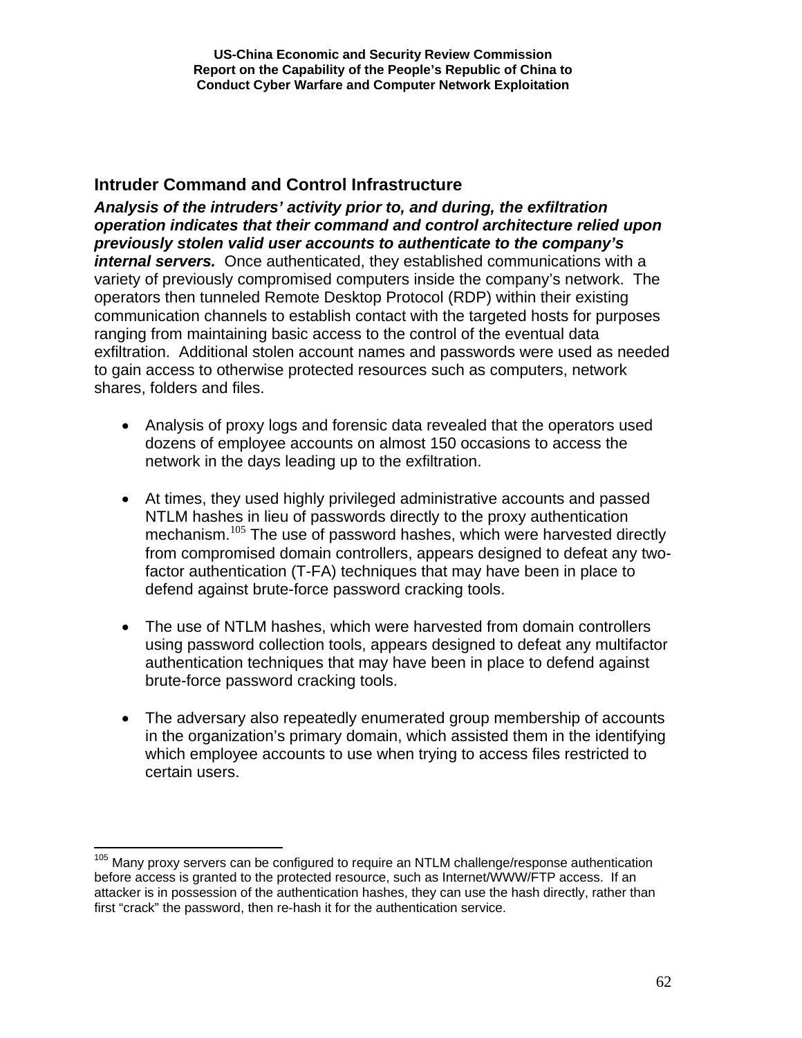## Intruder Command and Control Infrastructure

***Analysis of the intruders' activity prior to, and during, the exfiltration operation indicates that their command and control architecture relied upon previously stolen valid user accounts to authenticate to the company's internal servers.*** Once authenticated, they established communications with a variety of previously compromised computers inside the company's network. The operators then tunneled Remote Desktop Protocol (RDP) within their existing communication channels to establish contact with the targeted hosts for purposes ranging from maintaining basic access to the control of the eventual data exfiltration. Additional stolen account names and passwords were used as needed to gain access to otherwise protected resources such as computers, network shares, folders and files.

- Analysis of proxy logs and forensic data revealed that the operators used dozens of employee accounts on almost 150 occasions to access the network in the days leading up to the exfiltration.

- At times, they used highly privileged administrative accounts and passed NTLM hashes in lieu of passwords directly to the proxy authentication mechanism.[105] The use of password hashes, which were harvested directly from compromised domain controllers, appears designed to defeat any two-factor authentication (T-FA) techniques that may have been in place to defend against brute-force password cracking tools.

- The use of NTLM hashes, which were harvested from domain controllers using password collection tools, appears designed to defeat any multifactor authentication techniques that may have been in place to defend against brute-force password cracking tools.

- The adversary also repeatedly enumerated group membership of accounts in the organization's primary domain, which assisted them in the identifying which employee accounts to use when trying to access files restricted to certain users.

---

[105] Many proxy servers can be configured to require an NTLM challenge/response authentication before access is granted to the protected resource, such as Internet/WWW/FTP access. If an attacker is in possession of the authentication hashes, they can use the hash directly, rather than first "crack" the password, then re-hash it for the authentication service.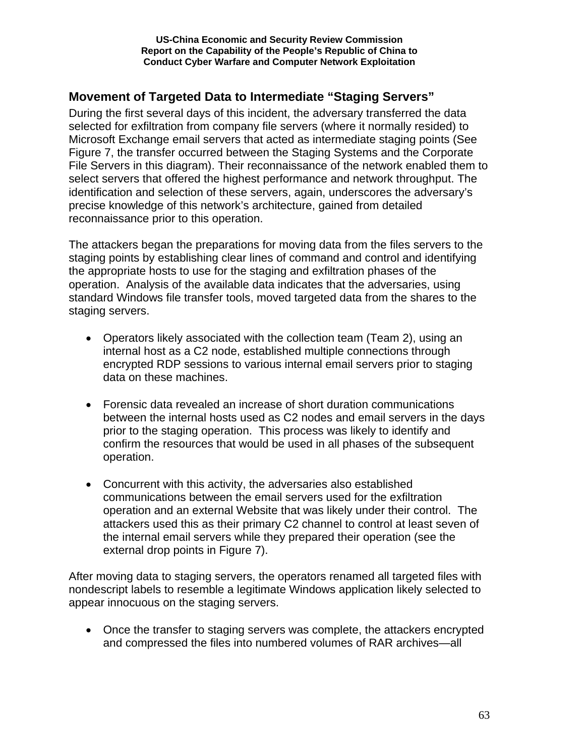## Movement of Targeted Data to Intermediate "Staging Servers"

During the first several days of this incident, the adversary transferred the data selected for exfiltration from company file servers (where it normally resided) to Microsoft Exchange email servers that acted as intermediate staging points (See Figure 7, the transfer occurred between the Staging Systems and the Corporate File Servers in this diagram). Their reconnaissance of the network enabled them to select servers that offered the highest performance and network throughput. The identification and selection of these servers, again, underscores the adversary's precise knowledge of this network's architecture, gained from detailed reconnaissance prior to this operation.

The attackers began the preparations for moving data from the files servers to the staging points by establishing clear lines of command and control and identifying the appropriate hosts to use for the staging and exfiltration phases of the operation. Analysis of the available data indicates that the adversaries, using standard Windows file transfer tools, moved targeted data from the shares to the staging servers.

- Operators likely associated with the collection team (Team 2), using an internal host as a C2 node, established multiple connections through encrypted RDP sessions to various internal email servers prior to staging data on these machines.

- Forensic data revealed an increase of short duration communications between the internal hosts used as C2 nodes and email servers in the days prior to the staging operation. This process was likely to identify and confirm the resources that would be used in all phases of the subsequent operation.

- Concurrent with this activity, the adversaries also established communications between the email servers used for the exfiltration operation and an external Website that was likely under their control. The attackers used this as their primary C2 channel to control at least seven of the internal email servers while they prepared their operation (see the external drop points in Figure 7).

After moving data to staging servers, the operators renamed all targeted files with nondescript labels to resemble a legitimate Windows application likely selected to appear innocuous on the staging servers.

- Once the transfer to staging servers was complete, the attackers encrypted and compressed the files into numbered volumes of RAR archives—all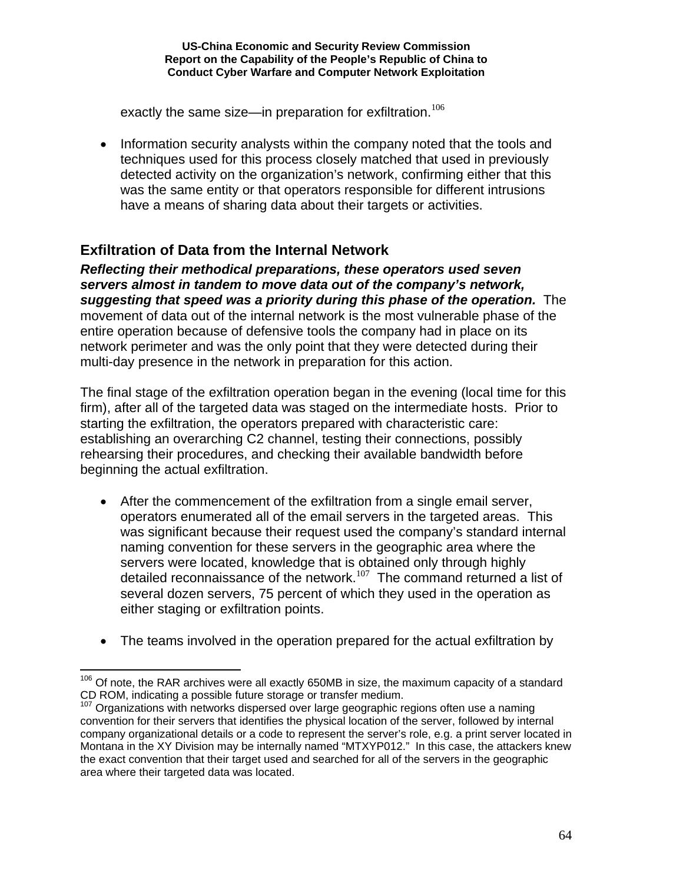exactly the same size—in preparation for exfiltration.[106]

- Information security analysts within the company noted that the tools and techniques used for this process closely matched that used in previously detected activity on the organization's network, confirming either that this was the same entity or that operators responsible for different intrusions have a means of sharing data about their targets or activities.

## Exfiltration of Data from the Internal Network

***Reflecting their methodical preparations, these operators used seven servers almost in tandem to move data out of the company's network, suggesting that speed was a priority during this phase of the operation.*** The movement of data out of the internal network is the most vulnerable phase of the entire operation because of defensive tools the company had in place on its network perimeter and was the only point that they were detected during their multi-day presence in the network in preparation for this action.

The final stage of the exfiltration operation began in the evening (local time for this firm), after all of the targeted data was staged on the intermediate hosts. Prior to starting the exfiltration, the operators prepared with characteristic care: establishing an overarching C2 channel, testing their connections, possibly rehearsing their procedures, and checking their available bandwidth before beginning the actual exfiltration.

- After the commencement of the exfiltration from a single email server, operators enumerated all of the email servers in the targeted areas. This was significant because their request used the company's standard internal naming convention for these servers in the geographic area where the servers were located, knowledge that is obtained only through highly detailed reconnaissance of the network.[107] The command returned a list of several dozen servers, 75 percent of which they used in the operation as either staging or exfiltration points.

- The teams involved in the operation prepared for the actual exfiltration by

---

[106] Of note, the RAR archives were all exactly 650MB in size, the maximum capacity of a standard CD ROM, indicating a possible future storage or transfer medium.

[107] Organizations with networks dispersed over large geographic regions often use a naming convention for their servers that identifies the physical location of the server, followed by internal company organizational details or a code to represent the server's role, e.g. a print server located in Montana in the XY Division may be internally named "MTXYP012." In this case, the attackers knew the exact convention that their target used and searched for all of the servers in the geographic area where their targeted data was located.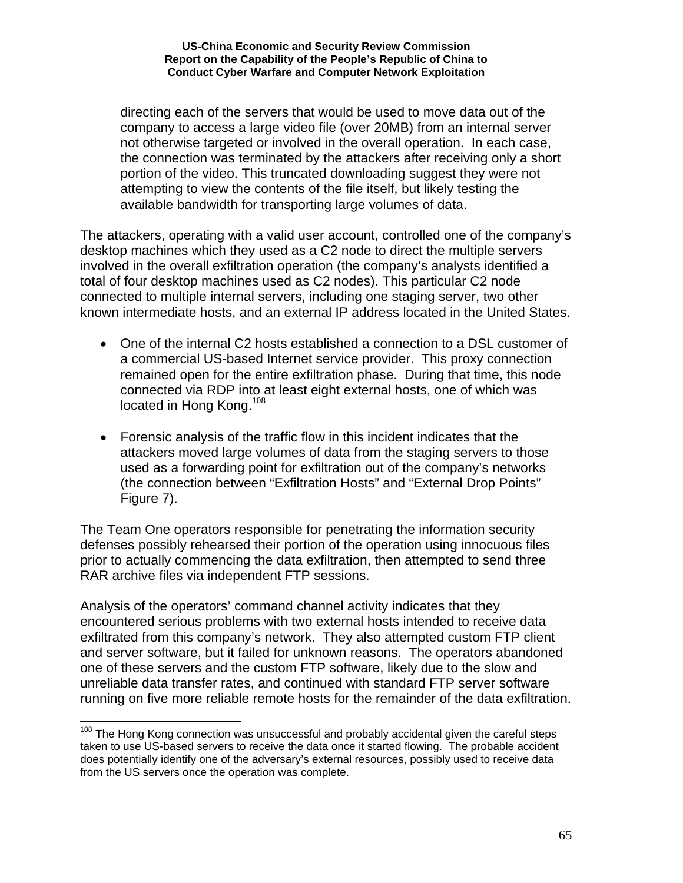directing each of the servers that would be used to move data out of the company to access a large video file (over 20MB) from an internal server not otherwise targeted or involved in the overall operation. In each case, the connection was terminated by the attackers after receiving only a short portion of the video. This truncated downloading suggest they were not attempting to view the contents of the file itself, but likely testing the available bandwidth for transporting large volumes of data.

The attackers, operating with a valid user account, controlled one of the company's desktop machines which they used as a C2 node to direct the multiple servers involved in the overall exfiltration operation (the company's analysts identified a total of four desktop machines used as C2 nodes). This particular C2 node connected to multiple internal servers, including one staging server, two other known intermediate hosts, and an external IP address located in the United States.

- One of the internal C2 hosts established a connection to a DSL customer of a commercial US-based Internet service provider. This proxy connection remained open for the entire exfiltration phase. During that time, this node connected via RDP into at least eight external hosts, one of which was located in Hong Kong.[108]

- Forensic analysis of the traffic flow in this incident indicates that the attackers moved large volumes of data from the staging servers to those used as a forwarding point for exfiltration out of the company's networks (the connection between "Exfiltration Hosts" and "External Drop Points" Figure 7).

The Team One operators responsible for penetrating the information security defenses possibly rehearsed their portion of the operation using innocuous files prior to actually commencing the data exfiltration, then attempted to send three RAR archive files via independent FTP sessions.

Analysis of the operators' command channel activity indicates that they encountered serious problems with two external hosts intended to receive data exfiltrated from this company's network. They also attempted custom FTP client and server software, but it failed for unknown reasons. The operators abandoned one of these servers and the custom FTP software, likely due to the slow and unreliable data transfer rates, and continued with standard FTP server software running on five more reliable remote hosts for the remainder of the data exfiltration.

---

[108] The Hong Kong connection was unsuccessful and probably accidental given the careful steps taken to use US-based servers to receive the data once it started flowing. The probable accident does potentially identify one of the adversary's external resources, possibly used to receive data from the US servers once the operation was complete.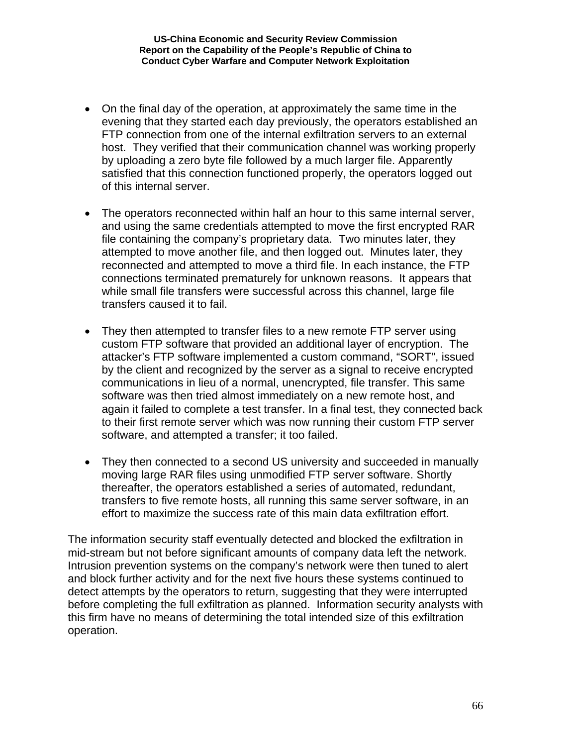- On the final day of the operation, at approximately the same time in the evening that they started each day previously, the operators established an FTP connection from one of the internal exfiltration servers to an external host. They verified that their communication channel was working properly by uploading a zero byte file followed by a much larger file. Apparently satisfied that this connection functioned properly, the operators logged out of this internal server.

- The operators reconnected within half an hour to this same internal server, and using the same credentials attempted to move the first encrypted RAR file containing the company's proprietary data. Two minutes later, they attempted to move another file, and then logged out. Minutes later, they reconnected and attempted to move a third file. In each instance, the FTP connections terminated prematurely for unknown reasons. It appears that while small file transfers were successful across this channel, large file transfers caused it to fail.

- They then attempted to transfer files to a new remote FTP server using custom FTP software that provided an additional layer of encryption. The attacker's FTP software implemented a custom command, "SORT", issued by the client and recognized by the server as a signal to receive encrypted communications in lieu of a normal, unencrypted, file transfer. This same software was then tried almost immediately on a new remote host, and again it failed to complete a test transfer. In a final test, they connected back to their first remote server which was now running their custom FTP server software, and attempted a transfer; it too failed.

- They then connected to a second US university and succeeded in manually moving large RAR files using unmodified FTP server software. Shortly thereafter, the operators established a series of automated, redundant, transfers to five remote hosts, all running this same server software, in an effort to maximize the success rate of this main data exfiltration effort.

The information security staff eventually detected and blocked the exfiltration in mid-stream but not before significant amounts of company data left the network. Intrusion prevention systems on the company's network were then tuned to alert and block further activity and for the next five hours these systems continued to detect attempts by the operators to return, suggesting that they were interrupted before completing the full exfiltration as planned. Information security analysts with this firm have no means of determining the total intended size of this exfiltration operation.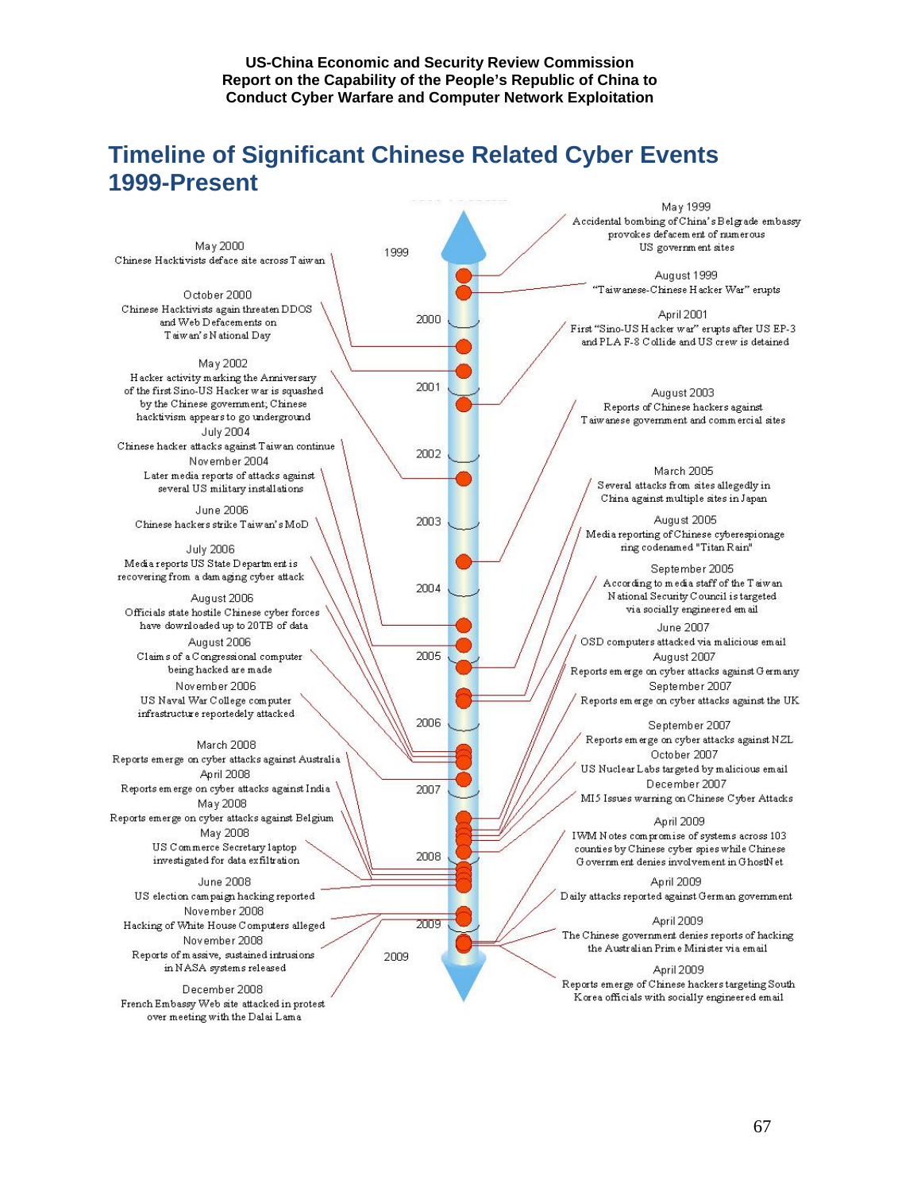# Timeline of Significant Chinese Related Cyber Events 1999-Present

**May 1999**
Accidental bombing of China's Belgrade embassy provokes defacement of numerous US government sites

**August 1999**
"Taiwanese-Chinese Hacker War" erupts

**May 2000**
Chinese Hacktivists deface site across Taiwan

**October 2000**
Chinese Hacktivists again threaten DDOS and Web Defacements on Taiwan's National Day

**April 2001**
First "Sino-US Hacker war" erupts after US EP-3 and PLA F-8 Collide and US crew is detained

**May 2002**
Hacker activity marking the Anniversary of the first Sino-US Hacker war is squashed by the Chinese government; Chinese hacktivism appears to go underground

**August 2003**
Reports of Chinese hackers against Taiwanese government and commercial sites

**July 2004**
Chinese hacker attacks against Taiwan continue

**November 2004**
Later media reports of attacks against several US military installations

**March 2005**
Several attacks from sites allegedly in China against multiple sites in Japan

**August 2005**
Media reporting of Chinese cyberespionage ring codenamed "Titan Rain"

**September 2005**
According to media staff of the Taiwan National Security Council is targeted via socially engineered email

**June 2006**
Chinese hackers strike Taiwan's MoD

**July 2006**
Media reports US State Department is recovering from a damaging cyber attack

**August 2006**
Officials state hostile Chinese cyber forces have downloaded up to 20TB of data

**August 2006**
Claims of a Congressional computer being hacked are made

**November 2006**
US Naval War College computer infrastructure reportedly attacked

**June 2007**
OSD computers attacked via malicious email

**August 2007**
Reports emerge on cyber attacks against Germany

**September 2007**
Reports emerge on cyber attacks against the UK

**September 2007**
Reports emerge on cyber attacks against NZL

**October 2007**
US Nuclear Labs targeted by malicious email

**December 2007**
MI5 Issues warning on Chinese Cyber Attacks

**March 2008**
Reports emerge on cyber attacks against Australia

**April 2008**
Reports emerge on cyber attacks against India

**May 2008**
Reports emerge on cyber attacks against Belgium

**May 2008**
US Commerce Secretary laptop investigated for data exfiltration

**June 2008**
US election campaign hacking reported

**November 2008**
Hacking of White House Computers alleged

**November 2008**
Reports of massive, sustained intrusions in NASA systems released

**December 2008**
French Embassy Web site attacked in protest over meeting with the Dalai Lama

**April 2009**
IWM Notes compromise of systems across 103 counties by Chinese cyber spies while Chinese Government denies involvement in GhostNet

**April 2009**
Daily attacks reported against German government

**April 2009**
The Chinese government denies reports of hacking the Australian Prime Minister via email

**April 2009**
Reports emerge of Chinese hackers targeting South Korea officials with socially engineered email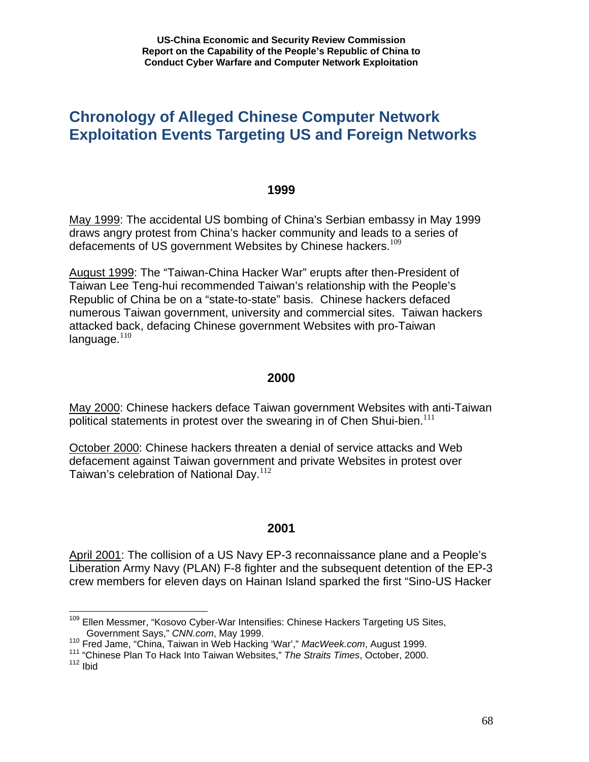## Chronology of Alleged Chinese Computer Network Exploitation Events Targeting US and Foreign Networks

### 1999

May 1999: The accidental US bombing of China's Serbian embassy in May 1999 draws angry protest from China's hacker community and leads to a series of defacements of US government Websites by Chinese hackers.[109]

August 1999: The "Taiwan-China Hacker War" erupts after then-President of Taiwan Lee Teng-hui recommended Taiwan's relationship with the People's Republic of China be on a "state-to-state" basis. Chinese hackers defaced numerous Taiwan government, university and commercial sites. Taiwan hackers attacked back, defacing Chinese government Websites with pro-Taiwan language.[110]

### 2000

May 2000: Chinese hackers deface Taiwan government Websites with anti-Taiwan political statements in protest over the swearing in of Chen Shui-bien.[111]

October 2000: Chinese hackers threaten a denial of service attacks and Web defacement against Taiwan government and private Websites in protest over Taiwan's celebration of National Day.[112]

### 2001

April 2001: The collision of a US Navy EP-3 reconnaissance plane and a People's Liberation Army Navy (PLAN) F-8 fighter and the subsequent detention of the EP-3 crew members for eleven days on Hainan Island sparked the first "Sino-US Hacker

---

[109] Ellen Messmer, "Kosovo Cyber-War Intensifies: Chinese Hackers Targeting US Sites, Government Says," *CNN.com*, May 1999.

[110] Fred Jame, "China, Taiwan in Web Hacking 'War'," *MacWeek.com*, August 1999.

[111] "Chinese Plan To Hack Into Taiwan Websites," *The Straits Times*, October, 2000.

[112] Ibid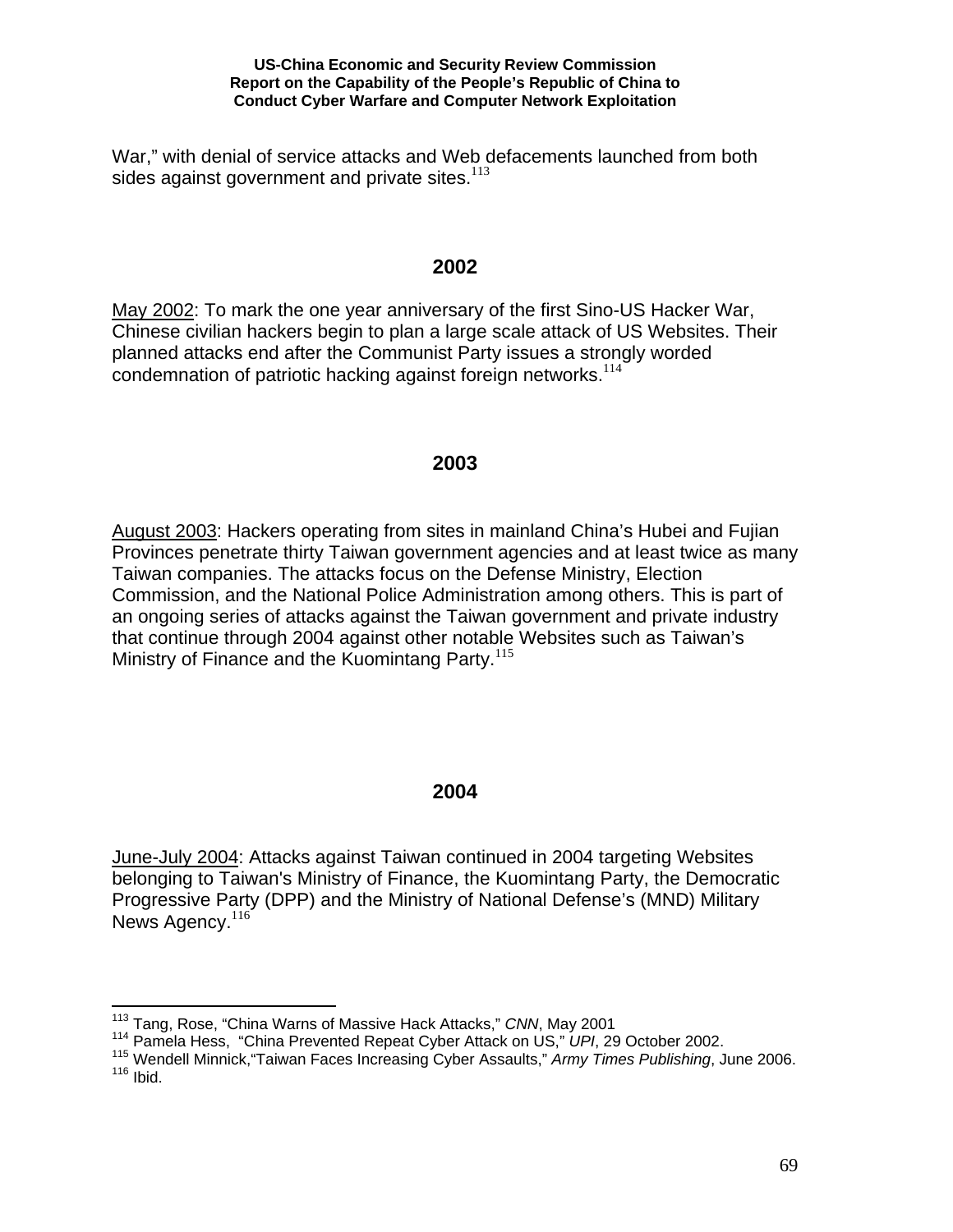War," with denial of service attacks and Web defacements launched from both sides against government and private sites.[113]

## 2002

May 2002: To mark the one year anniversary of the first Sino-US Hacker War, Chinese civilian hackers begin to plan a large scale attack of US Websites. Their planned attacks end after the Communist Party issues a strongly worded condemnation of patriotic hacking against foreign networks.[114]

## 2003

August 2003: Hackers operating from sites in mainland China's Hubei and Fujian Provinces penetrate thirty Taiwan government agencies and at least twice as many Taiwan companies. The attacks focus on the Defense Ministry, Election Commission, and the National Police Administration among others. This is part of an ongoing series of attacks against the Taiwan government and private industry that continue through 2004 against other notable Websites such as Taiwan's Ministry of Finance and the Kuomintang Party.[115]

## 2004

June-July 2004: Attacks against Taiwan continued in 2004 targeting Websites belonging to Taiwan's Ministry of Finance, the Kuomintang Party, the Democratic Progressive Party (DPP) and the Ministry of National Defense's (MND) Military News Agency.[116]

---

[113] Tang, Rose, "China Warns of Massive Hack Attacks," *CNN*, May 2001
[114] Pamela Hess, "China Prevented Repeat Cyber Attack on US," *UPI*, 29 October 2002.
[115] Wendell Minnick,"Taiwan Faces Increasing Cyber Assaults," *Army Times Publishing*, June 2006.
[116] Ibid.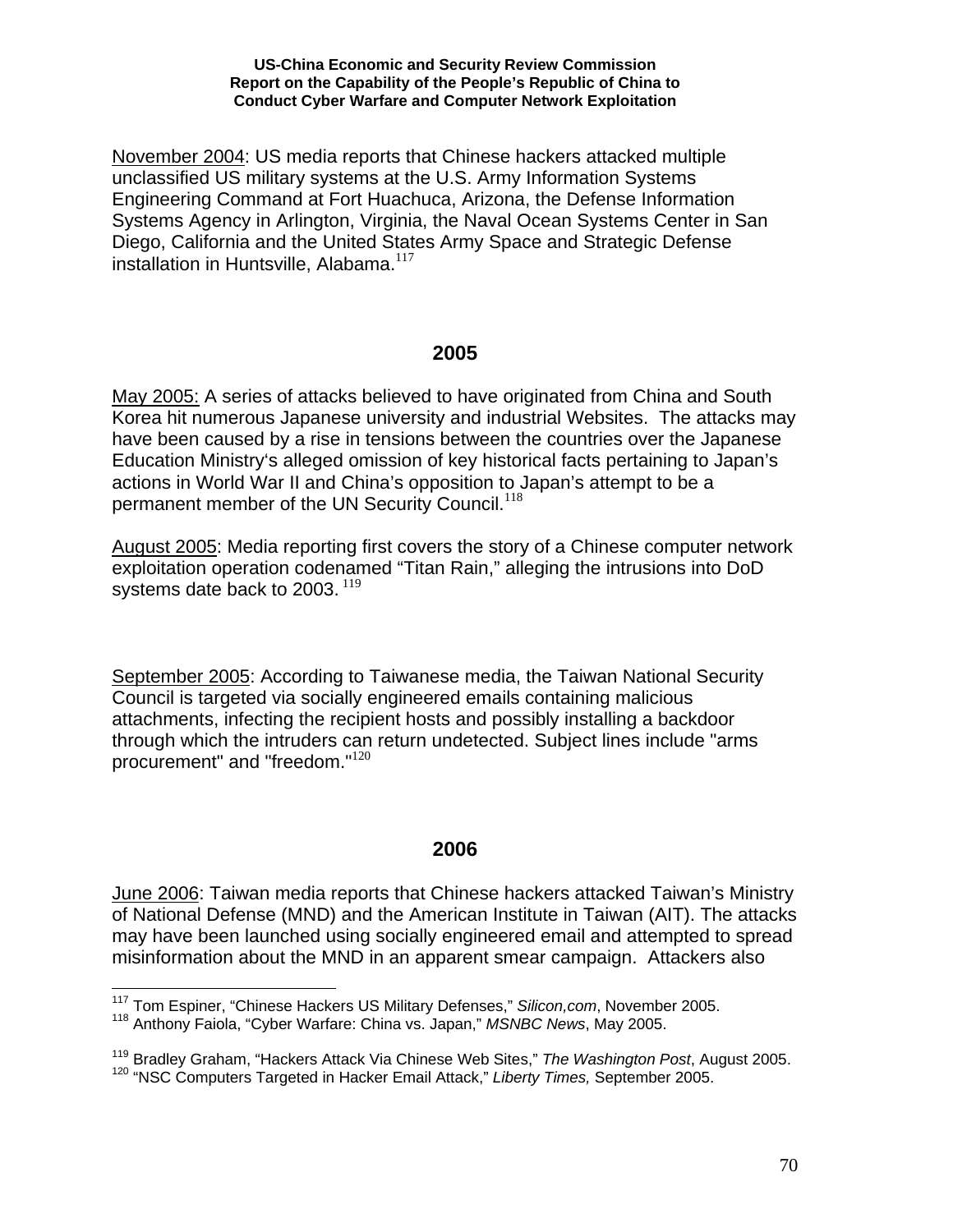November 2004: US media reports that Chinese hackers attacked multiple unclassified US military systems at the U.S. Army Information Systems Engineering Command at Fort Huachuca, Arizona, the Defense Information Systems Agency in Arlington, Virginia, the Naval Ocean Systems Center in San Diego, California and the United States Army Space and Strategic Defense installation in Huntsville, Alabama.[117]

## 2005

May 2005: A series of attacks believed to have originated from China and South Korea hit numerous Japanese university and industrial Websites. The attacks may have been caused by a rise in tensions between the countries over the Japanese Education Ministry's alleged omission of key historical facts pertaining to Japan's actions in World War II and China's opposition to Japan's attempt to be a permanent member of the UN Security Council.[118]

August 2005: Media reporting first covers the story of a Chinese computer network exploitation operation codenamed "Titan Rain," alleging the intrusions into DoD systems date back to 2003.[119]

September 2005: According to Taiwanese media, the Taiwan National Security Council is targeted via socially engineered emails containing malicious attachments, infecting the recipient hosts and possibly installing a backdoor through which the intruders can return undetected. Subject lines include "arms procurement" and "freedom."[120]

## 2006

June 2006: Taiwan media reports that Chinese hackers attacked Taiwan's Ministry of National Defense (MND) and the American Institute in Taiwan (AIT). The attacks may have been launched using socially engineered email and attempted to spread misinformation about the MND in an apparent smear campaign. Attackers also

---

[117] Tom Espiner, "Chinese Hackers US Military Defenses," *Silicon,com*, November 2005.
[118] Anthony Faiola, "Cyber Warfare: China vs. Japan," *MSNBC News*, May 2005.

[119] Bradley Graham, "Hackers Attack Via Chinese Web Sites," *The Washington Post*, August 2005.
[120] "NSC Computers Targeted in Hacker Email Attack," *Liberty Times,* September 2005.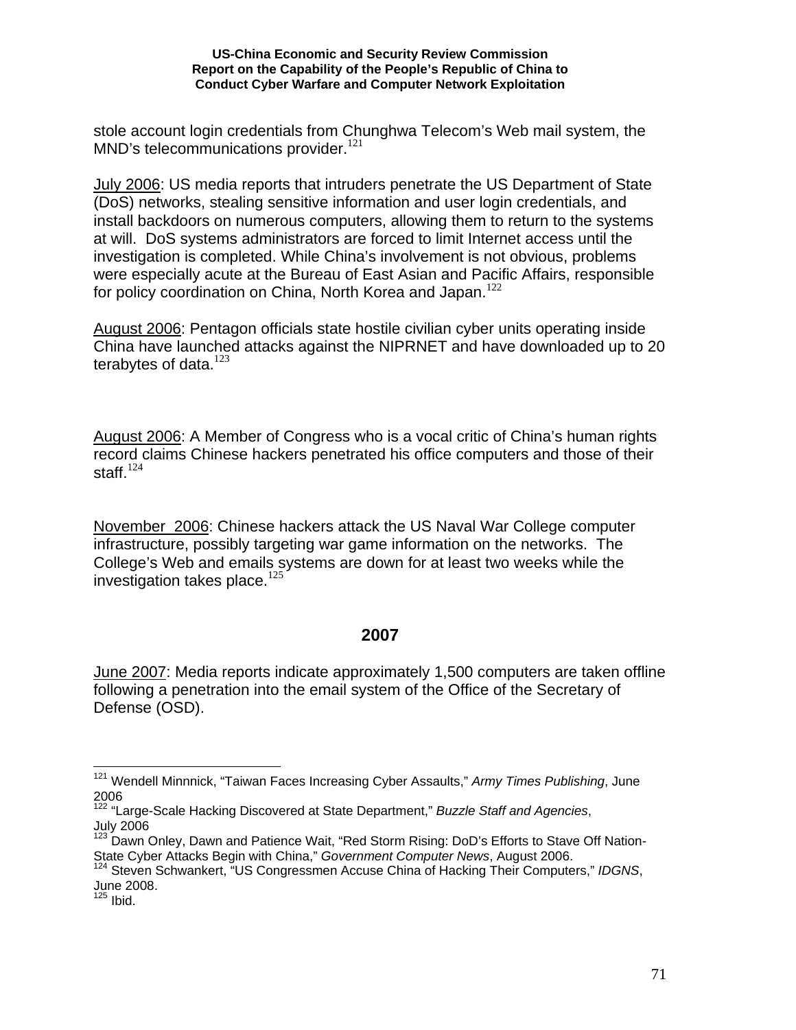stole account login credentials from Chunghwa Telecom's Web mail system, the MND's telecommunications provider.[121]

<u>July 2006</u>: US media reports that intruders penetrate the US Department of State (DoS) networks, stealing sensitive information and user login credentials, and install backdoors on numerous computers, allowing them to return to the systems at will. DoS systems administrators are forced to limit Internet access until the investigation is completed. While China's involvement is not obvious, problems were especially acute at the Bureau of East Asian and Pacific Affairs, responsible for policy coordination on China, North Korea and Japan.[122]

<u>August 2006</u>: Pentagon officials state hostile civilian cyber units operating inside China have launched attacks against the NIPRNET and have downloaded up to 20 terabytes of data.[123]

<u>August 2006</u>: A Member of Congress who is a vocal critic of China's human rights record claims Chinese hackers penetrated his office computers and those of their staff.[124]

<u>November 2006</u>: Chinese hackers attack the US Naval War College computer infrastructure, possibly targeting war game information on the networks. The College's Web and emails systems are down for at least two weeks while the investigation takes place.[125]

## 2007

<u>June 2007</u>: Media reports indicate approximately 1,500 computers are taken offline following a penetration into the email system of the Office of the Secretary of Defense (OSD).

---

[121] Wendell Minnnick, "Taiwan Faces Increasing Cyber Assaults," *Army Times Publishing*, June 2006

[122] "Large-Scale Hacking Discovered at State Department," *Buzzle Staff and Agencies*, July 2006

[123] Dawn Onley, Dawn and Patience Wait, "Red Storm Rising: DoD's Efforts to Stave Off Nation-State Cyber Attacks Begin with China," *Government Computer News*, August 2006.

[124] Steven Schwankert, "US Congressmen Accuse China of Hacking Their Computers," *IDGNS*, June 2008.

[125] Ibid.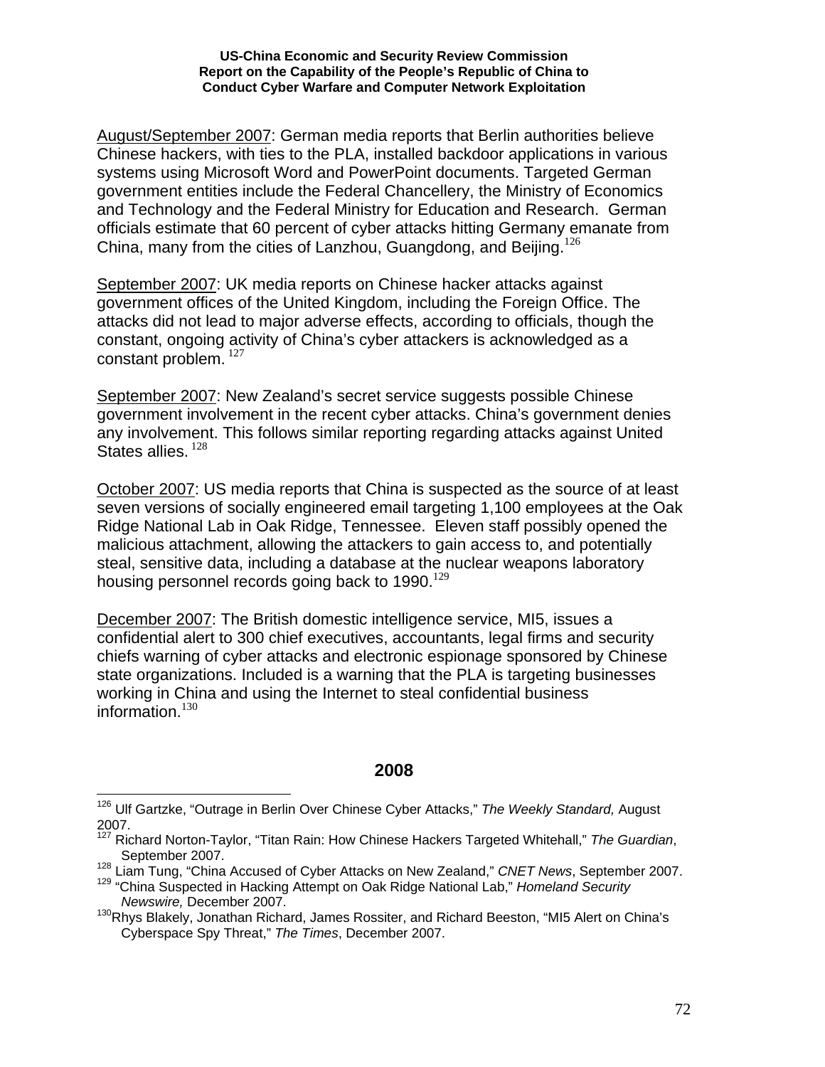August/September 2007: German media reports that Berlin authorities believe Chinese hackers, with ties to the PLA, installed backdoor applications in various systems using Microsoft Word and PowerPoint documents. Targeted German government entities include the Federal Chancellery, the Ministry of Economics and Technology and the Federal Ministry for Education and Research. German officials estimate that 60 percent of cyber attacks hitting Germany emanate from China, many from the cities of Lanzhou, Guangdong, and Beijing.[126]

September 2007: UK media reports on Chinese hacker attacks against government offices of the United Kingdom, including the Foreign Office. The attacks did not lead to major adverse effects, according to officials, though the constant, ongoing activity of China's cyber attackers is acknowledged as a constant problem.[127]

September 2007: New Zealand's secret service suggests possible Chinese government involvement in the recent cyber attacks. China's government denies any involvement. This follows similar reporting regarding attacks against United States allies.[128]

October 2007: US media reports that China is suspected as the source of at least seven versions of socially engineered email targeting 1,100 employees at the Oak Ridge National Lab in Oak Ridge, Tennessee. Eleven staff possibly opened the malicious attachment, allowing the attackers to gain access to, and potentially steal, sensitive data, including a database at the nuclear weapons laboratory housing personnel records going back to 1990.[129]

December 2007: The British domestic intelligence service, MI5, issues a confidential alert to 300 chief executives, accountants, legal firms and security chiefs warning of cyber attacks and electronic espionage sponsored by Chinese state organizations. Included is a warning that the PLA is targeting businesses working in China and using the Internet to steal confidential business information.[130]

## 2008

---

[126] Ulf Gartzke, "Outrage in Berlin Over Chinese Cyber Attacks," *The Weekly Standard,* August 2007.

[127] Richard Norton-Taylor, "Titan Rain: How Chinese Hackers Targeted Whitehall," *The Guardian*, September 2007.

[128] Liam Tung, "China Accused of Cyber Attacks on New Zealand," *CNET News*, September 2007.

[129] "China Suspected in Hacking Attempt on Oak Ridge National Lab," *Homeland Security Newswire,* December 2007.

[130] Rhys Blakely, Jonathan Richard, James Rossiter, and Richard Beeston, "MI5 Alert on China's Cyberspace Spy Threat," *The Times*, December 2007.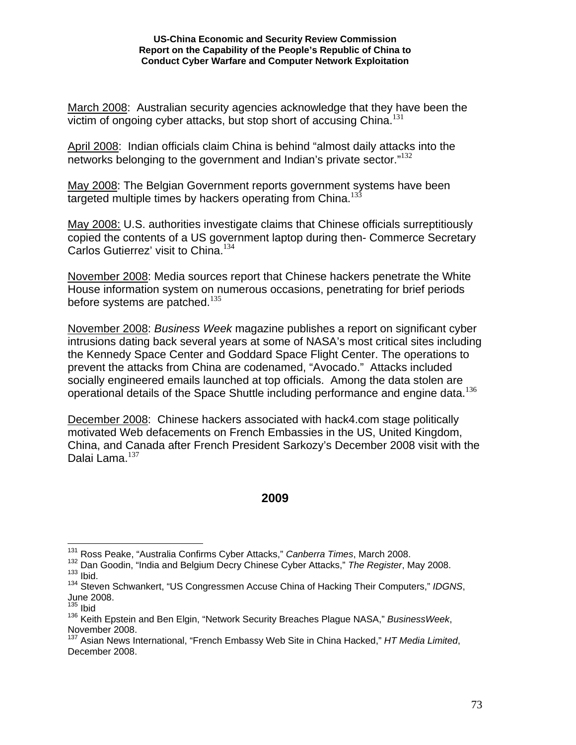March 2008: Australian security agencies acknowledge that they have been the victim of ongoing cyber attacks, but stop short of accusing China.[131]

April 2008: Indian officials claim China is behind "almost daily attacks into the networks belonging to the government and Indian's private sector."[132]

May 2008: The Belgian Government reports government systems have been targeted multiple times by hackers operating from China.[133]

May 2008: U.S. authorities investigate claims that Chinese officials surreptitiously copied the contents of a US government laptop during then- Commerce Secretary Carlos Gutierrez' visit to China.[134]

November 2008: Media sources report that Chinese hackers penetrate the White House information system on numerous occasions, penetrating for brief periods before systems are patched.[135]

November 2008: *Business Week* magazine publishes a report on significant cyber intrusions dating back several years at some of NASA's most critical sites including the Kennedy Space Center and Goddard Space Flight Center. The operations to prevent the attacks from China are codenamed, "Avocado." Attacks included socially engineered emails launched at top officials. Among the data stolen are operational details of the Space Shuttle including performance and engine data.[136]

December 2008: Chinese hackers associated with hack4.com stage politically motivated Web defacements on French Embassies in the US, United Kingdom, China, and Canada after French President Sarkozy's December 2008 visit with the Dalai Lama.[137]

## 2009

---

[131] Ross Peake, "Australia Confirms Cyber Attacks," *Canberra Times*, March 2008.
[132] Dan Goodin, "India and Belgium Decry Chinese Cyber Attacks," *The Register*, May 2008.
[133] Ibid.
[134] Steven Schwankert, "US Congressmen Accuse China of Hacking Their Computers," *IDGNS*, June 2008.
[135] Ibid
[136] Keith Epstein and Ben Elgin, "Network Security Breaches Plague NASA," *BusinessWeek*, November 2008.
[137] Asian News International, "French Embassy Web Site in China Hacked," *HT Media Limited*, December 2008.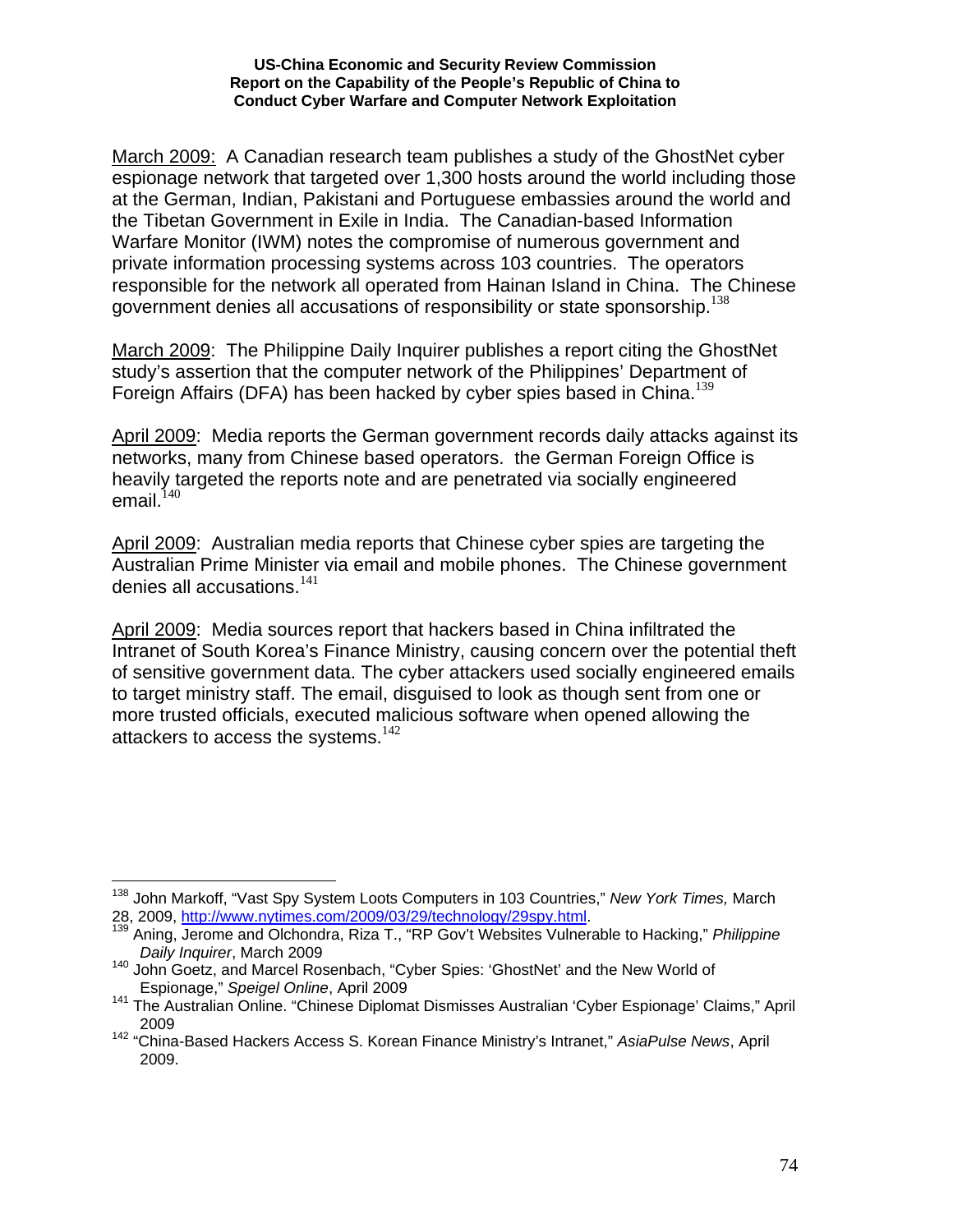March 2009: A Canadian research team publishes a study of the GhostNet cyber espionage network that targeted over 1,300 hosts around the world including those at the German, Indian, Pakistani and Portuguese embassies around the world and the Tibetan Government in Exile in India. The Canadian-based Information Warfare Monitor (IWM) notes the compromise of numerous government and private information processing systems across 103 countries. The operators responsible for the network all operated from Hainan Island in China. The Chinese government denies all accusations of responsibility or state sponsorship.[138]

March 2009: The Philippine Daily Inquirer publishes a report citing the GhostNet study's assertion that the computer network of the Philippines' Department of Foreign Affairs (DFA) has been hacked by cyber spies based in China.[139]

April 2009: Media reports the German government records daily attacks against its networks, many from Chinese based operators. the German Foreign Office is heavily targeted the reports note and are penetrated via socially engineered email.[140]

April 2009: Australian media reports that Chinese cyber spies are targeting the Australian Prime Minister via email and mobile phones. The Chinese government denies all accusations.[141]

April 2009: Media sources report that hackers based in China infiltrated the Intranet of South Korea's Finance Ministry, causing concern over the potential theft of sensitive government data. The cyber attackers used socially engineered emails to target ministry staff. The email, disguised to look as though sent from one or more trusted officials, executed malicious software when opened allowing the attackers to access the systems.[142]

---

[138] John Markoff, "Vast Spy System Loots Computers in 103 Countries," *New York Times,* March 28, 2009, http://www.nytimes.com/2009/03/29/technology/29spy.html.

[139] Aning, Jerome and Olchondra, Riza T., "RP Gov't Websites Vulnerable to Hacking," *Philippine Daily Inquirer*, March 2009

[140] John Goetz, and Marcel Rosenbach, "Cyber Spies: 'GhostNet' and the New World of Espionage," *Speigel Online*, April 2009

[141] The Australian Online. "Chinese Diplomat Dismisses Australian 'Cyber Espionage' Claims," April 2009

[142] "China-Based Hackers Access S. Korean Finance Ministry's Intranet," *AsiaPulse News*, April 2009.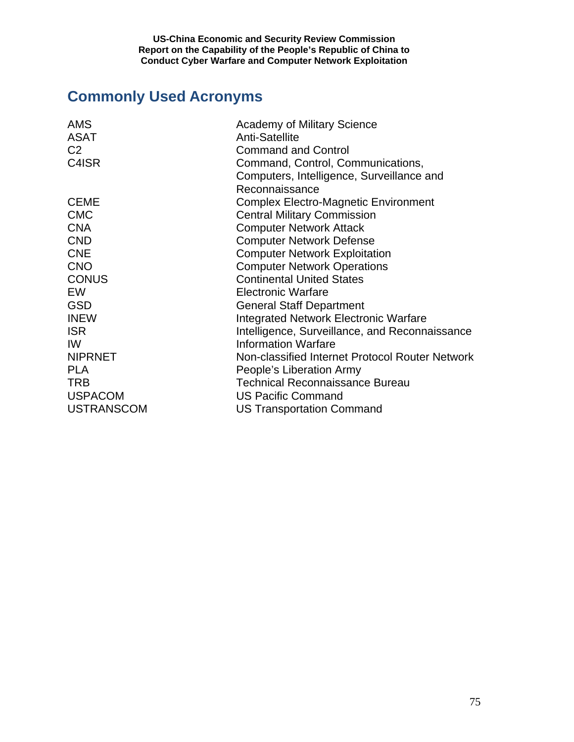## Commonly Used Acronyms

| | |
|---|---|
| AMS | Academy of Military Science |
| ASAT | Anti-Satellite |
| C2 | Command and Control |
| C4ISR | Command, Control, Communications, Computers, Intelligence, Surveillance and Reconnaissance |
| CEME | Complex Electro-Magnetic Environment |
| CMC | Central Military Commission |
| CNA | Computer Network Attack |
| CND | Computer Network Defense |
| CNE | Computer Network Exploitation |
| CNO | Computer Network Operations |
| CONUS | Continental United States |
| EW | Electronic Warfare |
| GSD | General Staff Department |
| INEW | Integrated Network Electronic Warfare |
| ISR | Intelligence, Surveillance, and Reconnaissance |
| IW | Information Warfare |
| NIPRNET | Non-classified Internet Protocol Router Network |
| PLA | People's Liberation Army |
| TRB | Technical Reconnaissance Bureau |
| USPACOM | US Pacific Command |
| USTRANSCOM | US Transportation Command |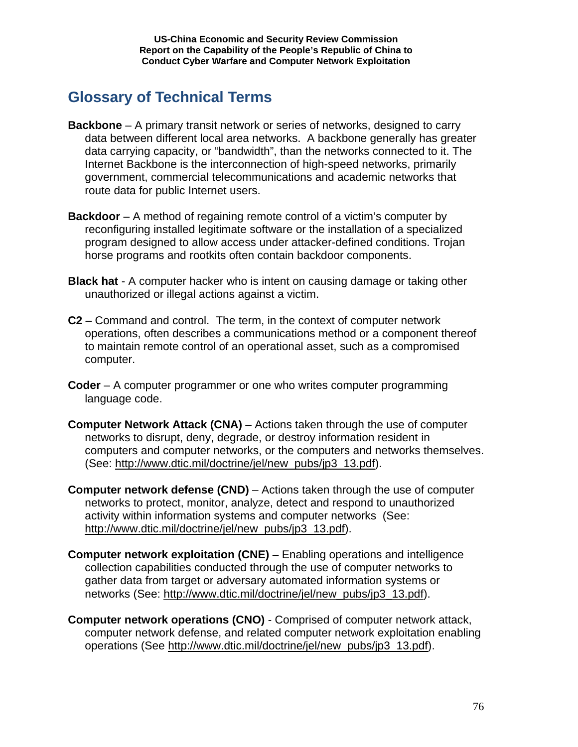## Glossary of Technical Terms

**Backbone** – A primary transit network or series of networks, designed to carry data between different local area networks. A backbone generally has greater data carrying capacity, or "bandwidth", than the networks connected to it. The Internet Backbone is the interconnection of high-speed networks, primarily government, commercial telecommunications and academic networks that route data for public Internet users.

**Backdoor** – A method of regaining remote control of a victim's computer by reconfiguring installed legitimate software or the installation of a specialized program designed to allow access under attacker-defined conditions. Trojan horse programs and rootkits often contain backdoor components.

**Black hat** - A computer hacker who is intent on causing damage or taking other unauthorized or illegal actions against a victim.

**C2** – Command and control. The term, in the context of computer network operations, often describes a communications method or a component thereof to maintain remote control of an operational asset, such as a compromised computer.

**Coder** – A computer programmer or one who writes computer programming language code.

**Computer Network Attack (CNA)** – Actions taken through the use of computer networks to disrupt, deny, degrade, or destroy information resident in computers and computer networks, or the computers and networks themselves. (See: http://www.dtic.mil/doctrine/jel/new_pubs/jp3_13.pdf).

**Computer network defense (CND)** – Actions taken through the use of computer networks to protect, monitor, analyze, detect and respond to unauthorized activity within information systems and computer networks (See: http://www.dtic.mil/doctrine/jel/new_pubs/jp3_13.pdf).

**Computer network exploitation (CNE)** – Enabling operations and intelligence collection capabilities conducted through the use of computer networks to gather data from target or adversary automated information systems or networks (See: http://www.dtic.mil/doctrine/jel/new_pubs/jp3_13.pdf).

**Computer network operations (CNO)** - Comprised of computer network attack, computer network defense, and related computer network exploitation enabling operations (See http://www.dtic.mil/doctrine/jel/new_pubs/jp3_13.pdf).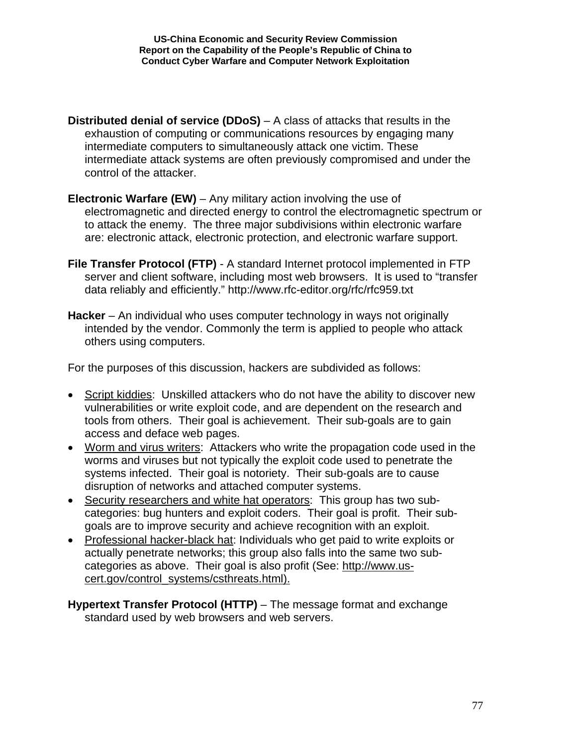**Distributed denial of service (DDoS)** – A class of attacks that results in the exhaustion of computing or communications resources by engaging many intermediate computers to simultaneously attack one victim. These intermediate attack systems are often previously compromised and under the control of the attacker.

**Electronic Warfare (EW)** – Any military action involving the use of electromagnetic and directed energy to control the electromagnetic spectrum or to attack the enemy. The three major subdivisions within electronic warfare are: electronic attack, electronic protection, and electronic warfare support.

**File Transfer Protocol (FTP)** - A standard Internet protocol implemented in FTP server and client software, including most web browsers. It is used to "transfer data reliably and efficiently." http://www.rfc-editor.org/rfc/rfc959.txt

**Hacker** – An individual who uses computer technology in ways not originally intended by the vendor. Commonly the term is applied to people who attack others using computers.

For the purposes of this discussion, hackers are subdivided as follows:

- Script kiddies: Unskilled attackers who do not have the ability to discover new vulnerabilities or write exploit code, and are dependent on the research and tools from others. Their goal is achievement. Their sub-goals are to gain access and deface web pages.
- Worm and virus writers: Attackers who write the propagation code used in the worms and viruses but not typically the exploit code used to penetrate the systems infected. Their goal is notoriety. Their sub-goals are to cause disruption of networks and attached computer systems.
- Security researchers and white hat operators: This group has two sub-categories: bug hunters and exploit coders. Their goal is profit. Their sub-goals are to improve security and achieve recognition with an exploit.
- Professional hacker-black hat: Individuals who get paid to write exploits or actually penetrate networks; this group also falls into the same two sub-categories as above. Their goal is also profit (See: http://www.us-cert.gov/control_systems/csthreats.html).

**Hypertext Transfer Protocol (HTTP)** – The message format and exchange standard used by web browsers and web servers.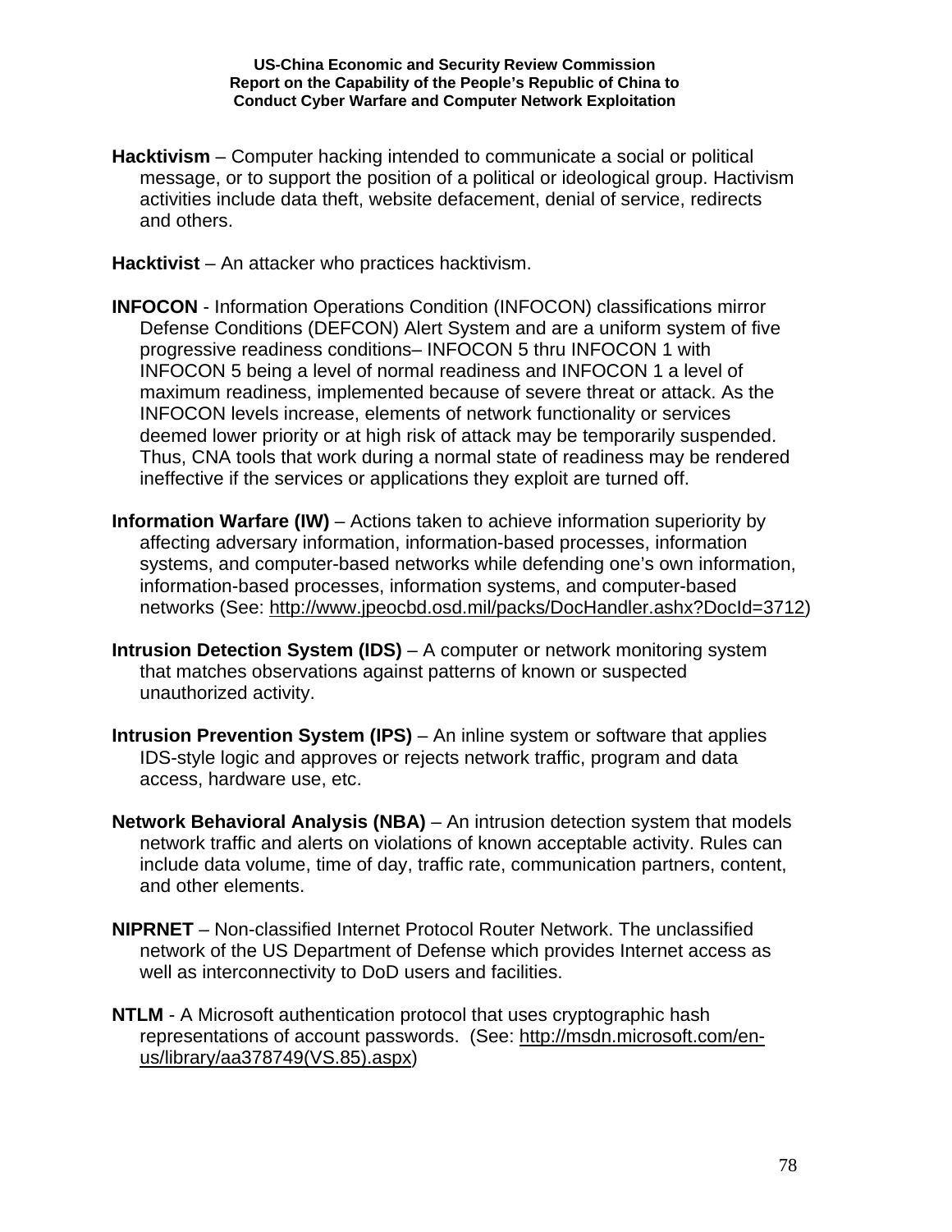**Hacktivism** – Computer hacking intended to communicate a social or political message, or to support the position of a political or ideological group. Hactivism activities include data theft, website defacement, denial of service, redirects and others.

**Hacktivist** – An attacker who practices hacktivism.

**INFOCON** - Information Operations Condition (INFOCON) classifications mirror Defense Conditions (DEFCON) Alert System and are a uniform system of five progressive readiness conditions– INFOCON 5 thru INFOCON 1 with INFOCON 5 being a level of normal readiness and INFOCON 1 a level of maximum readiness, implemented because of severe threat or attack. As the INFOCON levels increase, elements of network functionality or services deemed lower priority or at high risk of attack may be temporarily suspended. Thus, CNA tools that work during a normal state of readiness may be rendered ineffective if the services or applications they exploit are turned off.

**Information Warfare (IW)** – Actions taken to achieve information superiority by affecting adversary information, information-based processes, information systems, and computer-based networks while defending one's own information, information-based processes, information systems, and computer-based networks (See: http://www.jpeocbd.osd.mil/packs/DocHandler.ashx?DocId=3712)

**Intrusion Detection System (IDS)** – A computer or network monitoring system that matches observations against patterns of known or suspected unauthorized activity.

**Intrusion Prevention System (IPS)** – An inline system or software that applies IDS-style logic and approves or rejects network traffic, program and data access, hardware use, etc.

**Network Behavioral Analysis (NBA)** – An intrusion detection system that models network traffic and alerts on violations of known acceptable activity. Rules can include data volume, time of day, traffic rate, communication partners, content, and other elements.

**NIPRNET** – Non-classified Internet Protocol Router Network. The unclassified network of the US Department of Defense which provides Internet access as well as interconnectivity to DoD users and facilities.

**NTLM** - A Microsoft authentication protocol that uses cryptographic hash representations of account passwords. (See: http://msdn.microsoft.com/en-us/library/aa378749(VS.85).aspx)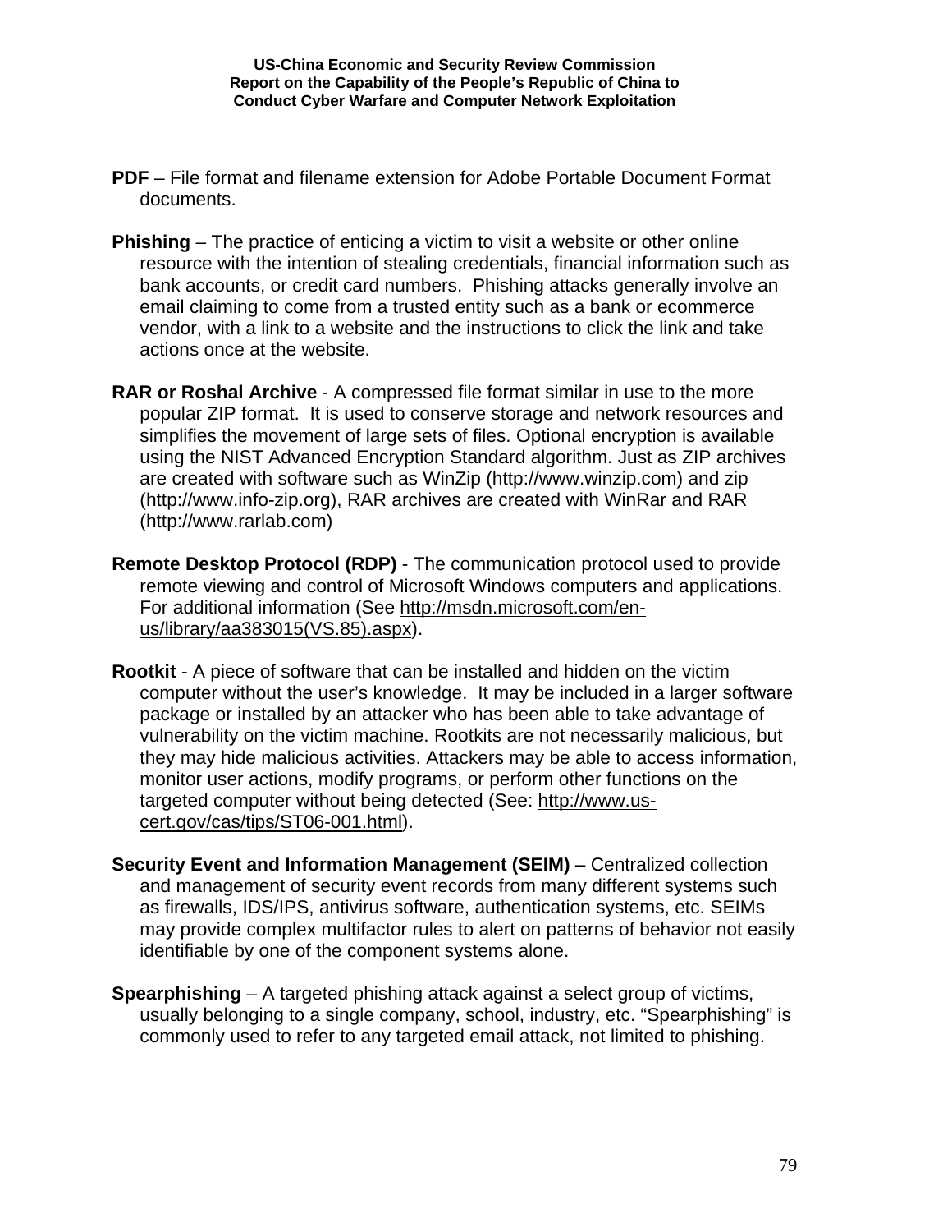**PDF** – File format and filename extension for Adobe Portable Document Format documents.

**Phishing** – The practice of enticing a victim to visit a website or other online resource with the intention of stealing credentials, financial information such as bank accounts, or credit card numbers. Phishing attacks generally involve an email claiming to come from a trusted entity such as a bank or ecommerce vendor, with a link to a website and the instructions to click the link and take actions once at the website.

**RAR or Roshal Archive** - A compressed file format similar in use to the more popular ZIP format. It is used to conserve storage and network resources and simplifies the movement of large sets of files. Optional encryption is available using the NIST Advanced Encryption Standard algorithm. Just as ZIP archives are created with software such as WinZip (http://www.winzip.com) and zip (http://www.info-zip.org), RAR archives are created with WinRar and RAR (http://www.rarlab.com)

**Remote Desktop Protocol (RDP)** - The communication protocol used to provide remote viewing and control of Microsoft Windows computers and applications. For additional information (See http://msdn.microsoft.com/en-us/library/aa383015(VS.85).aspx).

**Rootkit** - A piece of software that can be installed and hidden on the victim computer without the user's knowledge. It may be included in a larger software package or installed by an attacker who has been able to take advantage of vulnerability on the victim machine. Rootkits are not necessarily malicious, but they may hide malicious activities. Attackers may be able to access information, monitor user actions, modify programs, or perform other functions on the targeted computer without being detected (See: http://www.us-cert.gov/cas/tips/ST06-001.html).

**Security Event and Information Management (SEIM)** – Centralized collection and management of security event records from many different systems such as firewalls, IDS/IPS, antivirus software, authentication systems, etc. SEIMs may provide complex multifactor rules to alert on patterns of behavior not easily identifiable by one of the component systems alone.

**Spearphishing** – A targeted phishing attack against a select group of victims, usually belonging to a single company, school, industry, etc. "Spearphishing" is commonly used to refer to any targeted email attack, not limited to phishing.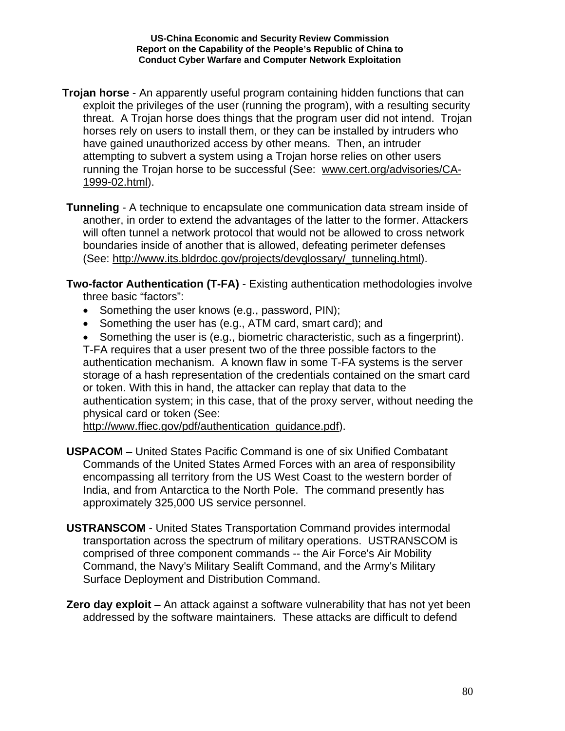**Trojan horse** - An apparently useful program containing hidden functions that can exploit the privileges of the user (running the program), with a resulting security threat. A Trojan horse does things that the program user did not intend. Trojan horses rely on users to install them, or they can be installed by intruders who have gained unauthorized access by other means. Then, an intruder attempting to subvert a system using a Trojan horse relies on other users running the Trojan horse to be successful (See: www.cert.org/advisories/CA-1999-02.html).

**Tunneling** - A technique to encapsulate one communication data stream inside of another, in order to extend the advantages of the latter to the former. Attackers will often tunnel a network protocol that would not be allowed to cross network boundaries inside of another that is allowed, defeating perimeter defenses (See: http://www.its.bldrdoc.gov/projects/devglossary/_tunneling.html).

**Two-factor Authentication (T-FA)** - Existing authentication methodologies involve three basic "factors":

- Something the user knows (e.g., password, PIN);
- Something the user has (e.g., ATM card, smart card); and
- Something the user is (e.g., biometric characteristic, such as a fingerprint).

T-FA requires that a user present two of the three possible factors to the authentication mechanism. A known flaw in some T-FA systems is the server storage of a hash representation of the credentials contained on the smart card or token. With this in hand, the attacker can replay that data to the authentication system; in this case, that of the proxy server, without needing the physical card or token (See: http://www.ffiec.gov/pdf/authentication_guidance.pdf).

**USPACOM** – United States Pacific Command is one of six Unified Combatant Commands of the United States Armed Forces with an area of responsibility encompassing all territory from the US West Coast to the western border of India, and from Antarctica to the North Pole. The command presently has approximately 325,000 US service personnel.

**USTRANSCOM** - United States Transportation Command provides intermodal transportation across the spectrum of military operations. USTRANSCOM is comprised of three component commands -- the Air Force's Air Mobility Command, the Navy's Military Sealift Command, and the Army's Military Surface Deployment and Distribution Command.

**Zero day exploit** – An attack against a software vulnerability that has not yet been addressed by the software maintainers. These attacks are difficult to defend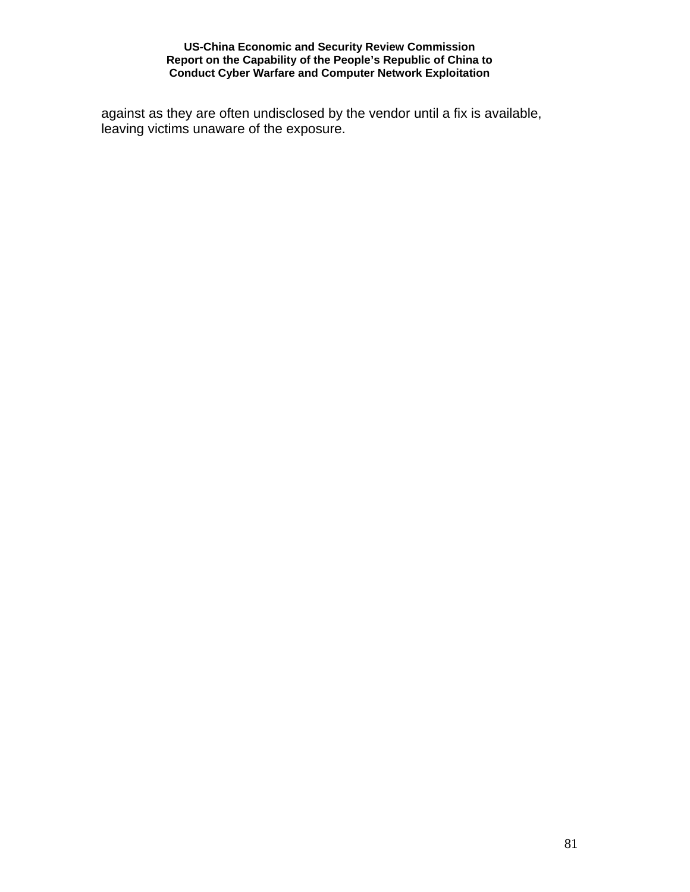against as they are often undisclosed by the vendor until a fix is available, leaving victims unaware of the exposure.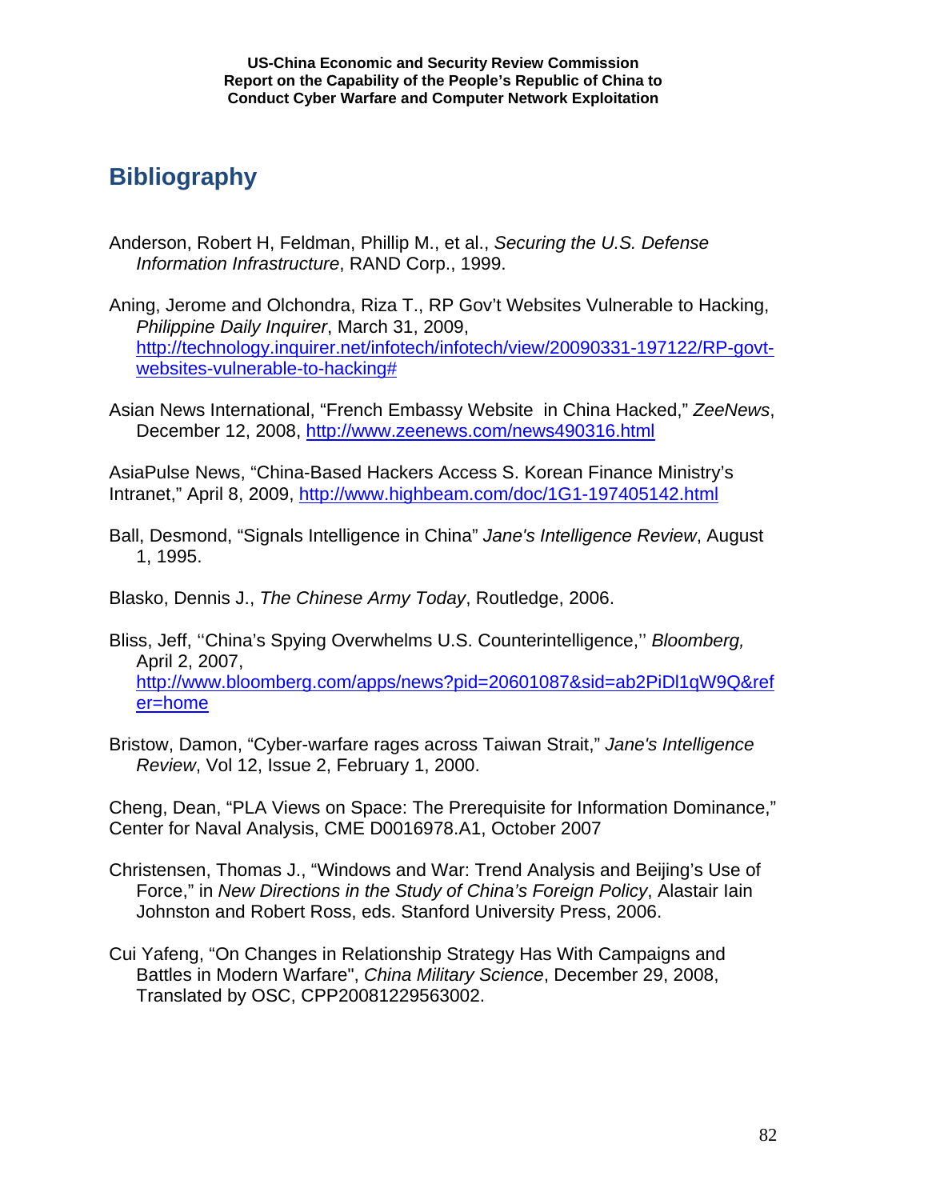# Bibliography

Anderson, Robert H, Feldman, Phillip M., et al., *Securing the U.S. Defense Information Infrastructure*, RAND Corp., 1999.

Aning, Jerome and Olchondra, Riza T., RP Gov't Websites Vulnerable to Hacking, *Philippine Daily Inquirer*, March 31, 2009, http://technology.inquirer.net/infotech/infotech/view/20090331-197122/RP-govt-websites-vulnerable-to-hacking#

Asian News International, "French Embassy Website in China Hacked," *ZeeNews*, December 12, 2008, http://www.zeenews.com/news490316.html

AsiaPulse News, "China-Based Hackers Access S. Korean Finance Ministry's Intranet," April 8, 2009, http://www.highbeam.com/doc/1G1-197405142.html

Ball, Desmond, "Signals Intelligence in China" *Jane's Intelligence Review*, August 1, 1995.

Blasko, Dennis J., *The Chinese Army Today*, Routledge, 2006.

Bliss, Jeff, ''China's Spying Overwhelms U.S. Counterintelligence,'' *Bloomberg,* April 2, 2007, http://www.bloomberg.com/apps/news?pid=20601087&sid=ab2PiDl1qW9Q&refer=home

Bristow, Damon, "Cyber-warfare rages across Taiwan Strait," *Jane's Intelligence Review*, Vol 12, Issue 2, February 1, 2000.

Cheng, Dean, "PLA Views on Space: The Prerequisite for Information Dominance," Center for Naval Analysis, CME D0016978.A1, October 2007

Christensen, Thomas J., "Windows and War: Trend Analysis and Beijing's Use of Force," in *New Directions in the Study of China's Foreign Policy*, Alastair Iain Johnston and Robert Ross, eds. Stanford University Press, 2006.

Cui Yafeng, "On Changes in Relationship Strategy Has With Campaigns and Battles in Modern Warfare", *China Military Science*, December 29, 2008, Translated by OSC, CPP20081229563002.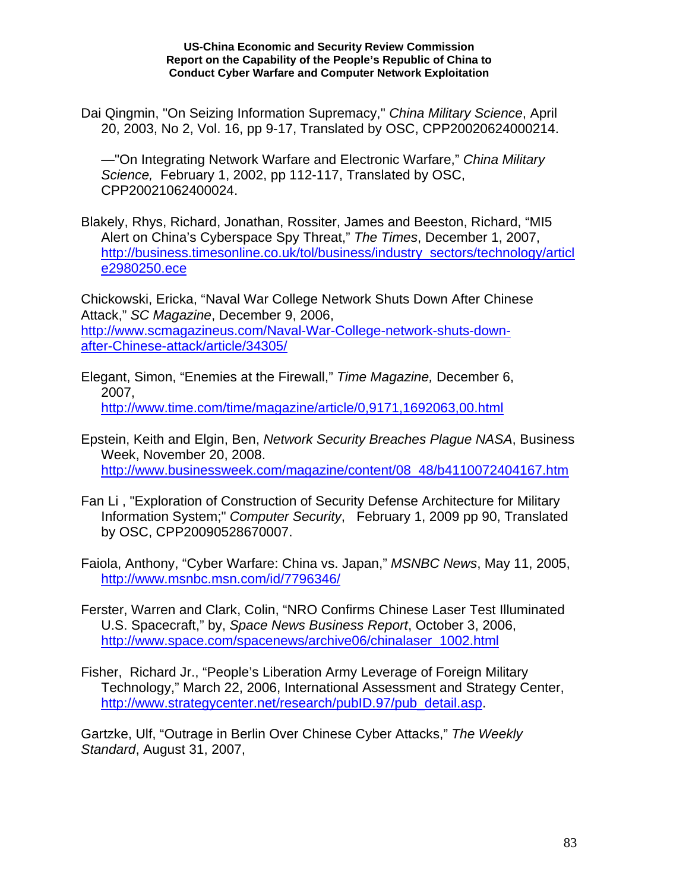Dai Qingmin, "On Seizing Information Supremacy," *China Military Science*, April 20, 2003, No 2, Vol. 16, pp 9-17, Translated by OSC, CPP20020624000214.

—"On Integrating Network Warfare and Electronic Warfare," *China Military Science,* February 1, 2002, pp 112-117, Translated by OSC, CPP20021062400024.

Blakely, Rhys, Richard, Jonathan, Rossiter, James and Beeston, Richard, "MI5 Alert on China's Cyberspace Spy Threat," *The Times*, December 1, 2007, http://business.timesonline.co.uk/tol/business/industry_sectors/technology/article2980250.ece

Chickowski, Ericka, "Naval War College Network Shuts Down After Chinese Attack," *SC Magazine*, December 9, 2006, http://www.scmagazineus.com/Naval-War-College-network-shuts-down-after-Chinese-attack/article/34305/

Elegant, Simon, "Enemies at the Firewall," *Time Magazine,* December 6, 2007, http://www.time.com/time/magazine/article/0,9171,1692063,00.html

Epstein, Keith and Elgin, Ben, *Network Security Breaches Plague NASA*, Business Week, November 20, 2008. http://www.businessweek.com/magazine/content/08_48/b4110072404167.htm

Fan Li , "Exploration of Construction of Security Defense Architecture for Military Information System;" *Computer Security*, February 1, 2009 pp 90, Translated by OSC, CPP20090528670007.

Faiola, Anthony, "Cyber Warfare: China vs. Japan," *MSNBC News*, May 11, 2005, http://www.msnbc.msn.com/id/7796346/

Ferster, Warren and Clark, Colin, "NRO Confirms Chinese Laser Test Illuminated U.S. Spacecraft," by, *Space News Business Report*, October 3, 2006, http://www.space.com/spacenews/archive06/chinalaser_1002.html

Fisher, Richard Jr., "People's Liberation Army Leverage of Foreign Military Technology," March 22, 2006, International Assessment and Strategy Center, http://www.strategycenter.net/research/pubID.97/pub_detail.asp.

Gartzke, Ulf, "Outrage in Berlin Over Chinese Cyber Attacks," *The Weekly Standard*, August 31, 2007,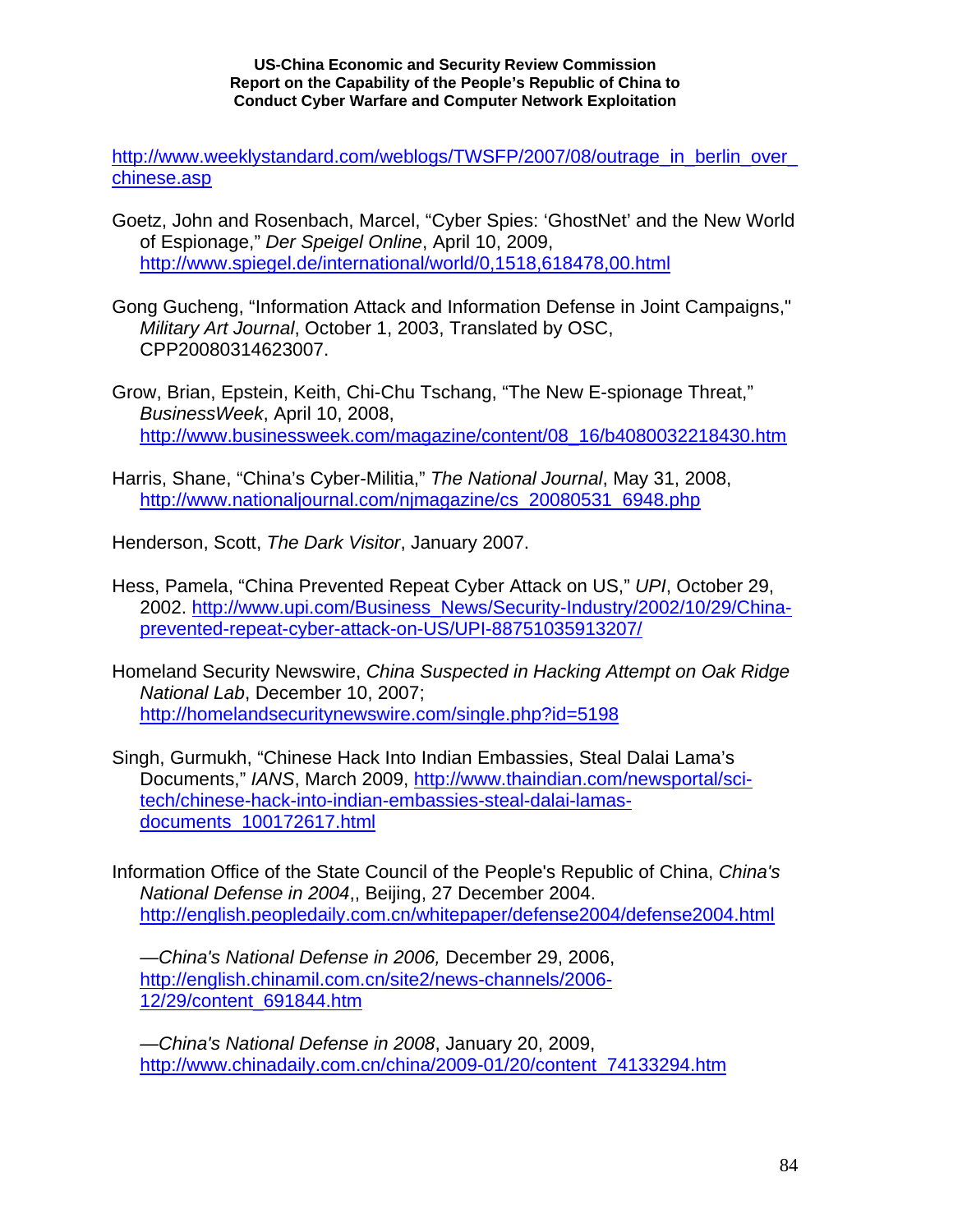http://www.weeklystandard.com/weblogs/TWSFP/2007/08/outrage_in_berlin_over_chinese.asp

Goetz, John and Rosenbach, Marcel, "Cyber Spies: 'GhostNet' and the New World of Espionage," *Der Speigel Online*, April 10, 2009, http://www.spiegel.de/international/world/0,1518,618478,00.html

Gong Gucheng, "Information Attack and Information Defense in Joint Campaigns," *Military Art Journal*, October 1, 2003, Translated by OSC, CPP20080314623007.

Grow, Brian, Epstein, Keith, Chi-Chu Tschang, "The New E-spionage Threat," *BusinessWeek*, April 10, 2008, http://www.businessweek.com/magazine/content/08_16/b4080032218430.htm

Harris, Shane, "China's Cyber-Militia," *The National Journal*, May 31, 2008, http://www.nationaljournal.com/njmagazine/cs_20080531_6948.php

Henderson, Scott, *The Dark Visitor*, January 2007.

Hess, Pamela, "China Prevented Repeat Cyber Attack on US," *UPI*, October 29, 2002. http://www.upi.com/Business_News/Security-Industry/2002/10/29/China-prevented-repeat-cyber-attack-on-US/UPI-88751035913207/

Homeland Security Newswire, *China Suspected in Hacking Attempt on Oak Ridge National Lab*, December 10, 2007; http://homelandsecuritynewswire.com/single.php?id=5198

Singh, Gurmukh, "Chinese Hack Into Indian Embassies, Steal Dalai Lama's Documents," *IANS*, March 2009, http://www.thaindian.com/newsportal/sci-tech/chinese-hack-into-indian-embassies-steal-dalai-lamas-documents_100172617.html

Information Office of the State Council of the People's Republic of China, *China's National Defense in 2004*,, Beijing, 27 December 2004. http://english.peopledaily.com.cn/whitepaper/defense2004/defense2004.html

—*China's National Defense in 2006,* December 29, 2006, http://english.chinamil.com.cn/site2/news-channels/2006-12/29/content_691844.htm

—*China's National Defense in 2008*, January 20, 2009, http://www.chinadaily.com.cn/china/2009-01/20/content_74133294.htm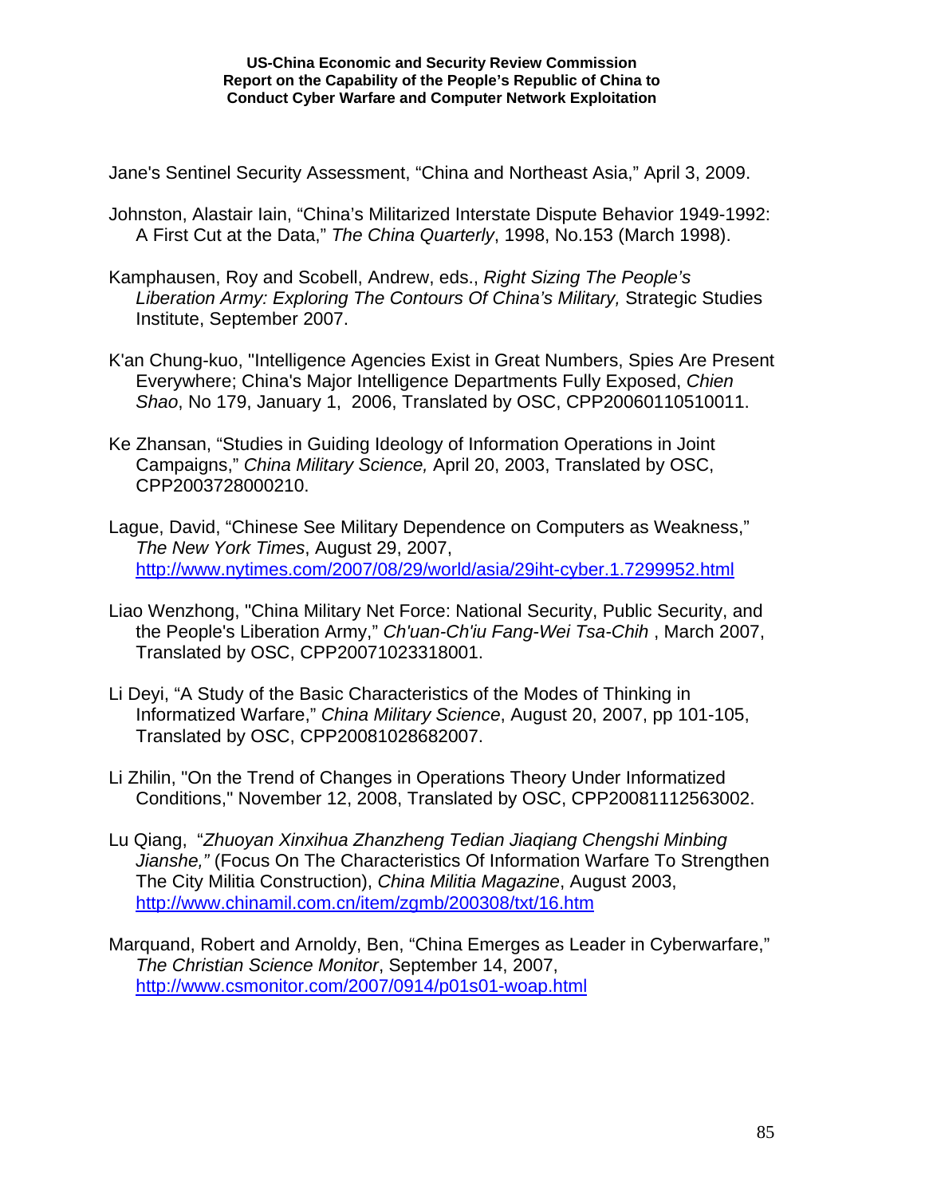Jane's Sentinel Security Assessment, “China and Northeast Asia,” April 3, 2009.

Johnston, Alastair Iain, “China’s Militarized Interstate Dispute Behavior 1949-1992: A First Cut at the Data,” *The China Quarterly*, 1998, No.153 (March 1998).

Kamphausen, Roy and Scobell, Andrew, eds., *Right Sizing The People’s Liberation Army: Exploring The Contours Of China’s Military,* Strategic Studies Institute, September 2007.

K'an Chung-kuo, "Intelligence Agencies Exist in Great Numbers, Spies Are Present Everywhere; China's Major Intelligence Departments Fully Exposed, *Chien Shao*, No 179, January 1, 2006, Translated by OSC, CPP20060110510011.

Ke Zhansan, “Studies in Guiding Ideology of Information Operations in Joint Campaigns,” *China Military Science,* April 20, 2003, Translated by OSC, CPP2003728000210.

Lague, David, “Chinese See Military Dependence on Computers as Weakness,” *The New York Times*, August 29, 2007, http://www.nytimes.com/2007/08/29/world/asia/29iht-cyber.1.7299952.html

Liao Wenzhong, "China Military Net Force: National Security, Public Security, and the People's Liberation Army,” *Ch'uan-Ch'iu Fang-Wei Tsa-Chih* , March 2007, Translated by OSC, CPP20071023318001.

Li Deyi, “A Study of the Basic Characteristics of the Modes of Thinking in Informatized Warfare,” *China Military Science*, August 20, 2007, pp 101-105, Translated by OSC, CPP20081028682007.

Li Zhilin, "On the Trend of Changes in Operations Theory Under Informatized Conditions," November 12, 2008, Translated by OSC, CPP20081112563002.

Lu Qiang, “*Zhuoyan Xinxihua Zhanzheng Tedian Jiaqiang Chengshi Minbing Jianshe,”* (Focus On The Characteristics Of Information Warfare To Strengthen The City Militia Construction), *China Militia Magazine*, August 2003, http://www.chinamil.com.cn/item/zgmb/200308/txt/16.htm

Marquand, Robert and Arnoldy, Ben, “China Emerges as Leader in Cyberwarfare,” *The Christian Science Monitor*, September 14, 2007, http://www.csmonitor.com/2007/0914/p01s01-woap.html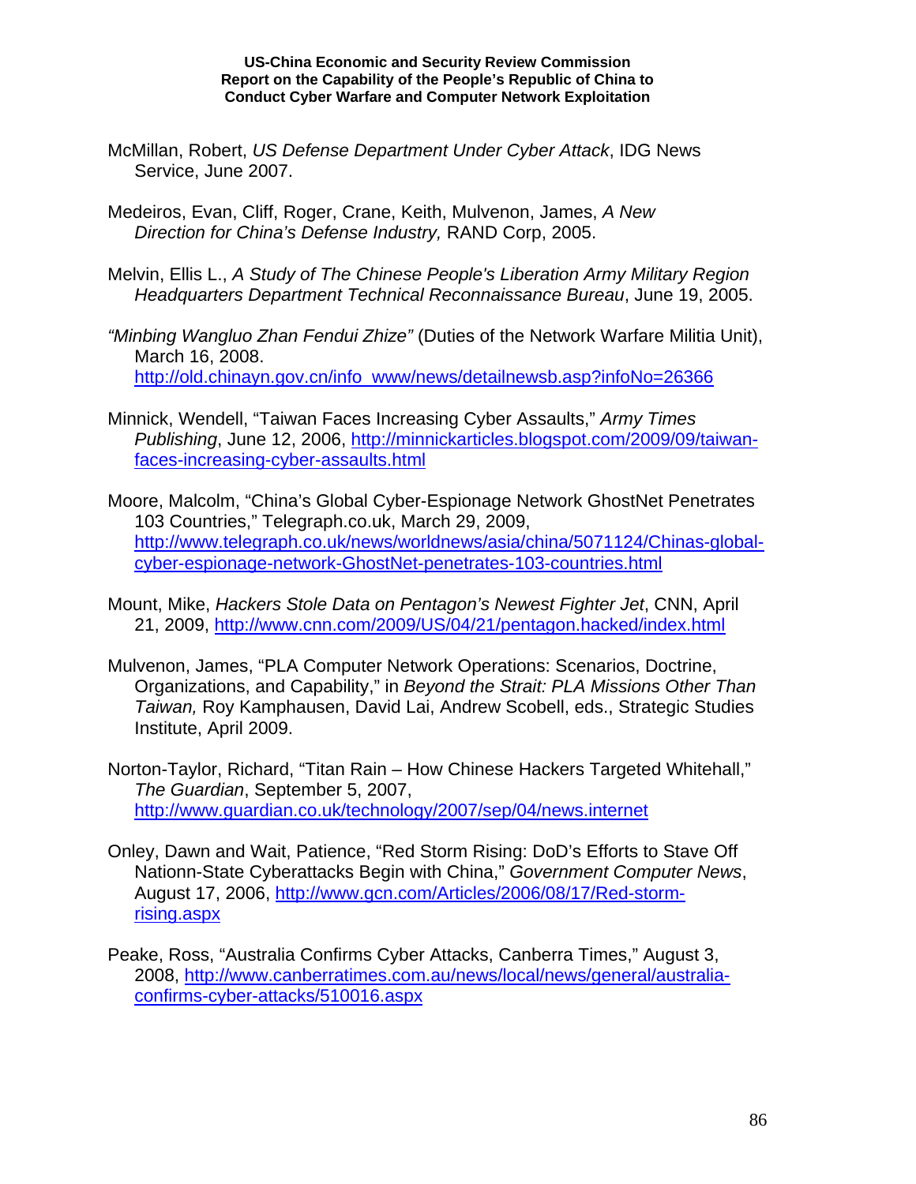McMillan, Robert, *US Defense Department Under Cyber Attack*, IDG News Service, June 2007.

Medeiros, Evan, Cliff, Roger, Crane, Keith, Mulvenon, James, *A New Direction for China's Defense Industry,* RAND Corp, 2005.

Melvin, Ellis L., *A Study of The Chinese People's Liberation Army Military Region Headquarters Department Technical Reconnaissance Bureau*, June 19, 2005.

*"Minbing Wangluo Zhan Fendui Zhize"* (Duties of the Network Warfare Militia Unit), March 16, 2008. http://old.chinayn.gov.cn/info_www/news/detailnewsb.asp?infoNo=26366

Minnick, Wendell, "Taiwan Faces Increasing Cyber Assaults," *Army Times Publishing*, June 12, 2006, http://minnickarticles.blogspot.com/2009/09/taiwan-faces-increasing-cyber-assaults.html

Moore, Malcolm, "China's Global Cyber-Espionage Network GhostNet Penetrates 103 Countries," Telegraph.co.uk, March 29, 2009, http://www.telegraph.co.uk/news/worldnews/asia/china/5071124/Chinas-global-cyber-espionage-network-GhostNet-penetrates-103-countries.html

Mount, Mike, *Hackers Stole Data on Pentagon's Newest Fighter Jet*, CNN, April 21, 2009, http://www.cnn.com/2009/US/04/21/pentagon.hacked/index.html

Mulvenon, James, "PLA Computer Network Operations: Scenarios, Doctrine, Organizations, and Capability," in *Beyond the Strait: PLA Missions Other Than Taiwan,* Roy Kamphausen, David Lai, Andrew Scobell, eds., Strategic Studies Institute, April 2009.

Norton-Taylor, Richard, "Titan Rain – How Chinese Hackers Targeted Whitehall," *The Guardian*, September 5, 2007, http://www.guardian.co.uk/technology/2007/sep/04/news.internet

Onley, Dawn and Wait, Patience, "Red Storm Rising: DoD's Efforts to Stave Off Nationn-State Cyberattacks Begin with China," *Government Computer News*, August 17, 2006, http://www.gcn.com/Articles/2006/08/17/Red-storm-rising.aspx

Peake, Ross, "Australia Confirms Cyber Attacks, Canberra Times," August 3, 2008, http://www.canberratimes.com.au/news/local/news/general/australia-confirms-cyber-attacks/510016.aspx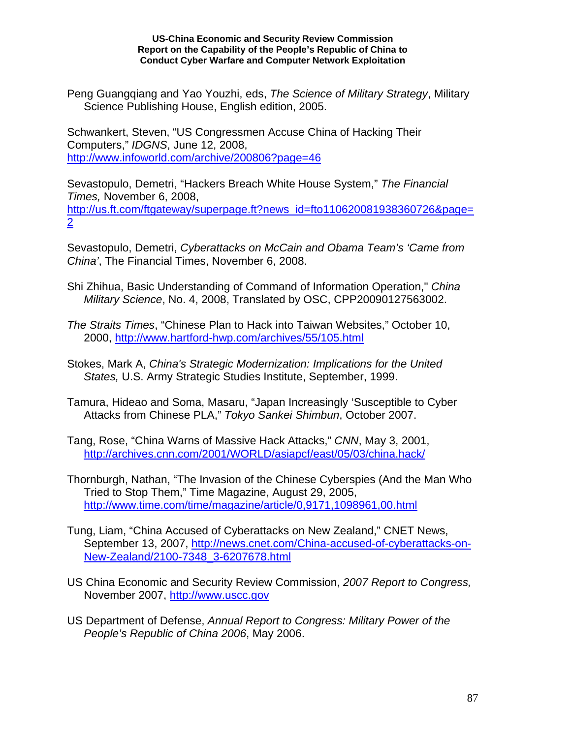Peng Guangqiang and Yao Youzhi, eds, *The Science of Military Strategy*, Military Science Publishing House, English edition, 2005.

Schwankert, Steven, "US Congressmen Accuse China of Hacking Their Computers," *IDGNS*, June 12, 2008, http://www.infoworld.com/archive/200806?page=46

Sevastopulo, Demetri, "Hackers Breach White House System," *The Financial Times,* November 6, 2008, http://us.ft.com/ftgateway/superpage.ft?news_id=fto110620081938360726&page=2

Sevastopulo, Demetri, *Cyberattacks on McCain and Obama Team's 'Came from China'*, The Financial Times, November 6, 2008.

Shi Zhihua, Basic Understanding of Command of Information Operation," *China Military Science*, No. 4, 2008, Translated by OSC, CPP20090127563002.

*The Straits Times*, "Chinese Plan to Hack into Taiwan Websites," October 10, 2000, http://www.hartford-hwp.com/archives/55/105.html

Stokes, Mark A, *China's Strategic Modernization: Implications for the United States,* U.S. Army Strategic Studies Institute, September, 1999.

Tamura, Hideao and Soma, Masaru, "Japan Increasingly 'Susceptible to Cyber Attacks from Chinese PLA," *Tokyo Sankei Shimbun*, October 2007.

Tang, Rose, "China Warns of Massive Hack Attacks," *CNN*, May 3, 2001, http://archives.cnn.com/2001/WORLD/asiapcf/east/05/03/china.hack/

Thornburgh, Nathan, "The Invasion of the Chinese Cyberspies (And the Man Who Tried to Stop Them," Time Magazine, August 29, 2005, http://www.time.com/time/magazine/article/0,9171,1098961,00.html

Tung, Liam, "China Accused of Cyberattacks on New Zealand," CNET News, September 13, 2007, http://news.cnet.com/China-accused-of-cyberattacks-on-New-Zealand/2100-7348_3-6207678.html

US China Economic and Security Review Commission, *2007 Report to Congress,* November 2007, http://www.uscc.gov

US Department of Defense, *Annual Report to Congress: Military Power of the People's Republic of China 2006*, May 2006.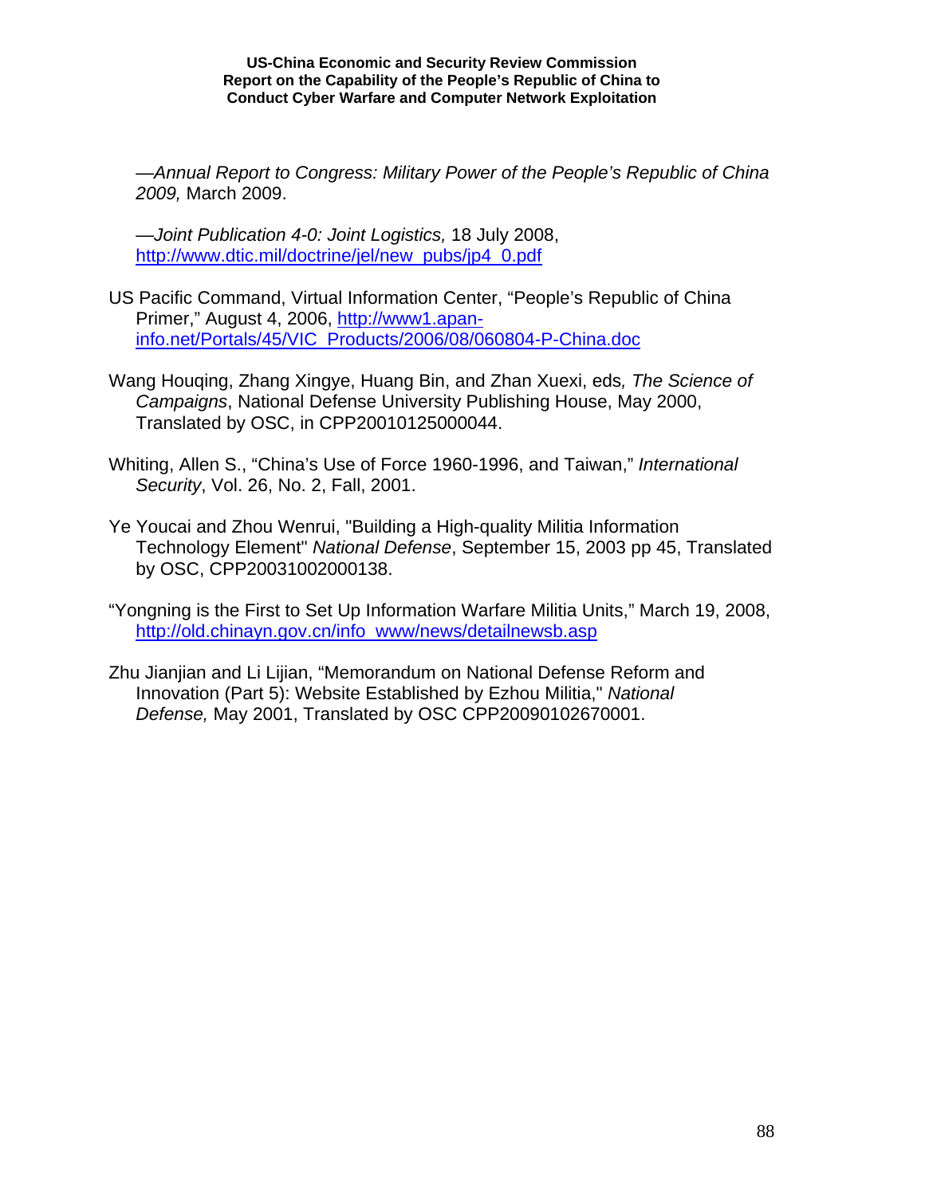—*Annual Report to Congress: Military Power of the People's Republic of China 2009,* March 2009.

—*Joint Publication 4-0: Joint Logistics,* 18 July 2008, http://www.dtic.mil/doctrine/jel/new_pubs/jp4_0.pdf

US Pacific Command, Virtual Information Center, "People's Republic of China Primer," August 4, 2006, http://www1.apan-info.net/Portals/45/VIC_Products/2006/08/060804-P-China.doc

Wang Houqing, Zhang Xingye, Huang Bin, and Zhan Xuexi, eds*, The Science of Campaigns*, National Defense University Publishing House, May 2000, Translated by OSC, in CPP20010125000044.

Whiting, Allen S., "China's Use of Force 1960-1996, and Taiwan," *International Security*, Vol. 26, No. 2, Fall, 2001.

Ye Youcai and Zhou Wenrui, "Building a High-quality Militia Information Technology Element" *National Defense*, September 15, 2003 pp 45, Translated by OSC, CPP20031002000138.

"Yongning is the First to Set Up Information Warfare Militia Units," March 19, 2008, http://old.chinayn.gov.cn/info_www/news/detailnewsb.asp

Zhu Jianjian and Li Lijian, "Memorandum on National Defense Reform and Innovation (Part 5): Website Established by Ezhou Militia," *National Defense,* May 2001, Translated by OSC CPP20090102670001.